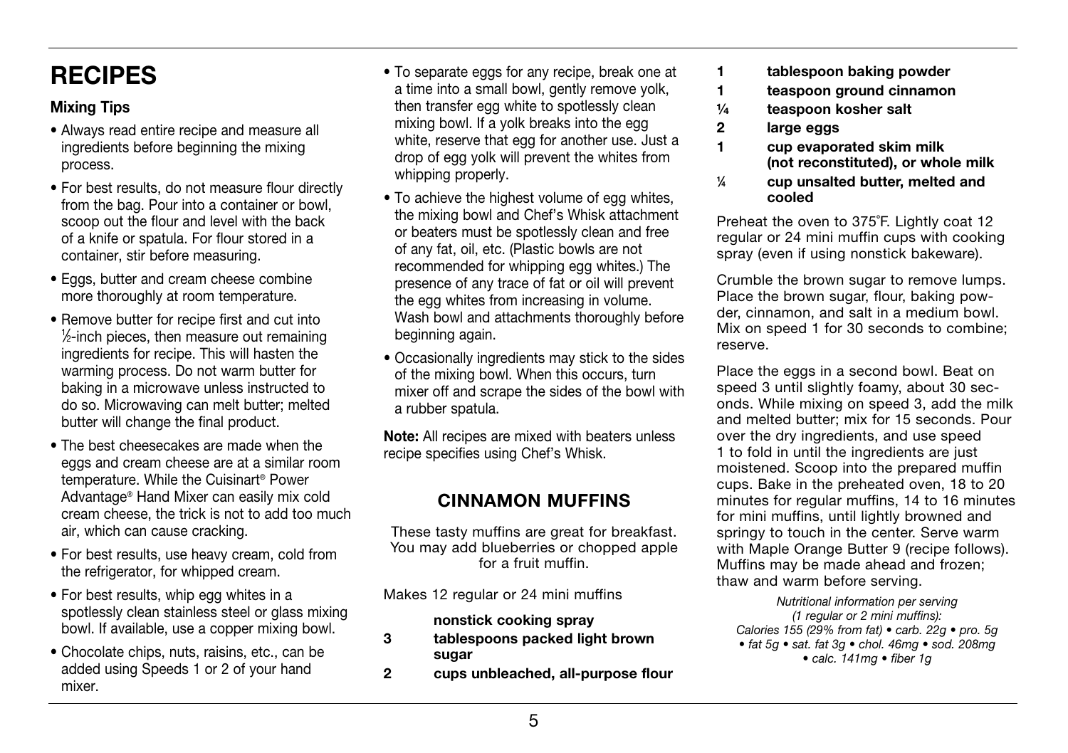// Page 5
# RECIPES

### Mixing Tips

- Always read entire recipe and measure all ingredients before beginning the mixing process.
- For best results, do not measure flour directly from the bag. Pour into a container or bowl, scoop out the flour and level with the back of a knife or spatula. For flour stored in a container, stir before measuring.
- Eggs, butter and cream cheese combine more thoroughly at room temperature.
- Remove butter for recipe first and cut into ½-inch pieces, then measure out remaining ingredients for recipe. This will hasten the warming process. Do not warm butter for baking in a microwave unless instructed to do so. Microwaving can melt butter; melted butter will change the final product.
- The best cheesecakes are made when the eggs and cream cheese are at a similar room temperature. While the Cuisinart® Power Advantage® Hand Mixer can easily mix cold cream cheese, the trick is not to add too much air, which can cause cracking.
- For best results, use heavy cream, cold from the refrigerator, for whipped cream.
- For best results, whip egg whites in a spotlessly clean stainless steel or glass mixing bowl. If available, use a copper mixing bowl.
- Chocolate chips, nuts, raisins, etc., can be added using Speeds 1 or 2 of your hand mixer.
- To separate eggs for any recipe, break one at a time into a small bowl, gently remove yolk, then transfer egg white to spotlessly clean mixing bowl. If a yolk breaks into the egg white, reserve that egg for another use. Just a drop of egg yolk will prevent the whites from whipping properly.
- To achieve the highest volume of egg whites, the mixing bowl and Chef's Whisk attachment or beaters must be spotlessly clean and free of any fat, oil, etc. (Plastic bowls are not recommended for whipping egg whites.) The presence of any trace of fat or oil will prevent the egg whites from increasing in volume. Wash bowl and attachments thoroughly before beginning again.
- Occasionally ingredients may stick to the sides of the mixing bowl. When this occurs, turn mixer off and scrape the sides of the bowl with a rubber spatula.

**Note:** All recipes are mixed with beaters unless recipe specifies using Chef's Whisk.

## CINNAMON MUFFINS

These tasty muffins are great for breakfast. You may add blueberries or chopped apple for a fruit muffin.

Makes 12 regular or 24 mini muffins

- **nonstick cooking spray**
- **3 tablespoons packed light brown sugar**
- **2 cups unbleached, all-purpose flour**
- **1 tablespoon baking powder**
- **1 teaspoon ground cinnamon**
- **¼ teaspoon kosher salt**
- **2 large eggs**
- **1 cup evaporated skim milk (not reconstituted), or whole milk**
- **¼ cup unsalted butter, melted and cooled**

Preheat the oven to 375°F. Lightly coat 12 regular or 24 mini muffin cups with cooking spray (even if using nonstick bakeware).

Crumble the brown sugar to remove lumps. Place the brown sugar, flour, baking powder, cinnamon, and salt in a medium bowl. Mix on speed 1 for 30 seconds to combine; reserve.

Place the eggs in a second bowl. Beat on speed 3 until slightly foamy, about 30 seconds. While mixing on speed 3, add the milk and melted butter; mix for 15 seconds. Pour over the dry ingredients, and use speed 1 to fold in until the ingredients are just moistened. Scoop into the prepared muffin cups. Bake in the preheated oven, 18 to 20 minutes for regular muffins, 14 to 16 minutes for mini muffins, until lightly browned and springy to touch in the center. Serve warm with Maple Orange Butter 9 (recipe follows). Muffins may be made ahead and frozen; thaw and warm before serving.

*Nutritional information per serving (1 regular or 2 mini muffins): Calories 155 (29% from fat) • carb. 22g • pro. 5g • fat 5g • sat. fat 3g • chol. 46mg • sod. 208mg • calc. 141mg • fiber 1g*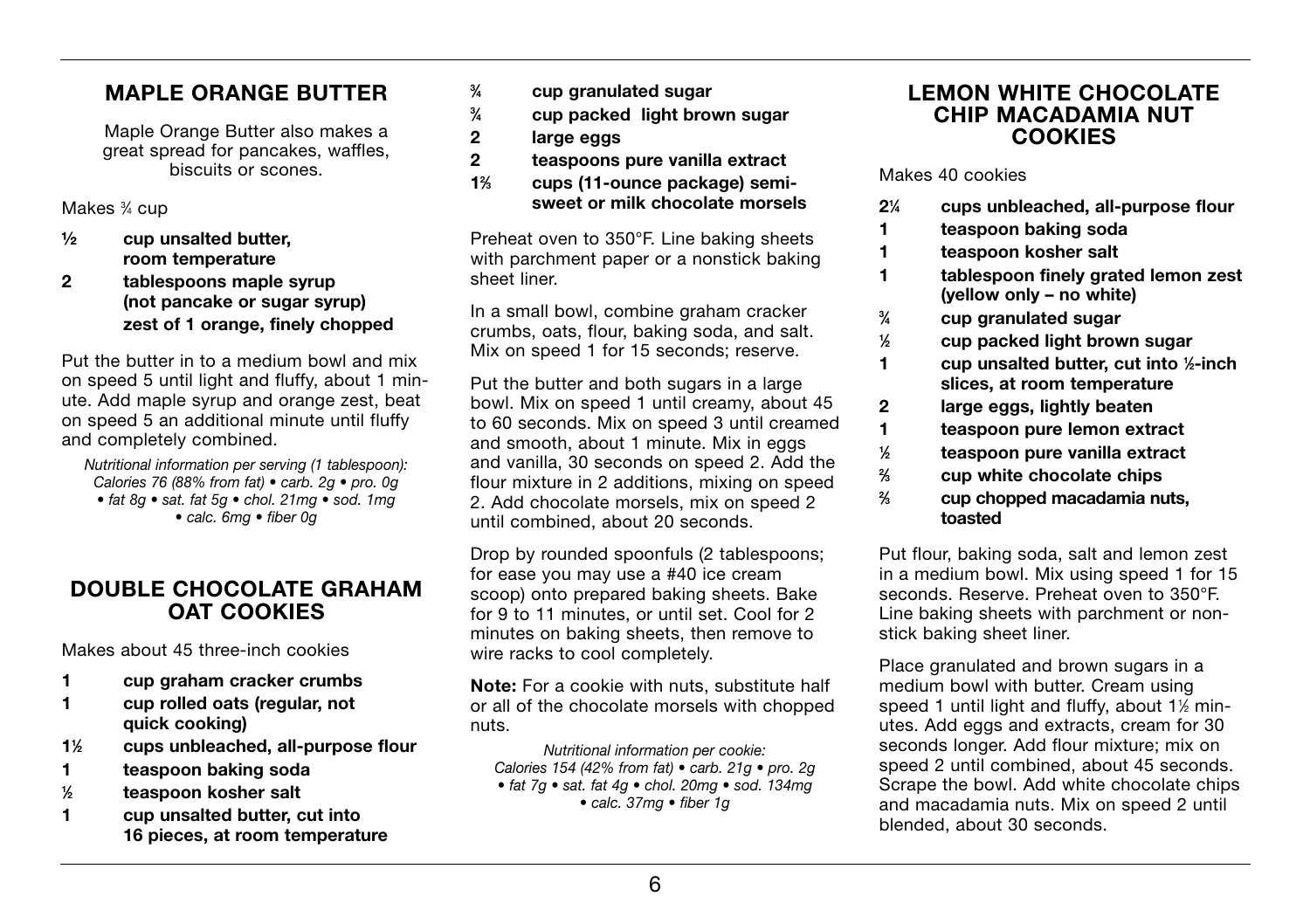## MAPLE ORANGE BUTTER

Maple Orange Butter also makes a great spread for pancakes, waffles, biscuits or scones.

Makes ¾ cup

- **½ cup unsalted butter, room temperature**
- **2 tablespoons maple syrup (not pancake or sugar syrup)**
- **zest of 1 orange, finely chopped**

Put the butter in to a medium bowl and mix on speed 5 until light and fluffy, about 1 minute. Add maple syrup and orange zest, beat on speed 5 an additional minute until fluffy and completely combined.

*Nutritional information per serving (1 tablespoon): Calories 76 (88% from fat) • carb. 2g • pro. 0g • fat 8g • sat. fat 5g • chol. 21mg • sod. 1mg • calc. 6mg • fiber 0g*

## DOUBLE CHOCOLATE GRAHAM OAT COOKIES

Makes about 45 three-inch cookies

- **1 cup graham cracker crumbs**
- **1 cup rolled oats (regular, not quick cooking)**
- **1½ cups unbleached, all-purpose flour**
- **1 teaspoon baking soda**
- **½ teaspoon kosher salt**
- **1 cup unsalted butter, cut into 16 pieces, at room temperature**
- **¾ cup granulated sugar**
- **¾ cup packed light brown sugar**
- **2 large eggs**
- **2 teaspoons pure vanilla extract**
- **1⅔ cups (11-ounce package) semi-sweet or milk chocolate morsels**

Preheat oven to 350°F. Line baking sheets with parchment paper or a nonstick baking sheet liner.

In a small bowl, combine graham cracker crumbs, oats, flour, baking soda, and salt. Mix on speed 1 for 15 seconds; reserve.

Put the butter and both sugars in a large bowl. Mix on speed 1 until creamy, about 45 to 60 seconds. Mix on speed 3 until creamed and smooth, about 1 minute. Mix in eggs and vanilla, 30 seconds on speed 2. Add the flour mixture in 2 additions, mixing on speed 2. Add chocolate morsels, mix on speed 2 until combined, about 20 seconds.

Drop by rounded spoonfuls (2 tablespoons; for ease you may use a #40 ice cream scoop) onto prepared baking sheets. Bake for 9 to 11 minutes, or until set. Cool for 2 minutes on baking sheets, then remove to wire racks to cool completely.

**Note:** For a cookie with nuts, substitute half or all of the chocolate morsels with chopped nuts.

*Nutritional information per cookie: Calories 154 (42% from fat) • carb. 21g • pro. 2g • fat 7g • sat. fat 4g • chol. 20mg • sod. 134mg • calc. 37mg • fiber 1g*

## LEMON WHITE CHOCOLATE CHIP MACADAMIA NUT COOKIES

Makes 40 cookies

- **2¼ cups unbleached, all-purpose flour**
- **1 teaspoon baking soda**
- **1 teaspoon kosher salt**
- **1 tablespoon finely grated lemon zest (yellow only – no white)**
- **¾ cup granulated sugar**
- **½ cup packed light brown sugar**
- **1 cup unsalted butter, cut into ½-inch slices, at room temperature**
- **2 large eggs, lightly beaten**
- **1 teaspoon pure lemon extract**
- **½ teaspoon pure vanilla extract**
- **⅔ cup white chocolate chips**
- **⅔ cup chopped macadamia nuts, toasted**

Put flour, baking soda, salt and lemon zest in a medium bowl. Mix using speed 1 for 15 seconds. Reserve. Preheat oven to 350°F. Line baking sheets with parchment or nonstick baking sheet liner.

Place granulated and brown sugars in a medium bowl with butter. Cream using speed 1 until light and fluffy, about 1½ minutes. Add eggs and extracts, cream for 30 seconds longer. Add flour mixture; mix on speed 2 until combined, about 45 seconds. Scrape the bowl. Add white chocolate chips and macadamia nuts. Mix on speed 2 until blended, about 30 seconds.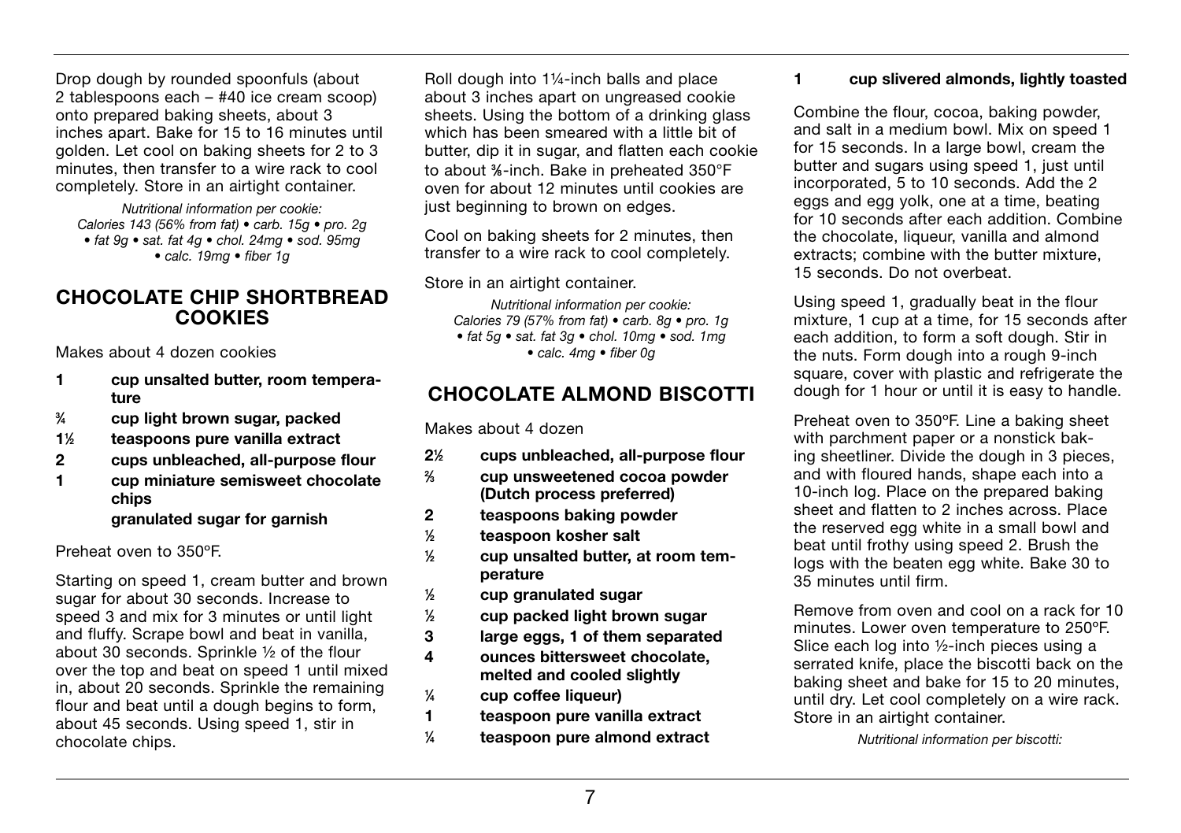Drop dough by rounded spoonfuls (about 2 tablespoons each – #40 ice cream scoop) onto prepared baking sheets, about 3 inches apart. Bake for 15 to 16 minutes until golden. Let cool on baking sheets for 2 to 3 minutes, then transfer to a wire rack to cool completely. Store in an airtight container.

*Nutritional information per cookie:*
*Calories 143 (56% from fat) • carb. 15g • pro. 2g • fat 9g • sat. fat 4g • chol. 24mg • sod. 95mg • calc. 19mg • fiber 1g*

## CHOCOLATE CHIP SHORTBREAD COOKIES

Makes about 4 dozen cookies

- **1 cup unsalted butter, room temperature**
- **¾ cup light brown sugar, packed**
- **1½ teaspoons pure vanilla extract**
- **2 cups unbleached, all-purpose flour**
- **1 cup miniature semisweet chocolate chips**
- **granulated sugar for garnish**

Preheat oven to 350ºF.

Starting on speed 1, cream butter and brown sugar for about 30 seconds. Increase to speed 3 and mix for 3 minutes or until light and fluffy. Scrape bowl and beat in vanilla, about 30 seconds. Sprinkle ½ of the flour over the top and beat on speed 1 until mixed in, about 20 seconds. Sprinkle the remaining flour and beat until a dough begins to form, about 45 seconds. Using speed 1, stir in chocolate chips.

Roll dough into 1¼-inch balls and place about 3 inches apart on ungreased cookie sheets. Using the bottom of a drinking glass which has been smeared with a little bit of butter, dip it in sugar, and flatten each cookie to about ⅜-inch. Bake in preheated 350°F oven for about 12 minutes until cookies are just beginning to brown on edges.

Cool on baking sheets for 2 minutes, then transfer to a wire rack to cool completely.

Store in an airtight container.

*Nutritional information per cookie:*
*Calories 79 (57% from fat) • carb. 8g • pro. 1g • fat 5g • sat. fat 3g • chol. 10mg • sod. 1mg • calc. 4mg • fiber 0g*

## CHOCOLATE ALMOND BISCOTTI

Makes about 4 dozen

- **2½ cups unbleached, all-purpose flour**
- **⅔ cup unsweetened cocoa powder (Dutch process preferred)**
- **2 teaspoons baking powder**
- **½ teaspoon kosher salt**
- **½ cup unsalted butter, at room temperature**
- **½ cup granulated sugar**
- **½ cup packed light brown sugar**
- **3 large eggs, 1 of them separated**
- **4 ounces bittersweet chocolate, melted and cooled slightly**
- **¼ cup coffee liqueur)**
- **1 teaspoon pure vanilla extract**
- **¼ teaspoon pure almond extract**
- **1 cup slivered almonds, lightly toasted**

Combine the flour, cocoa, baking powder, and salt in a medium bowl. Mix on speed 1 for 15 seconds. In a large bowl, cream the butter and sugars using speed 1, just until incorporated, 5 to 10 seconds. Add the 2 eggs and egg yolk, one at a time, beating for 10 seconds after each addition. Combine the chocolate, liqueur, vanilla and almond extracts; combine with the butter mixture, 15 seconds. Do not overbeat.

Using speed 1, gradually beat in the flour mixture, 1 cup at a time, for 15 seconds after each addition, to form a soft dough. Stir in the nuts. Form dough into a rough 9-inch square, cover with plastic and refrigerate the dough for 1 hour or until it is easy to handle.

Preheat oven to 350ºF. Line a baking sheet with parchment paper or a nonstick baking sheetliner. Divide the dough in 3 pieces, and with floured hands, shape each into a 10-inch log. Place on the prepared baking sheet and flatten to 2 inches across. Place the reserved egg white in a small bowl and beat until frothy using speed 2. Brush the logs with the beaten egg white. Bake 30 to 35 minutes until firm.

Remove from oven and cool on a rack for 10 minutes. Lower oven temperature to 250ºF. Slice each log into ½-inch pieces using a serrated knife, place the biscotti back on the baking sheet and bake for 15 to 20 minutes, until dry. Let cool completely on a wire rack. Store in an airtight container.

*Nutritional information per biscotti:*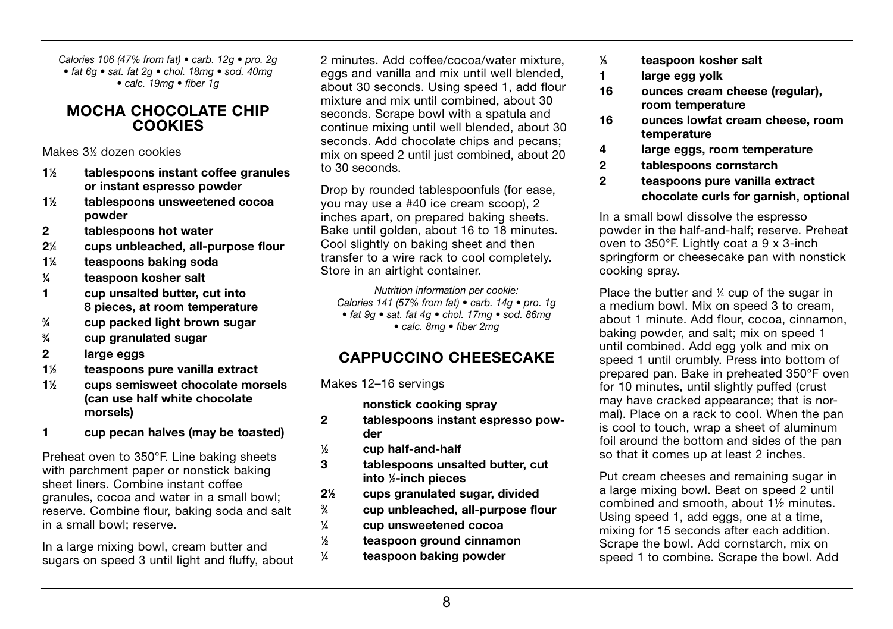*Calories 106 (47% from fat) • carb. 12g • pro. 2g • fat 6g • sat. fat 2g • chol. 18mg • sod. 40mg • calc. 19mg • fiber 1g*

## MOCHA CHOCOLATE CHIP COOKIES

Makes 3½ dozen cookies

- **1½ tablespoons instant coffee granules or instant espresso powder**
- **1½ tablespoons unsweetened cocoa powder**
- **2 tablespoons hot water**
- **2¼ cups unbleached, all-purpose flour**
- **1¼ teaspoons baking soda**
- **¼ teaspoon kosher salt**
- **1 cup unsalted butter, cut into 8 pieces, at room temperature**
- **¾ cup packed light brown sugar**
- **¾ cup granulated sugar**
- **2 large eggs**
- **1½ teaspoons pure vanilla extract**
- **1½ cups semisweet chocolate morsels (can use half white chocolate morsels)**
- **1 cup pecan halves (may be toasted)**

Preheat oven to 350°F. Line baking sheets with parchment paper or nonstick baking sheet liners. Combine instant coffee granules, cocoa and water in a small bowl; reserve. Combine flour, baking soda and salt in a small bowl; reserve.

In a large mixing bowl, cream butter and sugars on speed 3 until light and fluffy, about 2 minutes. Add coffee/cocoa/water mixture, eggs and vanilla and mix until well blended, about 30 seconds. Using speed 1, add flour mixture and mix until combined, about 30 seconds. Scrape bowl with a spatula and continue mixing until well blended, about 30 seconds. Add chocolate chips and pecans; mix on speed 2 until just combined, about 20 to 30 seconds.

Drop by rounded tablespoonfuls (for ease, you may use a #40 ice cream scoop), 2 inches apart, on prepared baking sheets. Bake until golden, about 16 to 18 minutes. Cool slightly on baking sheet and then transfer to a wire rack to cool completely. Store in an airtight container.

*Nutrition information per cookie:*
*Calories 141 (57% from fat) • carb. 14g • pro. 1g • fat 9g • sat. fat 4g • chol. 17mg • sod. 86mg • calc. 8mg • fiber 2mg*

## CAPPUCCINO CHEESECAKE

Makes 12–16 servings

- **nonstick cooking spray**
- **2 tablespoons instant espresso powder**
- **½ cup half-and-half**
- **3 tablespoons unsalted butter, cut into ½-inch pieces**
- **2½ cups granulated sugar, divided**
- **¾ cup unbleached, all-purpose flour**
- **¼ cup unsweetened cocoa**
- **½ teaspoon ground cinnamon**
- **¼ teaspoon baking powder**
- **⅛ teaspoon kosher salt**
- **1 large egg yolk**
- **16 ounces cream cheese (regular), room temperature**
- **16 ounces lowfat cream cheese, room temperature**
- **4 large eggs, room temperature**
- **2 tablespoons cornstarch**
- **2 teaspoons pure vanilla extract**
- **chocolate curls for garnish, optional**

In a small bowl dissolve the espresso powder in the half-and-half; reserve. Preheat oven to 350°F. Lightly coat a 9 x 3-inch springform or cheesecake pan with nonstick cooking spray.

Place the butter and ¼ cup of the sugar in a medium bowl. Mix on speed 3 to cream, about 1 minute. Add flour, cocoa, cinnamon, baking powder, and salt; mix on speed 1 until combined. Add egg yolk and mix on speed 1 until crumbly. Press into bottom of prepared pan. Bake in preheated 350°F oven for 10 minutes, until slightly puffed (crust may have cracked appearance; that is normal). Place on a rack to cool. When the pan is cool to touch, wrap a sheet of aluminum foil around the bottom and sides of the pan so that it comes up at least 2 inches.

Put cream cheeses and remaining sugar in a large mixing bowl. Beat on speed 2 until combined and smooth, about 1½ minutes. Using speed 1, add eggs, one at a time, mixing for 15 seconds after each addition. Scrape the bowl. Add cornstarch, mix on speed 1 to combine. Scrape the bowl. Add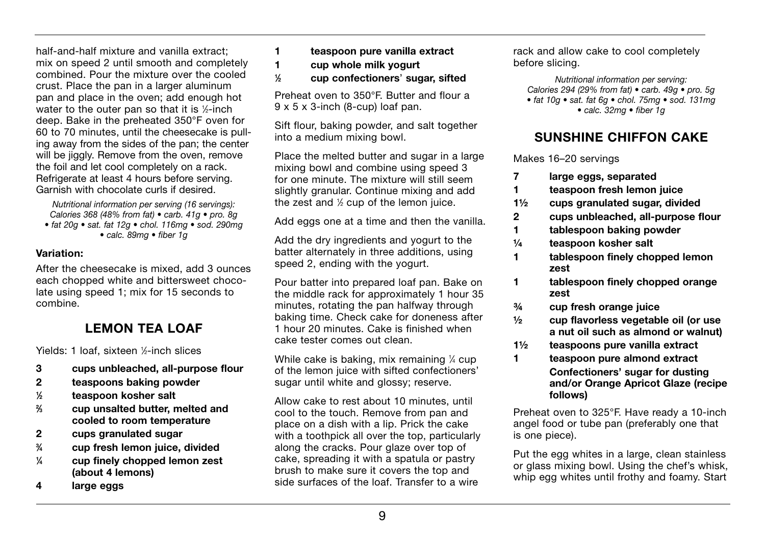half-and-half mixture and vanilla extract; mix on speed 2 until smooth and completely combined. Pour the mixture over the cooled crust. Place the pan in a larger aluminum pan and place in the oven; add enough hot water to the outer pan so that it is ½-inch deep. Bake in the preheated 350°F oven for 60 to 70 minutes, until the cheesecake is pulling away from the sides of the pan; the center will be jiggly. Remove from the oven, remove the foil and let cool completely on a rack. Refrigerate at least 4 hours before serving. Garnish with chocolate curls if desired.

*Nutritional information per serving (16 servings): Calories 368 (48% from fat) • carb. 41g • pro. 8g • fat 20g • sat. fat 12g • chol. 116mg • sod. 290mg • calc. 89mg • fiber 1g*

**Variation:**

After the cheesecake is mixed, add 3 ounces each chopped white and bittersweet chocolate using speed 1; mix for 15 seconds to combine.

## LEMON TEA LOAF

Yields: 1 loaf, sixteen ½-inch slices

- **3 cups unbleached, all-purpose flour**
- **2 teaspoons baking powder**
- **½ teaspoon kosher salt**
- **⅔ cup unsalted butter, melted and cooled to room temperature**
- **2 cups granulated sugar**
- **¾ cup fresh lemon juice, divided**
- **¼ cup finely chopped lemon zest (about 4 lemons)**
- **4 large eggs**
- **1 teaspoon pure vanilla extract**
- **1 cup whole milk yogurt**
- **½ cup confectioners' sugar, sifted**

Preheat oven to 350°F. Butter and flour a 9 x 5 x 3-inch (8-cup) loaf pan.

Sift flour, baking powder, and salt together into a medium mixing bowl.

Place the melted butter and sugar in a large mixing bowl and combine using speed 3 for one minute. The mixture will still seem slightly granular. Continue mixing and add the zest and ½ cup of the lemon juice.

Add eggs one at a time and then the vanilla.

Add the dry ingredients and yogurt to the batter alternately in three additions, using speed 2, ending with the yogurt.

Pour batter into prepared loaf pan. Bake on the middle rack for approximately 1 hour 35 minutes, rotating the pan halfway through baking time. Check cake for doneness after 1 hour 20 minutes. Cake is finished when cake tester comes out clean.

While cake is baking, mix remaining ¼ cup of the lemon juice with sifted confectioners' sugar until white and glossy; reserve.

Allow cake to rest about 10 minutes, until cool to the touch. Remove from pan and place on a dish with a lip. Prick the cake with a toothpick all over the top, particularly along the cracks. Pour glaze over top of cake, spreading it with a spatula or pastry brush to make sure it covers the top and side surfaces of the loaf. Transfer to a wire rack and allow cake to cool completely before slicing.

*Nutritional information per serving: Calories 294 (29% from fat) • carb. 49g • pro. 5g • fat 10g • sat. fat 6g • chol. 75mg • sod. 131mg • calc. 32mg • fiber 1g*

## SUNSHINE CHIFFON CAKE

Makes 16–20 servings

- **7 large eggs, separated**
- **1 teaspoon fresh lemon juice**
- **1½ cups granulated sugar, divided**
- **2 cups unbleached, all-purpose flour**
- **1 tablespoon baking powder**
- **¼ teaspoon kosher salt**
- **1 tablespoon finely chopped lemon zest**
- **1 tablespoon finely chopped orange zest**
- **¾ cup fresh orange juice**
- **½ cup flavorless vegetable oil (or use a nut oil such as almond or walnut)**
- **1½ teaspoons pure vanilla extract**
- **1 teaspoon pure almond extract**
- **Confectioners' sugar for dusting and/or Orange Apricot Glaze (recipe follows)**

Preheat oven to 325°F. Have ready a 10-inch angel food or tube pan (preferably one that is one piece).

Put the egg whites in a large, clean stainless or glass mixing bowl. Using the chef's whisk, whip egg whites until frothy and foamy. Start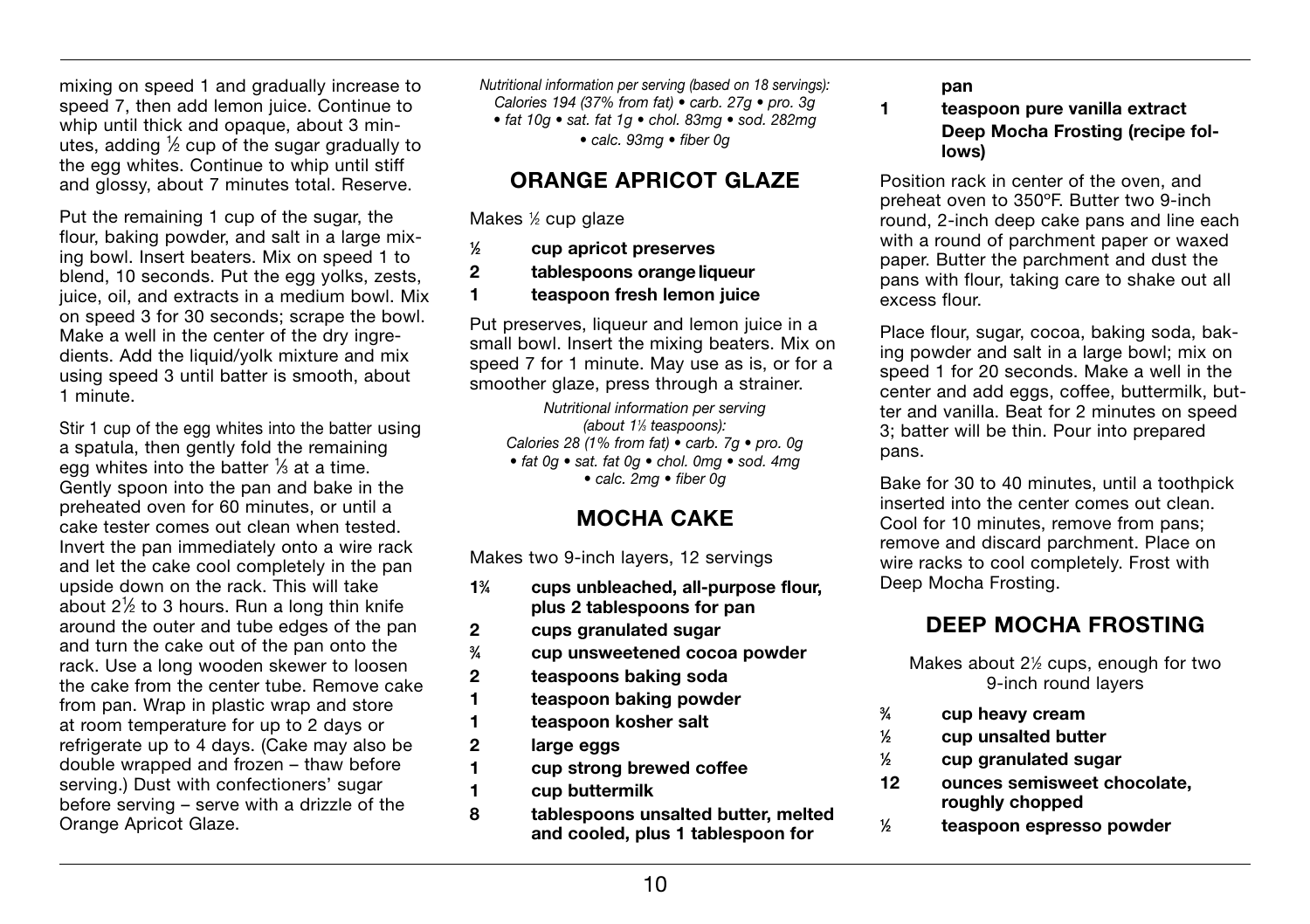mixing on speed 1 and gradually increase to speed 7, then add lemon juice. Continue to whip until thick and opaque, about 3 minutes, adding ½ cup of the sugar gradually to the egg whites. Continue to whip until stiff and glossy, about 7 minutes total. Reserve.

Put the remaining 1 cup of the sugar, the flour, baking powder, and salt in a large mixing bowl. Insert beaters. Mix on speed 1 to blend, 10 seconds. Put the egg yolks, zests, juice, oil, and extracts in a medium bowl. Mix on speed 3 for 30 seconds; scrape the bowl. Make a well in the center of the dry ingredients. Add the liquid/yolk mixture and mix using speed 3 until batter is smooth, about 1 minute.

Stir 1 cup of the egg whites into the batter using a spatula, then gently fold the remaining egg whites into the batter ⅓ at a time. Gently spoon into the pan and bake in the preheated oven for 60 minutes, or until a cake tester comes out clean when tested. Invert the pan immediately onto a wire rack and let the cake cool completely in the pan upside down on the rack. This will take about 2½ to 3 hours. Run a long thin knife around the outer and tube edges of the pan and turn the cake out of the pan onto the rack. Use a long wooden skewer to loosen the cake from the center tube. Remove cake from pan. Wrap in plastic wrap and store at room temperature for up to 2 days or refrigerate up to 4 days. (Cake may also be double wrapped and frozen – thaw before serving.) Dust with confectioners' sugar before serving – serve with a drizzle of the Orange Apricot Glaze.

*Nutritional information per serving (based on 18 servings): Calories 194 (37% from fat) • carb. 27g • pro. 3g • fat 10g • sat. fat 1g • chol. 83mg • sod. 282mg • calc. 93mg • fiber 0g*

## ORANGE APRICOT GLAZE

Makes ½ cup glaze

- **½ cup apricot preserves**
- **2 tablespoons orange liqueur**
- **1 teaspoon fresh lemon juice**

Put preserves, liqueur and lemon juice in a small bowl. Insert the mixing beaters. Mix on speed 7 for 1 minute. May use as is, or for a smoother glaze, press through a strainer.

*Nutritional information per serving (about 1⅓ teaspoons): Calories 28 (1% from fat) • carb. 7g • pro. 0g • fat 0g • sat. fat 0g • chol. 0mg • sod. 4mg • calc. 2mg • fiber 0g*

## MOCHA CAKE

Makes two 9-inch layers, 12 servings

- **1¾ cups unbleached, all-purpose flour, plus 2 tablespoons for pan**
- **2 cups granulated sugar**
- **¾ cup unsweetened cocoa powder**
- **2 teaspoons baking soda**
- **1 teaspoon baking powder**
- **1 teaspoon kosher salt**
- **2 large eggs**
- **1 cup strong brewed coffee**
- **1 cup buttermilk**
- **8 tablespoons unsalted butter, melted and cooled, plus 1 tablespoon for pan**
- **1 teaspoon pure vanilla extract**
- **Deep Mocha Frosting (recipe follows)**

Position rack in center of the oven, and preheat oven to 350ºF. Butter two 9-inch round, 2-inch deep cake pans and line each with a round of parchment paper or waxed paper. Butter the parchment and dust the pans with flour, taking care to shake out all excess flour.

Place flour, sugar, cocoa, baking soda, baking powder and salt in a large bowl; mix on speed 1 for 20 seconds. Make a well in the center and add eggs, coffee, buttermilk, butter and vanilla. Beat for 2 minutes on speed 3; batter will be thin. Pour into prepared pans.

Bake for 30 to 40 minutes, until a toothpick inserted into the center comes out clean. Cool for 10 minutes, remove from pans; remove and discard parchment. Place on wire racks to cool completely. Frost with Deep Mocha Frosting.

## DEEP MOCHA FROSTING

Makes about 2½ cups, enough for two 9-inch round layers

- **¾ cup heavy cream**
- **½ cup unsalted butter**
- **½ cup granulated sugar**
- **12 ounces semisweet chocolate, roughly chopped**
- **½ teaspoon espresso powder**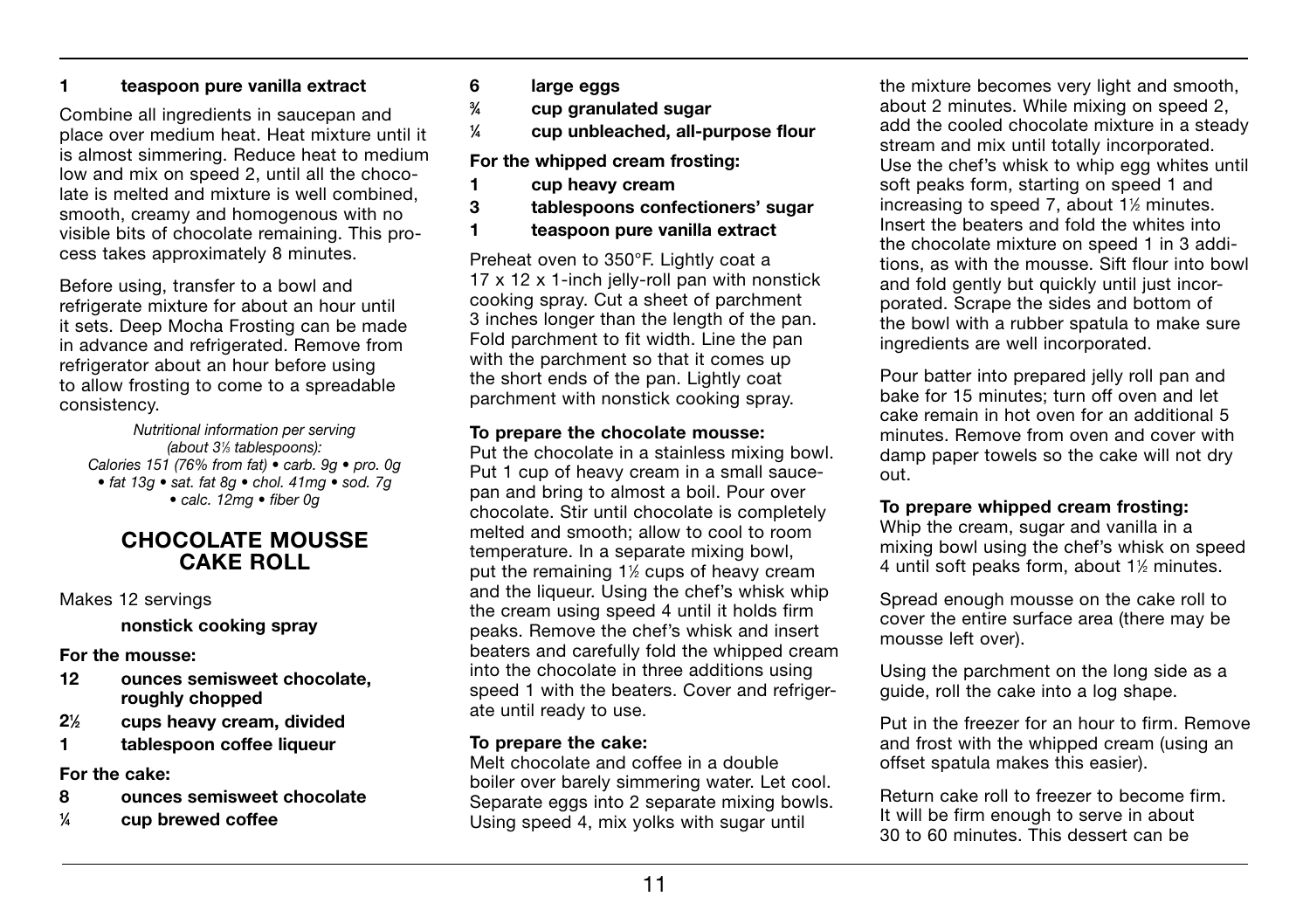**1 teaspoon pure vanilla extract**

Combine all ingredients in saucepan and place over medium heat. Heat mixture until it is almost simmering. Reduce heat to medium low and mix on speed 2, until all the chocolate is melted and mixture is well combined, smooth, creamy and homogenous with no visible bits of chocolate remaining. This process takes approximately 8 minutes.

Before using, transfer to a bowl and refrigerate mixture for about an hour until it sets. Deep Mocha Frosting can be made in advance and refrigerated. Remove from refrigerator about an hour before using to allow frosting to come to a spreadable consistency.

*Nutritional information per serving (about 3⅓ tablespoons): Calories 151 (76% from fat) • carb. 9g • pro. 0g • fat 13g • sat. fat 8g • chol. 41mg • sod. 7g • calc. 12mg • fiber 0g*

## CHOCOLATE MOUSSE CAKE ROLL

Makes 12 servings

**nonstick cooking spray**

**For the mousse:**

- **12 ounces semisweet chocolate, roughly chopped**
- **2½ cups heavy cream, divided**
- **1 tablespoon coffee liqueur**

**For the cake:**

- **8 ounces semisweet chocolate**
- **¼ cup brewed coffee**
- **6 large eggs**
- **¾ cup granulated sugar**
- **¼ cup unbleached, all-purpose flour**

**For the whipped cream frosting:**

- **1 cup heavy cream**
- **3 tablespoons confectioners' sugar**
- **1 teaspoon pure vanilla extract**

Preheat oven to 350°F. Lightly coat a 17 x 12 x 1-inch jelly-roll pan with nonstick cooking spray. Cut a sheet of parchment 3 inches longer than the length of the pan. Fold parchment to fit width. Line the pan with the parchment so that it comes up the short ends of the pan. Lightly coat parchment with nonstick cooking spray.

**To prepare the chocolate mousse:**
Put the chocolate in a stainless mixing bowl. Put 1 cup of heavy cream in a small saucepan and bring to almost a boil. Pour over chocolate. Stir until chocolate is completely melted and smooth; allow to cool to room temperature. In a separate mixing bowl, put the remaining 1½ cups of heavy cream and the liqueur. Using the chef's whisk whip the cream using speed 4 until it holds firm peaks. Remove the chef's whisk and insert beaters and carefully fold the whipped cream into the chocolate in three additions using speed 1 with the beaters. Cover and refrigerate until ready to use.

**To prepare the cake:**
Melt chocolate and coffee in a double boiler over barely simmering water. Let cool. Separate eggs into 2 separate mixing bowls. Using speed 4, mix yolks with sugar until the mixture becomes very light and smooth, about 2 minutes. While mixing on speed 2, add the cooled chocolate mixture in a steady stream and mix until totally incorporated. Use the chef's whisk to whip egg whites until soft peaks form, starting on speed 1 and increasing to speed 7, about 1½ minutes. Insert the beaters and fold the whites into the chocolate mixture on speed 1 in 3 additions, as with the mousse. Sift flour into bowl and fold gently but quickly until just incorporated. Scrape the sides and bottom of the bowl with a rubber spatula to make sure ingredients are well incorporated.

Pour batter into prepared jelly roll pan and bake for 15 minutes; turn off oven and let cake remain in hot oven for an additional 5 minutes. Remove from oven and cover with damp paper towels so the cake will not dry out.

**To prepare whipped cream frosting:**
Whip the cream, sugar and vanilla in a mixing bowl using the chef's whisk on speed 4 until soft peaks form, about 1½ minutes.

Spread enough mousse on the cake roll to cover the entire surface area (there may be mousse left over).

Using the parchment on the long side as a guide, roll the cake into a log shape.

Put in the freezer for an hour to firm. Remove and frost with the whipped cream (using an offset spatula makes this easier).

Return cake roll to freezer to become firm. It will be firm enough to serve in about 30 to 60 minutes. This dessert can be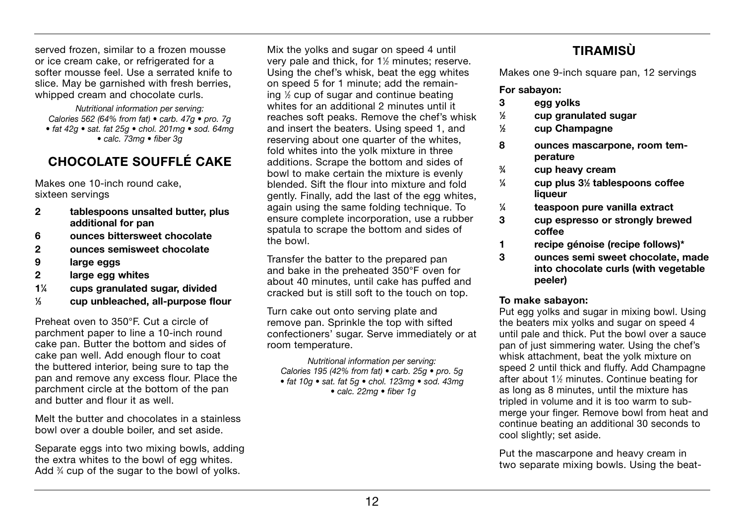served frozen, similar to a frozen mousse or ice cream cake, or refrigerated for a softer mousse feel. Use a serrated knife to slice. May be garnished with fresh berries, whipped cream and chocolate curls.

*Nutritional information per serving:*
*Calories 562 (64% from fat) • carb. 47g • pro. 7g • fat 42g • sat. fat 25g • chol. 201mg • sod. 64mg • calc. 73mg • fiber 3g*

## CHOCOLATE SOUFFLÉ CAKE

Makes one 10-inch round cake, sixteen servings

- **2 tablespoons unsalted butter, plus additional for pan**
- **6 ounces bittersweet chocolate**
- **2 ounces semisweet chocolate**
- **9 large eggs**
- **2 large egg whites**
- **1¼ cups granulated sugar, divided**
- **⅓ cup unbleached, all-purpose flour**

Preheat oven to 350°F. Cut a circle of parchment paper to line a 10-inch round cake pan. Butter the bottom and sides of cake pan well. Add enough flour to coat the buttered interior, being sure to tap the pan and remove any excess flour. Place the parchment circle at the bottom of the pan and butter and flour it as well.

Melt the butter and chocolates in a stainless bowl over a double boiler, and set aside.

Separate eggs into two mixing bowls, adding the extra whites to the bowl of egg whites. Add ¾ cup of the sugar to the bowl of yolks.

Mix the yolks and sugar on speed 4 until very pale and thick, for 1½ minutes; reserve. Using the chef's whisk, beat the egg whites on speed 5 for 1 minute; add the remaining ½ cup of sugar and continue beating whites for an additional 2 minutes until it reaches soft peaks. Remove the chef's whisk and insert the beaters. Using speed 1, and reserving about one quarter of the whites, fold whites into the yolk mixture in three additions. Scrape the bottom and sides of bowl to make certain the mixture is evenly blended. Sift the flour into mixture and fold gently. Finally, add the last of the egg whites, again using the same folding technique. To ensure complete incorporation, use a rubber spatula to scrape the bottom and sides of the bowl.

Transfer the batter to the prepared pan and bake in the preheated 350°F oven for about 40 minutes, until cake has puffed and cracked but is still soft to the touch on top.

Turn cake out onto serving plate and remove pan. Sprinkle the top with sifted confectioners' sugar. Serve immediately or at room temperature.

*Nutritional information per serving:*
*Calories 195 (42% from fat) • carb. 25g • pro. 5g • fat 10g • sat. fat 5g • chol. 123mg • sod. 43mg • calc. 22mg • fiber 1g*

## TIRAMISÙ

Makes one 9-inch square pan, 12 servings

**For sabayon:**

- **3 egg yolks**
- **½ cup granulated sugar**
- **½ cup Champagne**
- **8 ounces mascarpone, room temperature**
- **¾ cup heavy cream**
- **¼ cup plus 3½ tablespoons coffee liqueur**
- **¼ teaspoon pure vanilla extract**
- **3 cup espresso or strongly brewed coffee**
- **1 recipe génoise (recipe follows)***
- **3 ounces semi sweet chocolate, made into chocolate curls (with vegetable peeler)**

**To make sabayon:**
Put egg yolks and sugar in mixing bowl. Using the beaters mix yolks and sugar on speed 4 until pale and thick. Put the bowl over a sauce pan of just simmering water. Using the chef's whisk attachment, beat the yolk mixture on speed 2 until thick and fluffy. Add Champagne after about 1½ minutes. Continue beating for as long as 8 minutes, until the mixture has tripled in volume and it is too warm to submerge your finger. Remove bowl from heat and continue beating an additional 30 seconds to cool slightly; set aside.

Put the mascarpone and heavy cream in two separate mixing bowls. Using the beat-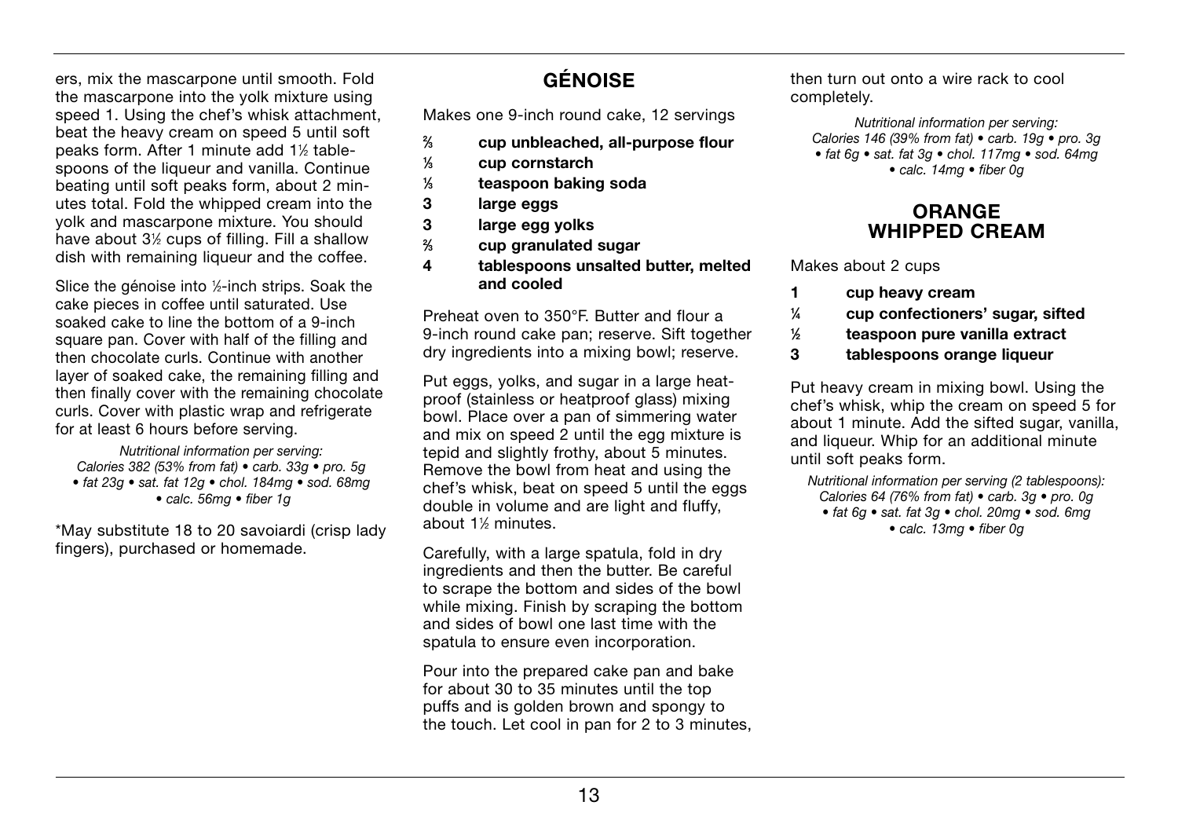ers, mix the mascarpone until smooth. Fold the mascarpone into the yolk mixture using speed 1. Using the chef's whisk attachment, beat the heavy cream on speed 5 until soft peaks form. After 1 minute add 1½ tablespoons of the liqueur and vanilla. Continue beating until soft peaks form, about 2 minutes total. Fold the whipped cream into the yolk and mascarpone mixture. You should have about 3½ cups of filling. Fill a shallow dish with remaining liqueur and the coffee.

Slice the génoise into ½-inch strips. Soak the cake pieces in coffee until saturated. Use soaked cake to line the bottom of a 9-inch square pan. Cover with half of the filling and then chocolate curls. Continue with another layer of soaked cake, the remaining filling and then finally cover with the remaining chocolate curls. Cover with plastic wrap and refrigerate for at least 6 hours before serving.

*Nutritional information per serving: Calories 382 (53% from fat) • carb. 33g • pro. 5g • fat 23g • sat. fat 12g • chol. 184mg • sod. 68mg • calc. 56mg • fiber 1g*

*May substitute 18 to 20 savoiardi (crisp lady fingers), purchased or homemade.

## GÉNOISE

Makes one 9-inch round cake, 12 servings

- **⅔ cup unbleached, all-purpose flour**
- **⅓ cup cornstarch**
- **⅛ teaspoon baking soda**
- **3 large eggs**
- **3 large egg yolks**
- **⅔ cup granulated sugar**
- **4 tablespoons unsalted butter, melted and cooled**

Preheat oven to 350°F. Butter and flour a 9-inch round cake pan; reserve. Sift together dry ingredients into a mixing bowl; reserve.

Put eggs, yolks, and sugar in a large heatproof (stainless or heatproof glass) mixing bowl. Place over a pan of simmering water and mix on speed 2 until the egg mixture is tepid and slightly frothy, about 5 minutes. Remove the bowl from heat and using the chef's whisk, beat on speed 5 until the eggs double in volume and are light and fluffy, about 1½ minutes.

Carefully, with a large spatula, fold in dry ingredients and then the butter. Be careful to scrape the bottom and sides of the bowl while mixing. Finish by scraping the bottom and sides of bowl one last time with the spatula to ensure even incorporation.

Pour into the prepared cake pan and bake for about 30 to 35 minutes until the top puffs and is golden brown and spongy to the touch. Let cool in pan for 2 to 3 minutes, then turn out onto a wire rack to cool completely.

*Nutritional information per serving: Calories 146 (39% from fat) • carb. 19g • pro. 3g • fat 6g • sat. fat 3g • chol. 117mg • sod. 64mg • calc. 14mg • fiber 0g*

## ORANGE WHIPPED CREAM

Makes about 2 cups

- **1 cup heavy cream**
- **¼ cup confectioners' sugar, sifted**
- **½ teaspoon pure vanilla extract**
- **3 tablespoons orange liqueur**

Put heavy cream in mixing bowl. Using the chef's whisk, whip the cream on speed 5 for about 1 minute. Add the sifted sugar, vanilla, and liqueur. Whip for an additional minute until soft peaks form.

*Nutritional information per serving (2 tablespoons): Calories 64 (76% from fat) • carb. 3g • pro. 0g • fat 6g • sat. fat 3g • chol. 20mg • sod. 6mg • calc. 13mg • fiber 0g*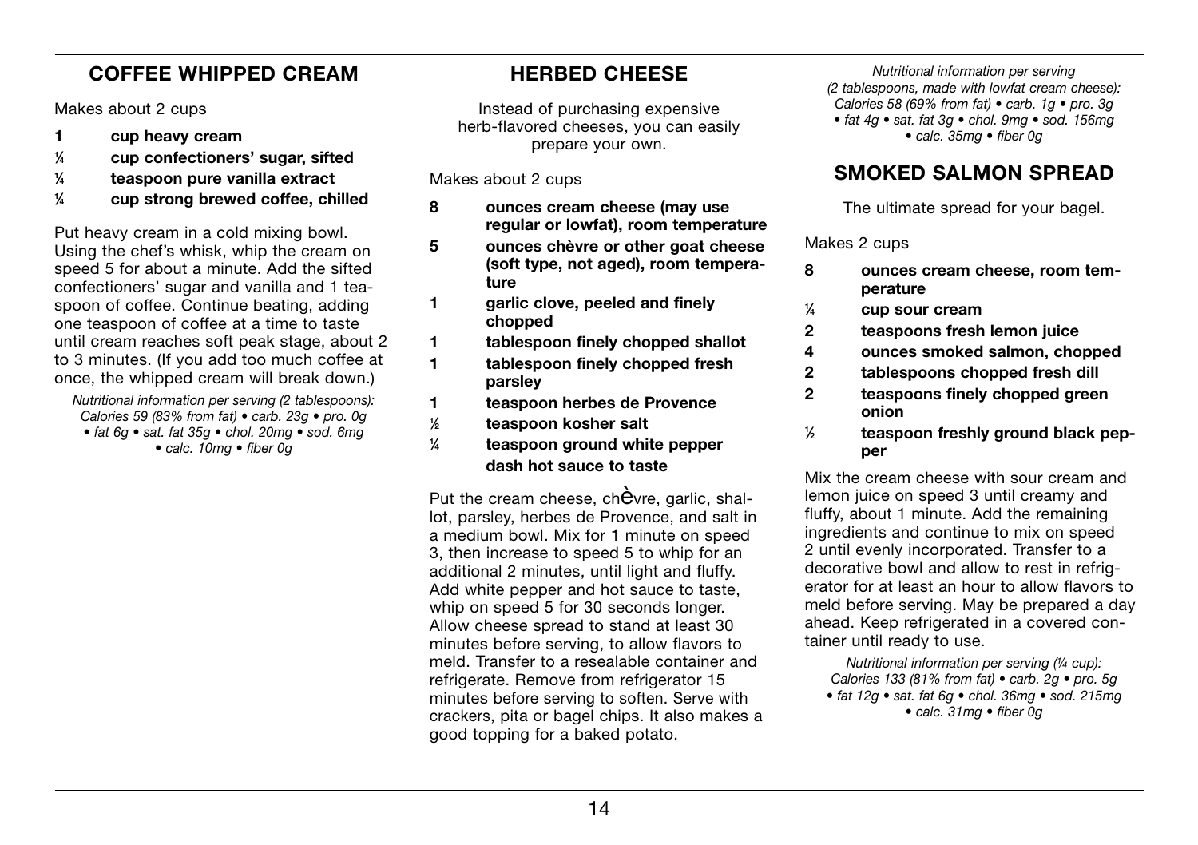## COFFEE WHIPPED CREAM

Makes about 2 cups

- **1 cup heavy cream**
- **¼ cup confectioners' sugar, sifted**
- **¼ teaspoon pure vanilla extract**
- **¼ cup strong brewed coffee, chilled**

Put heavy cream in a cold mixing bowl. Using the chef's whisk, whip the cream on speed 5 for about a minute. Add the sifted confectioners' sugar and vanilla and 1 teaspoon of coffee. Continue beating, adding one teaspoon of coffee at a time to taste until cream reaches soft peak stage, about 2 to 3 minutes. (If you add too much coffee at once, the whipped cream will break down.)

*Nutritional information per serving (2 tablespoons): Calories 59 (83% from fat) • carb. 23g • pro. 0g • fat 6g • sat. fat 35g • chol. 20mg • sod. 6mg • calc. 10mg • fiber 0g*

## HERBED CHEESE

Instead of purchasing expensive herb-flavored cheeses, you can easily prepare your own.

Makes about 2 cups

- **8 ounces cream cheese (may use regular or lowfat), room temperature**
- **5 ounces chèvre or other goat cheese (soft type, not aged), room temperature**
- **1 garlic clove, peeled and finely chopped**
- **1 tablespoon finely chopped shallot**
- **1 tablespoon finely chopped fresh parsley**
- **1 teaspoon herbes de Provence**
- **½ teaspoon kosher salt**
- **¼ teaspoon ground white pepper**
- **dash hot sauce to taste**

Put the cream cheese, chèvre, garlic, shallot, parsley, herbes de Provence, and salt in a medium bowl. Mix for 1 minute on speed 3, then increase to speed 5 to whip for an additional 2 minutes, until light and fluffy. Add white pepper and hot sauce to taste, whip on speed 5 for 30 seconds longer. Allow cheese spread to stand at least 30 minutes before serving, to allow flavors to meld. Transfer to a resealable container and refrigerate. Remove from refrigerator 15 minutes before serving to soften. Serve with crackers, pita or bagel chips. It also makes a good topping for a baked potato.

*Nutritional information per serving (2 tablespoons, made with lowfat cream cheese): Calories 58 (69% from fat) • carb. 1g • pro. 3g • fat 4g • sat. fat 3g • chol. 9mg • sod. 156mg • calc. 35mg • fiber 0g*

## SMOKED SALMON SPREAD

The ultimate spread for your bagel.

Makes 2 cups

- **8 ounces cream cheese, room temperature**
- **¼ cup sour cream**
- **2 teaspoons fresh lemon juice**
- **4 ounces smoked salmon, chopped**
- **2 tablespoons chopped fresh dill**
- **2 teaspoons finely chopped green onion**
- **½ teaspoon freshly ground black pepper**

Mix the cream cheese with sour cream and lemon juice on speed 3 until creamy and fluffy, about 1 minute. Add the remaining ingredients and continue to mix on speed 2 until evenly incorporated. Transfer to a decorative bowl and allow to rest in refrigerator for at least an hour to allow flavors to meld before serving. May be prepared a day ahead. Keep refrigerated in a covered container until ready to use.

*Nutritional information per serving (¼ cup): Calories 133 (81% from fat) • carb. 2g • pro. 5g • fat 12g • sat. fat 6g • chol. 36mg • sod. 215mg • calc. 31mg • fiber 0g*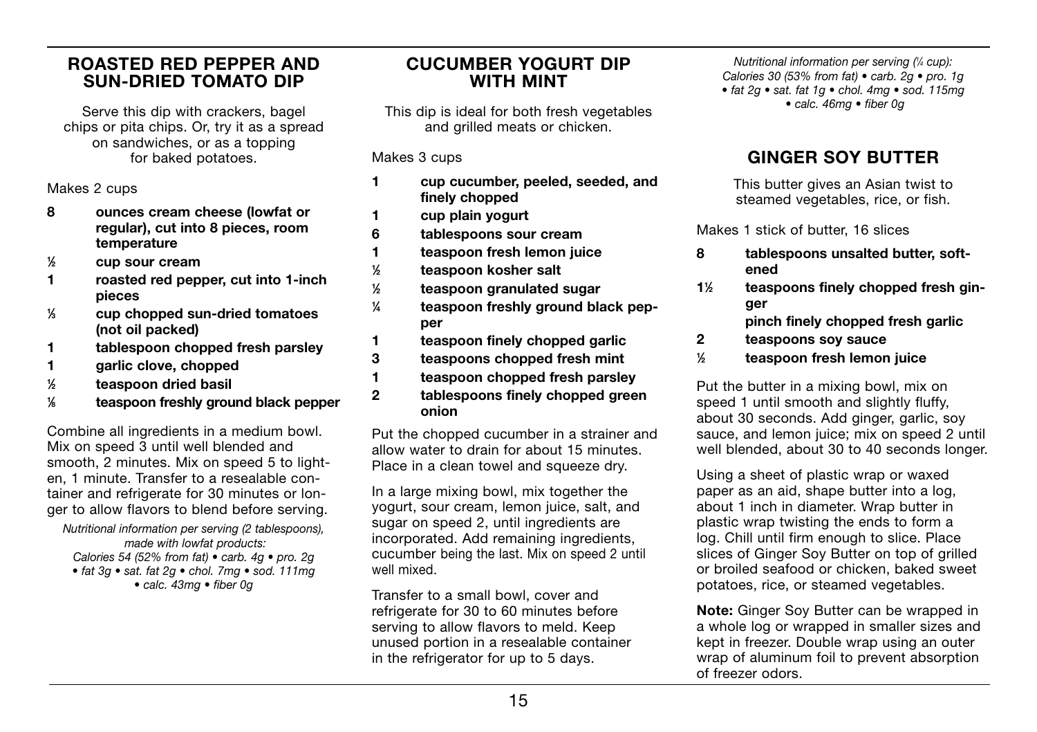## ROASTED RED PEPPER AND SUN-DRIED TOMATO DIP

Serve this dip with crackers, bagel chips or pita chips. Or, try it as a spread on sandwiches, or as a topping for baked potatoes.

Makes 2 cups

- **8 ounces cream cheese (lowfat or regular), cut into 8 pieces, room temperature**
- **½ cup sour cream**
- **1 roasted red pepper, cut into 1-inch pieces**
- **⅓ cup chopped sun-dried tomatoes (not oil packed)**
- **1 tablespoon chopped fresh parsley**
- **1 garlic clove, chopped**
- **½ teaspoon dried basil**
- **⅛ teaspoon freshly ground black pepper**

Combine all ingredients in a medium bowl. Mix on speed 3 until well blended and smooth, 2 minutes. Mix on speed 5 to lighten, 1 minute. Transfer to a resealable container and refrigerate for 30 minutes or longer to allow flavors to blend before serving.

*Nutritional information per serving (2 tablespoons), made with lowfat products: Calories 54 (52% from fat) • carb. 4g • pro. 2g • fat 3g • sat. fat 2g • chol. 7mg • sod. 111mg • calc. 43mg • fiber 0g*

## CUCUMBER YOGURT DIP WITH MINT

This dip is ideal for both fresh vegetables and grilled meats or chicken.

Makes 3 cups

- **1 cup cucumber, peeled, seeded, and finely chopped**
- **1 cup plain yogurt**
- **6 tablespoons sour cream**
- **1 teaspoon fresh lemon juice**
- **½ teaspoon kosher salt**
- **½ teaspoon granulated sugar**
- **¼ teaspoon freshly ground black pepper**
- **1 teaspoon finely chopped garlic**
- **3 teaspoons chopped fresh mint**
- **1 teaspoon chopped fresh parsley**
- **2 tablespoons finely chopped green onion**

Put the chopped cucumber in a strainer and allow water to drain for about 15 minutes. Place in a clean towel and squeeze dry.

In a large mixing bowl, mix together the yogurt, sour cream, lemon juice, salt, and sugar on speed 2, until ingredients are incorporated. Add remaining ingredients, cucumber being the last. Mix on speed 2 until well mixed.

Transfer to a small bowl, cover and refrigerate for 30 to 60 minutes before serving to allow flavors to meld. Keep unused portion in a resealable container in the refrigerator for up to 5 days.

*Nutritional information per serving (¼ cup): Calories 30 (53% from fat) • carb. 2g • pro. 1g • fat 2g • sat. fat 1g • chol. 4mg • sod. 115mg • calc. 46mg • fiber 0g*

## GINGER SOY BUTTER

This butter gives an Asian twist to steamed vegetables, rice, or fish.

Makes 1 stick of butter, 16 slices

- **8 tablespoons unsalted butter, softened**
- **1½ teaspoons finely chopped fresh ginger**
- **pinch finely chopped fresh garlic**
- **2 teaspoons soy sauce**
- **½ teaspoon fresh lemon juice**

Put the butter in a mixing bowl, mix on speed 1 until smooth and slightly fluffy, about 30 seconds. Add ginger, garlic, soy sauce, and lemon juice; mix on speed 2 until well blended, about 30 to 40 seconds longer.

Using a sheet of plastic wrap or waxed paper as an aid, shape butter into a log, about 1 inch in diameter. Wrap butter in plastic wrap twisting the ends to form a log. Chill until firm enough to slice. Place slices of Ginger Soy Butter on top of grilled or broiled seafood or chicken, baked sweet potatoes, rice, or steamed vegetables.

**Note:** Ginger Soy Butter can be wrapped in a whole log or wrapped in smaller sizes and kept in freezer. Double wrap using an outer wrap of aluminum foil to prevent absorption of freezer odors.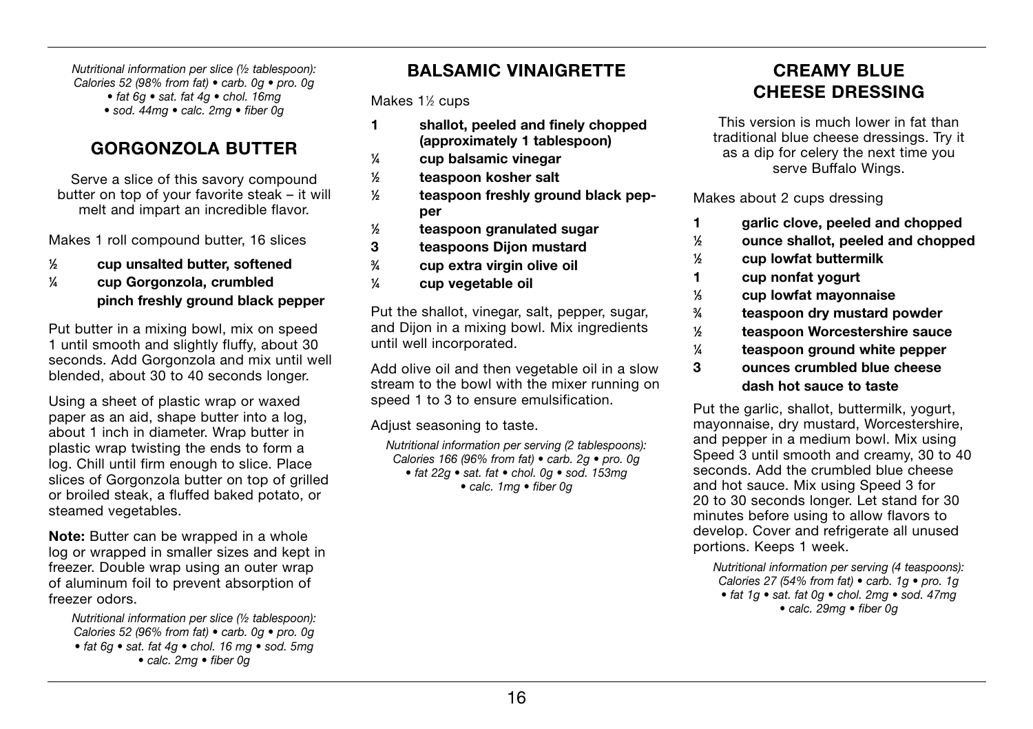*Nutritional information per slice (½ tablespoon): Calories 52 (98% from fat) • carb. 0g • pro. 0g • fat 6g • sat. fat 4g • chol. 16mg • sod. 44mg • calc. 2mg • fiber 0g*

## GORGONZOLA BUTTER

Serve a slice of this savory compound butter on top of your favorite steak – it will melt and impart an incredible flavor.

Makes 1 roll compound butter, 16 slices

- **½ cup unsalted butter, softened**
- **¼ cup Gorgonzola, crumbled**
- **pinch freshly ground black pepper**

Put butter in a mixing bowl, mix on speed 1 until smooth and slightly fluffy, about 30 seconds. Add Gorgonzola and mix until well blended, about 30 to 40 seconds longer.

Using a sheet of plastic wrap or waxed paper as an aid, shape butter into a log, about 1 inch in diameter. Wrap butter in plastic wrap twisting the ends to form a log. Chill until firm enough to slice. Place slices of Gorgonzola butter on top of grilled or broiled steak, a fluffed baked potato, or steamed vegetables.

**Note:** Butter can be wrapped in a whole log or wrapped in smaller sizes and kept in freezer. Double wrap using an outer wrap of aluminum foil to prevent absorption of freezer odors.

*Nutritional information per slice (½ tablespoon): Calories 52 (96% from fat) • carb. 0g • pro. 0g • fat 6g • sat. fat 4g • chol. 16 mg • sod. 5mg • calc. 2mg • fiber 0g*

## BALSAMIC VINAIGRETTE

Makes 1½ cups

- **1 shallot, peeled and finely chopped (approximately 1 tablespoon)**
- **¼ cup balsamic vinegar**
- **½ teaspoon kosher salt**
- **½ teaspoon freshly ground black pepper**
- **½ teaspoon granulated sugar**
- **3 teaspoons Dijon mustard**
- **¾ cup extra virgin olive oil**
- **¼ cup vegetable oil**

Put the shallot, vinegar, salt, pepper, sugar, and Dijon in a mixing bowl. Mix ingredients until well incorporated.

Add olive oil and then vegetable oil in a slow stream to the bowl with the mixer running on speed 1 to 3 to ensure emulsification.

Adjust seasoning to taste.

*Nutritional information per serving (2 tablespoons): Calories 166 (96% from fat) • carb. 2g • pro. 0g • fat 22g • sat. fat • chol. 0g • sod. 153mg • calc. 1mg • fiber 0g*

## CREAMY BLUE CHEESE DRESSING

This version is much lower in fat than traditional blue cheese dressings. Try it as a dip for celery the next time you serve Buffalo Wings.

Makes about 2 cups dressing

- **1 garlic clove, peeled and chopped**
- **½ ounce shallot, peeled and chopped**
- **½ cup lowfat buttermilk**
- **1 cup nonfat yogurt**
- **⅓ cup lowfat mayonnaise**
- **¾ teaspoon dry mustard powder**
- **½ teaspoon Worcestershire sauce**
- **¼ teaspoon ground white pepper**
- **3 ounces crumbled blue cheese**
- **dash hot sauce to taste**

Put the garlic, shallot, buttermilk, yogurt, mayonnaise, dry mustard, Worcestershire, and pepper in a medium bowl. Mix using Speed 3 until smooth and creamy, 30 to 40 seconds. Add the crumbled blue cheese and hot sauce. Mix using Speed 3 for 20 to 30 seconds longer. Let stand for 30 minutes before using to allow flavors to develop. Cover and refrigerate all unused portions. Keeps 1 week.

*Nutritional information per serving (4 teaspoons): Calories 27 (54% from fat) • carb. 1g • pro. 1g • fat 1g • sat. fat 0g • chol. 2mg • sod. 47mg • calc. 29mg • fiber 0g*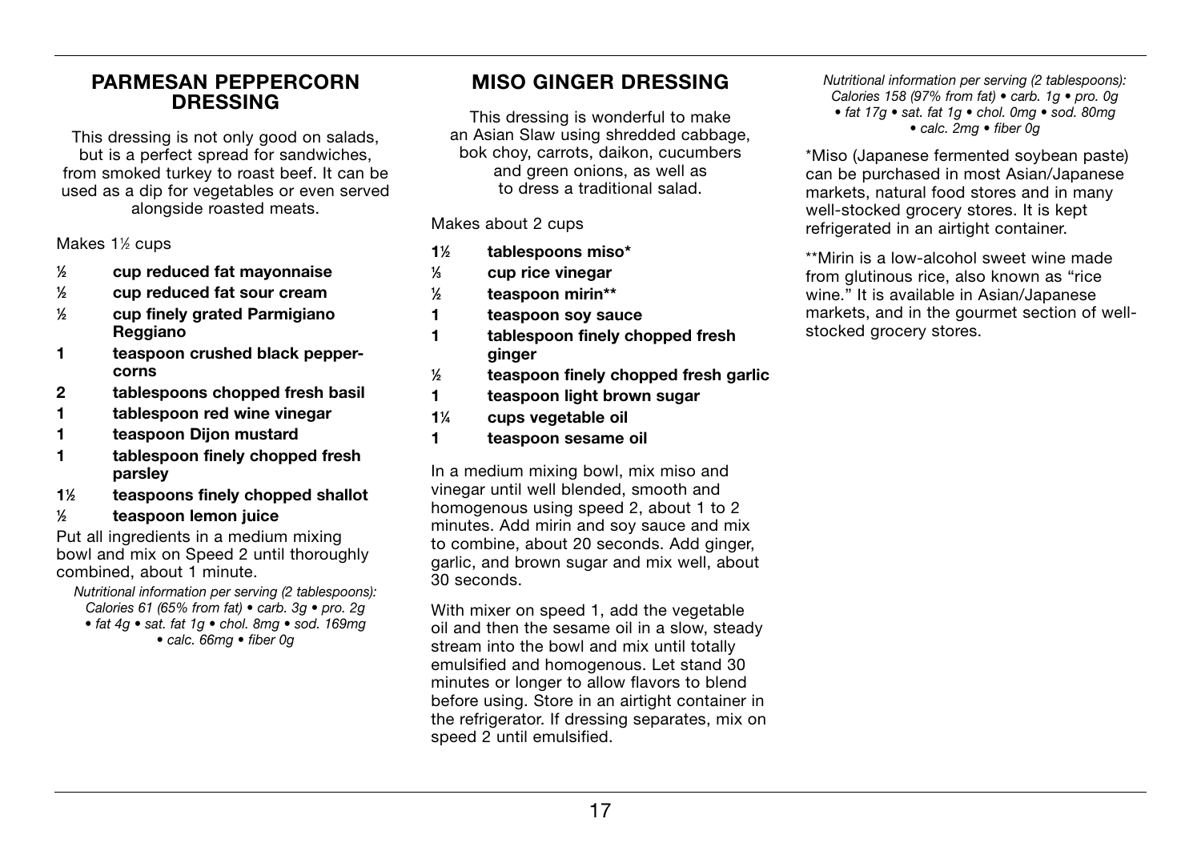## PARMESAN PEPPERCORN DRESSING

This dressing is not only good on salads, but is a perfect spread for sandwiches, from smoked turkey to roast beef. It can be used as a dip for vegetables or even served alongside roasted meats.

Makes 1½ cups

- **½ cup reduced fat mayonnaise**
- **½ cup reduced fat sour cream**
- **½ cup finely grated Parmigiano Reggiano**
- **1 teaspoon crushed black peppercorns**
- **2 tablespoons chopped fresh basil**
- **1 tablespoon red wine vinegar**
- **1 teaspoon Dijon mustard**
- **1 tablespoon finely chopped fresh parsley**
- **1½ teaspoons finely chopped shallot**
- **½ teaspoon lemon juice**

Put all ingredients in a medium mixing bowl and mix on Speed 2 until thoroughly combined, about 1 minute.

*Nutritional information per serving (2 tablespoons): Calories 61 (65% from fat) • carb. 3g • pro. 2g • fat 4g • sat. fat 1g • chol. 8mg • sod. 169mg • calc. 66mg • fiber 0g*

## MISO GINGER DRESSING

This dressing is wonderful to make an Asian Slaw using shredded cabbage, bok choy, carrots, daikon, cucumbers and green onions, as well as to dress a traditional salad.

Makes about 2 cups

- **1½ tablespoons miso***
- **⅓ cup rice vinegar**
- **½ teaspoon mirin****
- **1 teaspoon soy sauce**
- **1 tablespoon finely chopped fresh ginger**
- **½ teaspoon finely chopped fresh garlic**
- **1 teaspoon light brown sugar**
- **1¼ cups vegetable oil**
- **1 teaspoon sesame oil**

In a medium mixing bowl, mix miso and vinegar until well blended, smooth and homogenous using speed 2, about 1 to 2 minutes. Add mirin and soy sauce and mix to combine, about 20 seconds. Add ginger, garlic, and brown sugar and mix well, about 30 seconds.

With mixer on speed 1, add the vegetable oil and then the sesame oil in a slow, steady stream into the bowl and mix until totally emulsified and homogenous. Let stand 30 minutes or longer to allow flavors to blend before using. Store in an airtight container in the refrigerator. If dressing separates, mix on speed 2 until emulsified.

*Nutritional information per serving (2 tablespoons): Calories 158 (97% from fat) • carb. 1g • pro. 0g • fat 17g • sat. fat 1g • chol. 0mg • sod. 80mg • calc. 2mg • fiber 0g*

*Miso (Japanese fermented soybean paste) can be purchased in most Asian/Japanese markets, natural food stores and in many well-stocked grocery stores. It is kept refrigerated in an airtight container.

**Mirin is a low-alcohol sweet wine made from glutinous rice, also known as "rice wine." It is available in Asian/Japanese markets, and in the gourmet section of well-stocked grocery stores.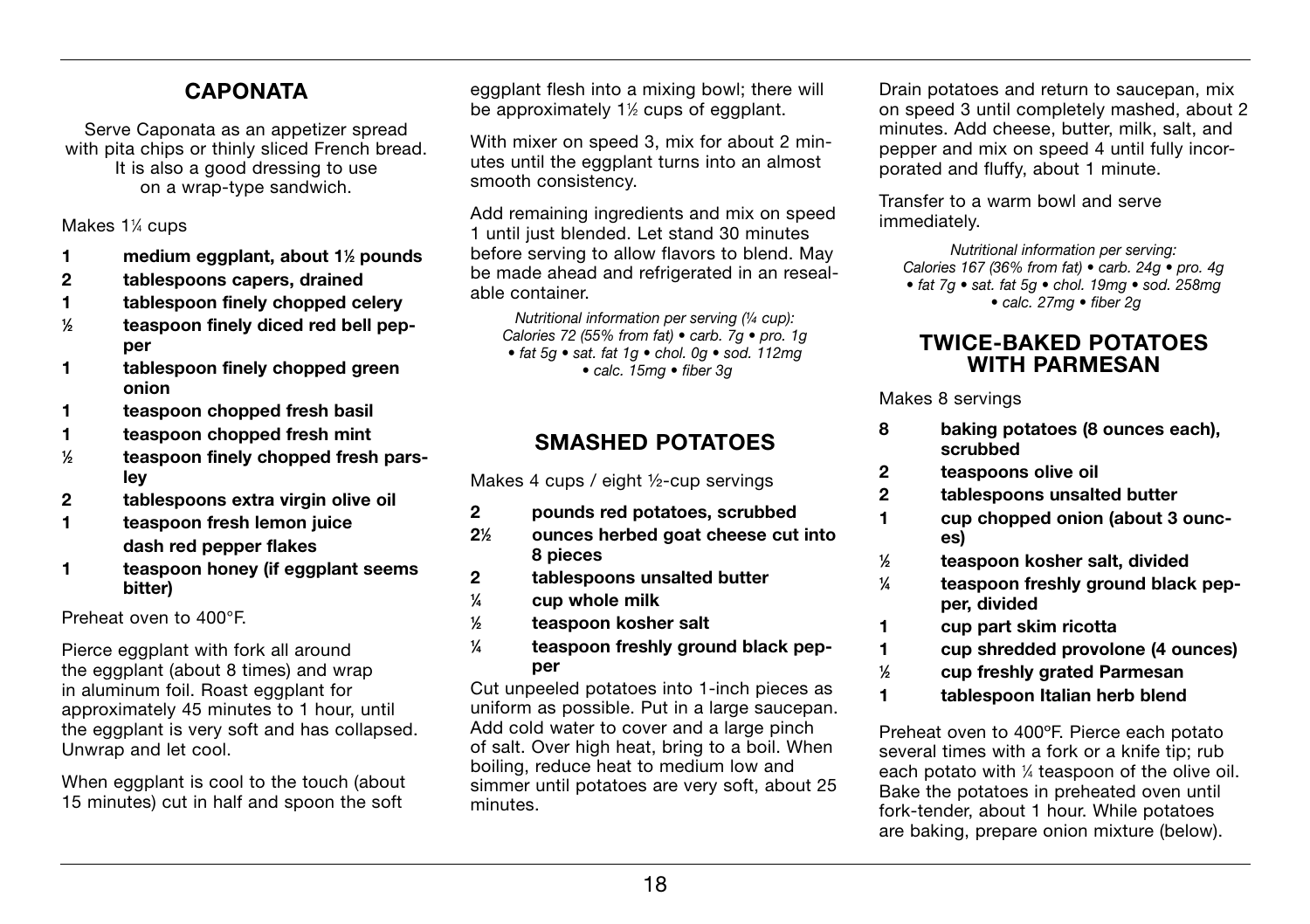## CAPONATA

Serve Caponata as an appetizer spread with pita chips or thinly sliced French bread. It is also a good dressing to use on a wrap-type sandwich.

Makes 1¼ cups

- **1 medium eggplant, about 1½ pounds**
- **2 tablespoons capers, drained**
- **1 tablespoon finely chopped celery**
- **½ teaspoon finely diced red bell pepper**
- **1 tablespoon finely chopped green onion**
- **1 teaspoon chopped fresh basil**
- **1 teaspoon chopped fresh mint**
- **½ teaspoon finely chopped fresh parsley**
- **2 tablespoons extra virgin olive oil**
- **1 teaspoon fresh lemon juice**
- **dash red pepper flakes**
- **1 teaspoon honey (if eggplant seems bitter)**

Preheat oven to 400°F.

Pierce eggplant with fork all around the eggplant (about 8 times) and wrap in aluminum foil. Roast eggplant for approximately 45 minutes to 1 hour, until the eggplant is very soft and has collapsed. Unwrap and let cool.

When eggplant is cool to the touch (about 15 minutes) cut in half and spoon the soft eggplant flesh into a mixing bowl; there will be approximately 1½ cups of eggplant.

With mixer on speed 3, mix for about 2 minutes until the eggplant turns into an almost smooth consistency.

Add remaining ingredients and mix on speed 1 until just blended. Let stand 30 minutes before serving to allow flavors to blend. May be made ahead and refrigerated in an resealable container.

*Nutritional information per serving (¼ cup): Calories 72 (55% from fat) • carb. 7g • pro. 1g • fat 5g • sat. fat 1g • chol. 0g • sod. 112mg • calc. 15mg • fiber 3g*

## SMASHED POTATOES

Makes 4 cups / eight ½-cup servings

- **2 pounds red potatoes, scrubbed**
- **2½ ounces herbed goat cheese cut into 8 pieces**
- **2 tablespoons unsalted butter**
- **¼ cup whole milk**
- **½ teaspoon kosher salt**
- **¼ teaspoon freshly ground black pepper**

Cut unpeeled potatoes into 1-inch pieces as uniform as possible. Put in a large saucepan. Add cold water to cover and a large pinch of salt. Over high heat, bring to a boil. When boiling, reduce heat to medium low and simmer until potatoes are very soft, about 25 minutes.

Drain potatoes and return to saucepan, mix on speed 3 until completely mashed, about 2 minutes. Add cheese, butter, milk, salt, and pepper and mix on speed 4 until fully incorporated and fluffy, about 1 minute.

Transfer to a warm bowl and serve immediately.

*Nutritional information per serving: Calories 167 (36% from fat) • carb. 24g • pro. 4g • fat 7g • sat. fat 5g • chol. 19mg • sod. 258mg • calc. 27mg • fiber 2g*

## TWICE-BAKED POTATOES WITH PARMESAN

Makes 8 servings

- **8 baking potatoes (8 ounces each), scrubbed**
- **2 teaspoons olive oil**
- **2 tablespoons unsalted butter**
- **1 cup chopped onion (about 3 ounces)**
- **½ teaspoon kosher salt, divided**
- **¼ teaspoon freshly ground black pepper, divided**
- **1 cup part skim ricotta**
- **1 cup shredded provolone (4 ounces)**
- **½ cup freshly grated Parmesan**
- **1 tablespoon Italian herb blend**

Preheat oven to 400ºF. Pierce each potato several times with a fork or a knife tip; rub each potato with ¼ teaspoon of the olive oil. Bake the potatoes in preheated oven until fork-tender, about 1 hour. While potatoes are baking, prepare onion mixture (below).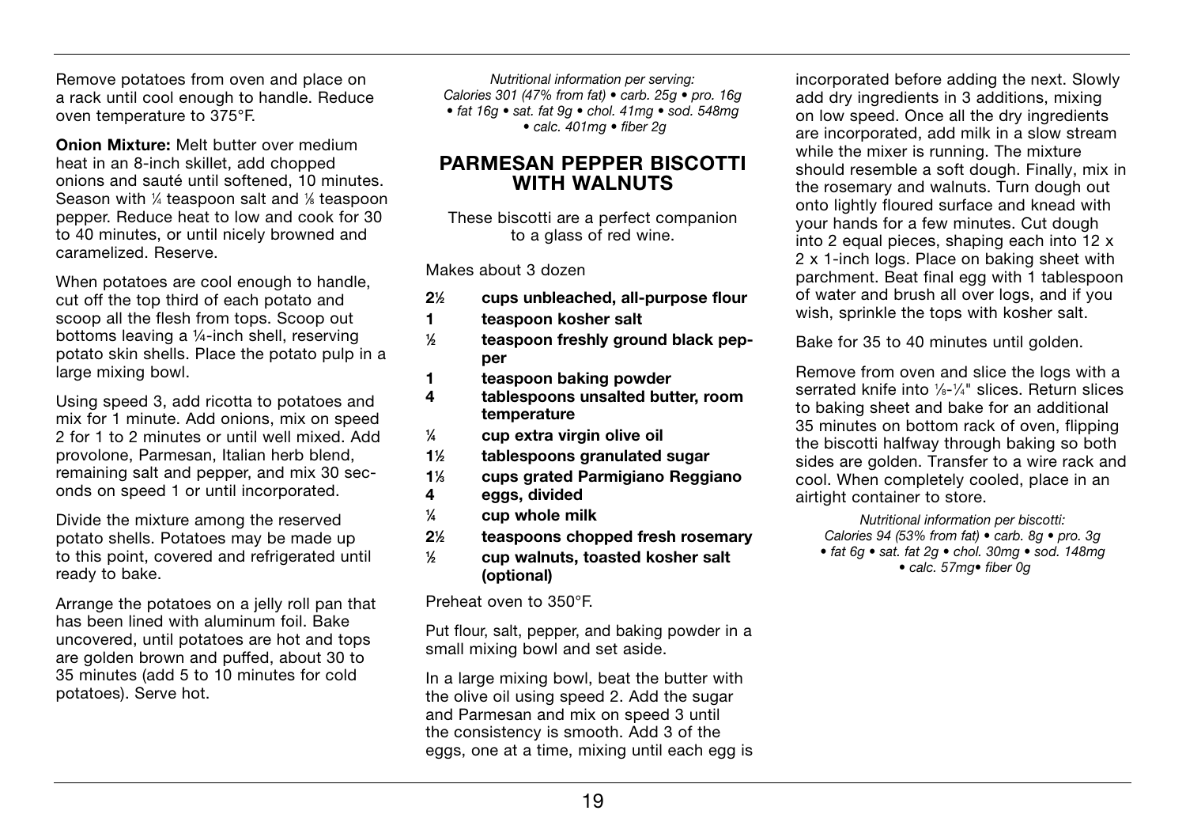Remove potatoes from oven and place on a rack until cool enough to handle. Reduce oven temperature to 375°F.

**Onion Mixture:** Melt butter over medium heat in an 8-inch skillet, add chopped onions and sauté until softened, 10 minutes. Season with ¼ teaspoon salt and ⅛ teaspoon pepper. Reduce heat to low and cook for 30 to 40 minutes, or until nicely browned and caramelized. Reserve.

When potatoes are cool enough to handle, cut off the top third of each potato and scoop all the flesh from tops. Scoop out bottoms leaving a ¼-inch shell, reserving potato skin shells. Place the potato pulp in a large mixing bowl.

Using speed 3, add ricotta to potatoes and mix for 1 minute. Add onions, mix on speed 2 for 1 to 2 minutes or until well mixed. Add provolone, Parmesan, Italian herb blend, remaining salt and pepper, and mix 30 seconds on speed 1 or until incorporated.

Divide the mixture among the reserved potato shells. Potatoes may be made up to this point, covered and refrigerated until ready to bake.

Arrange the potatoes on a jelly roll pan that has been lined with aluminum foil. Bake uncovered, until potatoes are hot and tops are golden brown and puffed, about 30 to 35 minutes (add 5 to 10 minutes for cold potatoes). Serve hot.

*Nutritional information per serving: Calories 301 (47% from fat) • carb. 25g • pro. 16g • fat 16g • sat. fat 9g • chol. 41mg • sod. 548mg • calc. 401mg • fiber 2g*

## PARMESAN PEPPER BISCOTTI WITH WALNUTS

These biscotti are a perfect companion to a glass of red wine.

Makes about 3 dozen

- **2½ cups unbleached, all-purpose flour**
- **1 teaspoon kosher salt**
- **½ teaspoon freshly ground black pepper**
- **1 teaspoon baking powder**
- **4 tablespoons unsalted butter, room temperature**
- **¼ cup extra virgin olive oil**
- **1½ tablespoons granulated sugar**
- **1⅓ cups grated Parmigiano Reggiano**
- **4 eggs, divided**
- **¼ cup whole milk**
- **2½ teaspoons chopped fresh rosemary**
- **½ cup walnuts, toasted kosher salt (optional)**

Preheat oven to 350°F.

Put flour, salt, pepper, and baking powder in a small mixing bowl and set aside.

In a large mixing bowl, beat the butter with the olive oil using speed 2. Add the sugar and Parmesan and mix on speed 3 until the consistency is smooth. Add 3 of the eggs, one at a time, mixing until each egg is incorporated before adding the next. Slowly add dry ingredients in 3 additions, mixing on low speed. Once all the dry ingredients are incorporated, add milk in a slow stream while the mixer is running. The mixture should resemble a soft dough. Finally, mix in the rosemary and walnuts. Turn dough out onto lightly floured surface and knead with your hands for a few minutes. Cut dough into 2 equal pieces, shaping each into 12 x 2 x 1-inch logs. Place on baking sheet with parchment. Beat final egg with 1 tablespoon of water and brush all over logs, and if you wish, sprinkle the tops with kosher salt.

Bake for 35 to 40 minutes until golden.

Remove from oven and slice the logs with a serrated knife into ⅛-¼" slices. Return slices to baking sheet and bake for an additional 35 minutes on bottom rack of oven, flipping the biscotti halfway through baking so both sides are golden. Transfer to a wire rack and cool. When completely cooled, place in an airtight container to store.

*Nutritional information per biscotti: Calories 94 (53% from fat) • carb. 8g • pro. 3g • fat 6g • sat. fat 2g • chol. 30mg • sod. 148mg • calc. 57mg• fiber 0g*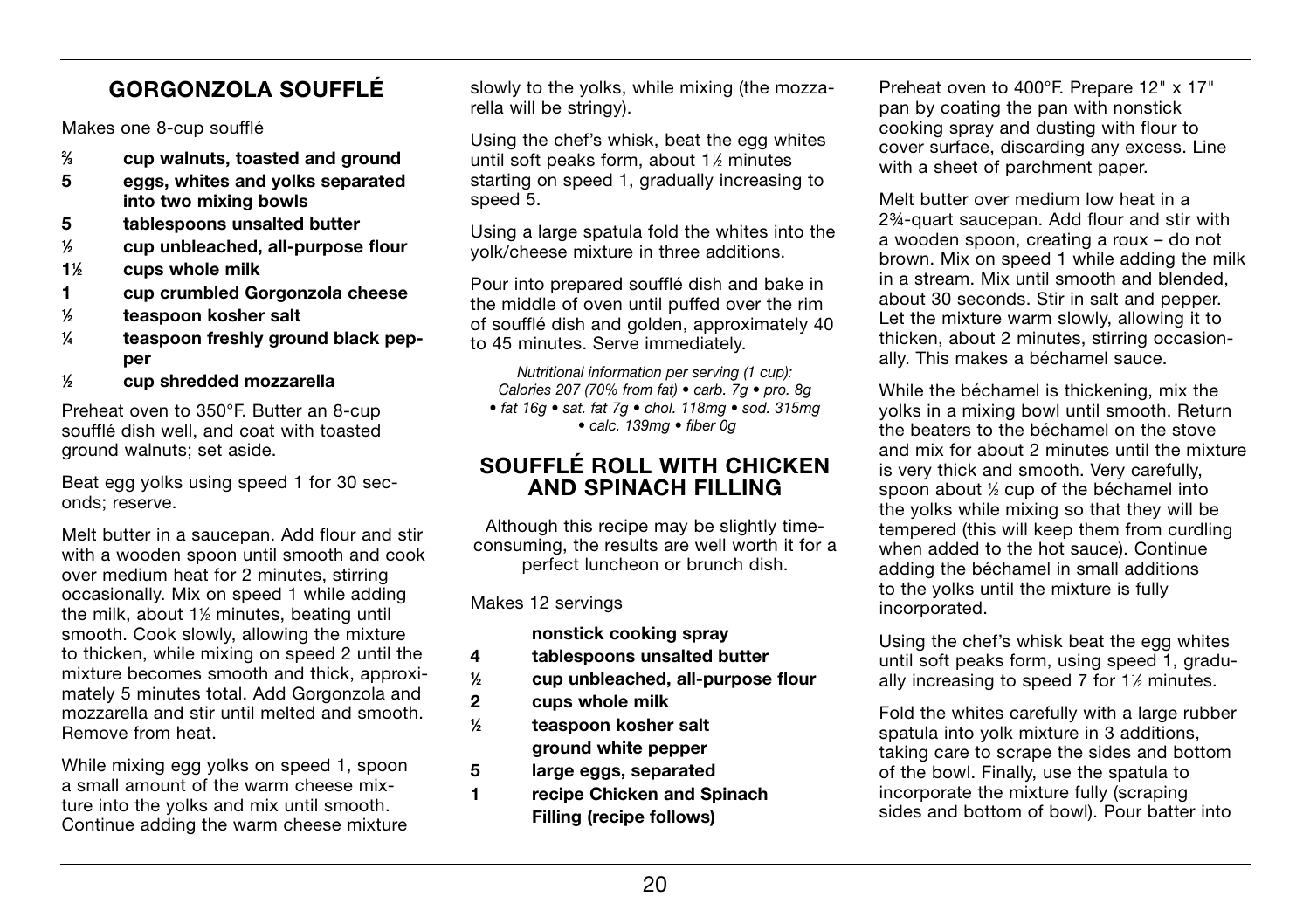## GORGONZOLA SOUFFLÉ

Makes one 8-cup soufflé

- **⅔ cup walnuts, toasted and ground**
- **5 eggs, whites and yolks separated into two mixing bowls**
- **5 tablespoons unsalted butter**
- **½ cup unbleached, all-purpose flour**
- **1½ cups whole milk**
- **1 cup crumbled Gorgonzola cheese**
- **½ teaspoon kosher salt**
- **¼ teaspoon freshly ground black pepper**
- **½ cup shredded mozzarella**

Preheat oven to 350°F. Butter an 8-cup soufflé dish well, and coat with toasted ground walnuts; set aside.

Beat egg yolks using speed 1 for 30 seconds; reserve.

Melt butter in a saucepan. Add flour and stir with a wooden spoon until smooth and cook over medium heat for 2 minutes, stirring occasionally. Mix on speed 1 while adding the milk, about 1½ minutes, beating until smooth. Cook slowly, allowing the mixture to thicken, while mixing on speed 2 until the mixture becomes smooth and thick, approximately 5 minutes total. Add Gorgonzola and mozzarella and stir until melted and smooth. Remove from heat.

While mixing egg yolks on speed 1, spoon a small amount of the warm cheese mixture into the yolks and mix until smooth. Continue adding the warm cheese mixture slowly to the yolks, while mixing (the mozzarella will be stringy).

Using the chef's whisk, beat the egg whites until soft peaks form, about 1½ minutes starting on speed 1, gradually increasing to speed 5.

Using a large spatula fold the whites into the yolk/cheese mixture in three additions.

Pour into prepared soufflé dish and bake in the middle of oven until puffed over the rim of soufflé dish and golden, approximately 40 to 45 minutes. Serve immediately.

*Nutritional information per serving (1 cup): Calories 207 (70% from fat) • carb. 7g • pro. 8g • fat 16g • sat. fat 7g • chol. 118mg • sod. 315mg • calc. 139mg • fiber 0g*

## SOUFFLÉ ROLL WITH CHICKEN AND SPINACH FILLING

Although this recipe may be slightly time-consuming, the results are well worth it for a perfect luncheon or brunch dish.

Makes 12 servings

- **nonstick cooking spray**
- **4 tablespoons unsalted butter**
- **½ cup unbleached, all-purpose flour**
- **2 cups whole milk**
- **½ teaspoon kosher salt**
- **ground white pepper**
- **5 large eggs, separated**
- **1 recipe Chicken and Spinach Filling (recipe follows)**

Preheat oven to 400°F. Prepare 12" x 17" pan by coating the pan with nonstick cooking spray and dusting with flour to cover surface, discarding any excess. Line with a sheet of parchment paper.

Melt butter over medium low heat in a 2¾-quart saucepan. Add flour and stir with a wooden spoon, creating a roux – do not brown. Mix on speed 1 while adding the milk in a stream. Mix until smooth and blended, about 30 seconds. Stir in salt and pepper. Let the mixture warm slowly, allowing it to thicken, about 2 minutes, stirring occasionally. This makes a béchamel sauce.

While the béchamel is thickening, mix the yolks in a mixing bowl until smooth. Return the beaters to the béchamel on the stove and mix for about 2 minutes until the mixture is very thick and smooth. Very carefully, spoon about ½ cup of the béchamel into the yolks while mixing so that they will be tempered (this will keep them from curdling when added to the hot sauce). Continue adding the béchamel in small additions to the yolks until the mixture is fully incorporated.

Using the chef's whisk beat the egg whites until soft peaks form, using speed 1, gradually increasing to speed 7 for 1½ minutes.

Fold the whites carefully with a large rubber spatula into yolk mixture in 3 additions, taking care to scrape the sides and bottom of the bowl. Finally, use the spatula to incorporate the mixture fully (scraping sides and bottom of bowl). Pour batter into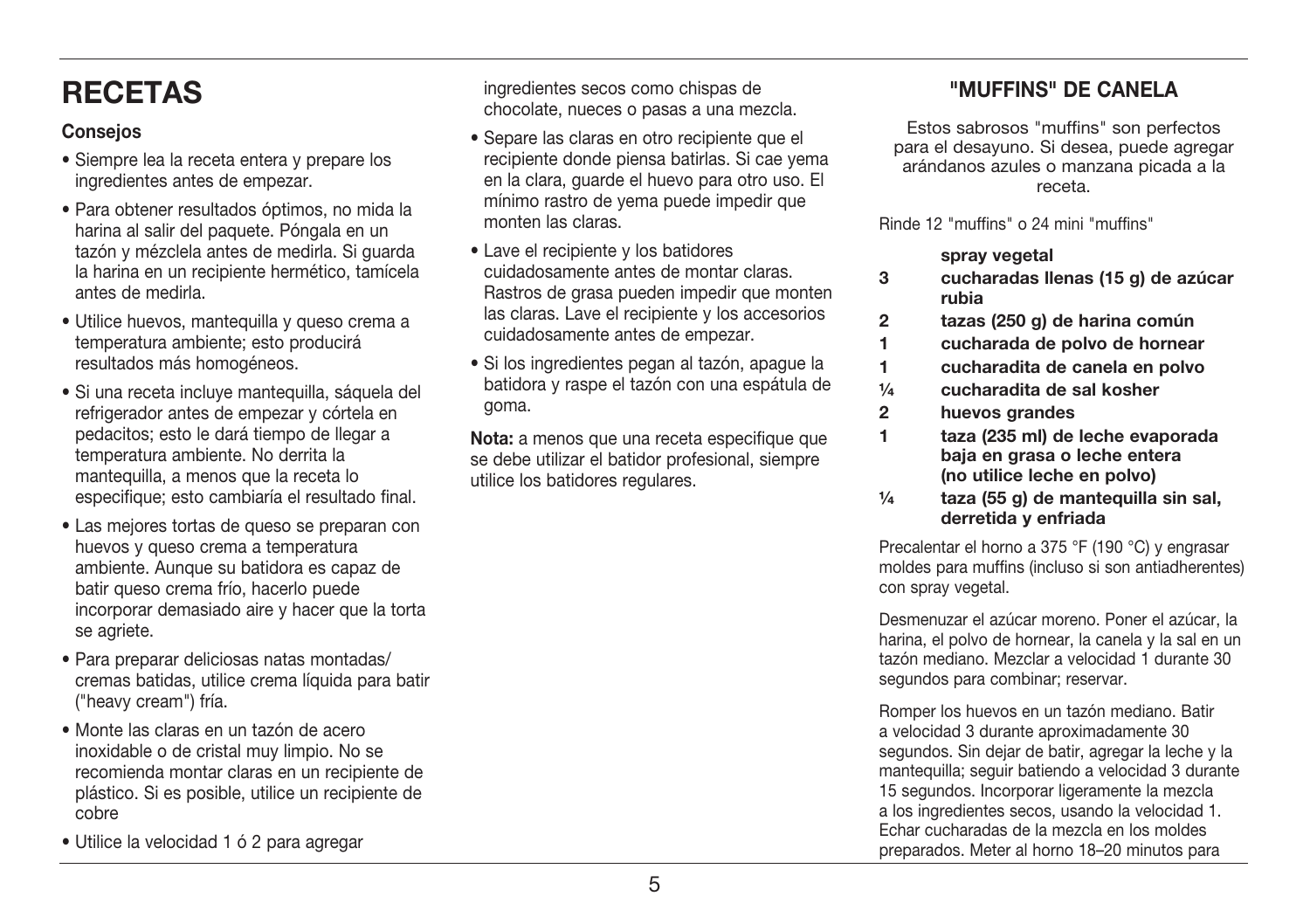# RECETAS

### Consejos

- Siempre lea la receta entera y prepare los ingredientes antes de empezar.
- Para obtener resultados óptimos, no mida la harina al salir del paquete. Póngala en un tazón y mézclela antes de medirla. Si guarda la harina en un recipiente hermético, tamícela antes de medirla.
- Utilice huevos, mantequilla y queso crema a temperatura ambiente; esto producirá resultados más homogéneos.
- Si una receta incluye mantequilla, sáquela del refrigerador antes de empezar y córtela en pedacitos; esto le dará tiempo de llegar a temperatura ambiente. No derrita la mantequilla, a menos que la receta lo especifique; esto cambiaría el resultado final.
- Las mejores tortas de queso se preparan con huevos y queso crema a temperatura ambiente. Aunque su batidora es capaz de batir queso crema frío, hacerlo puede incorporar demasiado aire y hacer que la torta se agriete.
- Para preparar deliciosas natas montadas/ cremas batidas, utilice crema líquida para batir ("heavy cream") fría.
- Monte las claras en un tazón de acero inoxidable o de cristal muy limpio. No se recomienda montar claras en un recipiente de plástico. Si es posible, utilice un recipiente de cobre
- Utilice la velocidad 1 ó 2 para agregar ingredientes secos como chispas de chocolate, nueces o pasas a una mezcla.
- Separe las claras en otro recipiente que el recipiente donde piensa batirlas. Si cae yema en la clara, guarde el huevo para otro uso. El mínimo rastro de yema puede impedir que monten las claras.
- Lave el recipiente y los batidores cuidadosamente antes de montar claras. Rastros de grasa pueden impedir que monten las claras. Lave el recipiente y los accesorios cuidadosamente antes de empezar.
- Si los ingredientes pegan al tazón, apague la batidora y raspe el tazón con una espátula de goma.

**Nota:** a menos que una receta especifique que se debe utilizar el batidor profesional, siempre utilice los batidores regulares.

## "MUFFINS" DE CANELA

Estos sabrosos "muffins" son perfectos para el desayuno. Si desea, puede agregar arándanos azules o manzana picada a la receta.

Rinde 12 "muffins" o 24 mini "muffins"

| | |
|---|---|
| | **spray vegetal** |
| **3** | **cucharadas llenas (15 g) de azúcar rubia** |
| **2** | **tazas (250 g) de harina común** |
| **1** | **cucharada de polvo de hornear** |
| **1** | **cucharadita de canela en polvo** |
| **¼** | **cucharadita de sal kosher** |
| **2** | **huevos grandes** |
| **1** | **taza (235 ml) de leche evaporada baja en grasa o leche entera (no utilice leche en polvo)** |
| **¼** | **taza (55 g) de mantequilla sin sal, derretida y enfriada** |

Precalentar el horno a 375 °F (190 °C) y engrasar moldes para muffins (incluso si son antiadherentes) con spray vegetal.

Desmenuzar el azúcar moreno. Poner el azúcar, la harina, el polvo de hornear, la canela y la sal en un tazón mediano. Mezclar a velocidad 1 durante 30 segundos para combinar; reservar.

Romper los huevos en un tazón mediano. Batir a velocidad 3 durante aproximadamente 30 segundos. Sin dejar de batir, agregar la leche y la mantequilla; seguir batiendo a velocidad 3 durante 15 segundos. Incorporar ligeramente la mezcla a los ingredientes secos, usando la velocidad 1. Echar cucharadas de la mezcla en los moldes preparados. Meter al horno 18–20 minutos para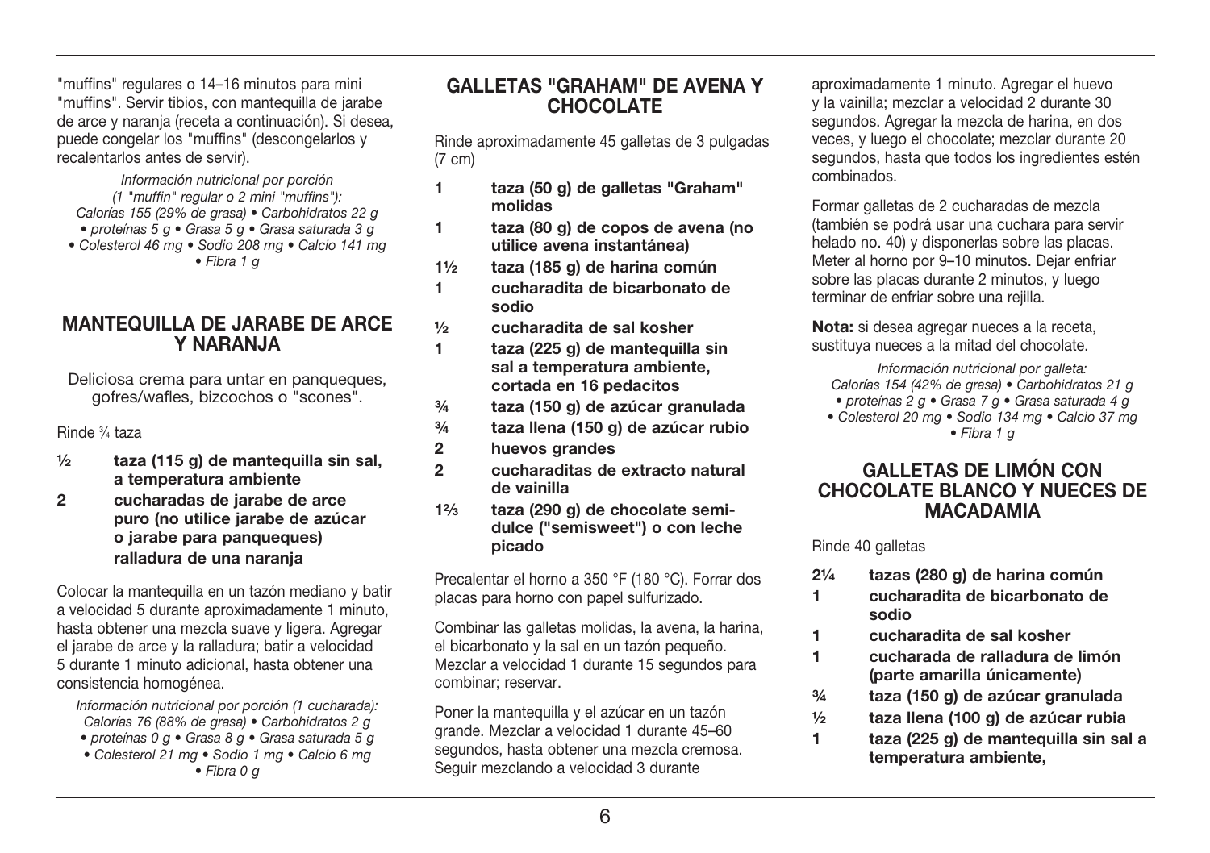"muffins" regulares o 14–16 minutos para mini "muffins". Servir tibios, con mantequilla de jarabe de arce y naranja (receta a continuación). Si desea, puede congelar los "muffins" (descongelarlos y recalentarlos antes de servir).

*Información nutricional por porción (1 "muffin" regular o 2 mini "muffins"): Calorías 155 (29% de grasa) • Carbohidratos 22 g • proteínas 5 g • Grasa 5 g • Grasa saturada 3 g • Colesterol 46 mg • Sodio 208 mg • Calcio 141 mg • Fibra 1 g*

## MANTEQUILLA DE JARABE DE ARCE Y NARANJA

Deliciosa crema para untar en panqueques, gofres/wafles, bizcochos o "scones".

Rinde ¾ taza

- **½ taza (115 g) de mantequilla sin sal, a temperatura ambiente**
- **2 cucharadas de jarabe de arce puro (no utilice jarabe de azúcar o jarabe para panqueques)**
- **ralladura de una naranja**

Colocar la mantequilla en un tazón mediano y batir a velocidad 5 durante aproximadamente 1 minuto, hasta obtener una mezcla suave y ligera. Agregar el jarabe de arce y la ralladura; batir a velocidad 5 durante 1 minuto adicional, hasta obtener una consistencia homogénea.

*Información nutricional por porción (1 cucharada): Calorías 76 (88% de grasa) • Carbohidratos 2 g • proteínas 0 g • Grasa 8 g • Grasa saturada 5 g • Colesterol 21 mg • Sodio 1 mg • Calcio 6 mg • Fibra 0 g*

## GALLETAS "GRAHAM" DE AVENA Y CHOCOLATE

Rinde aproximadamente 45 galletas de 3 pulgadas (7 cm)

- **1 taza (50 g) de galletas "Graham" molidas**
- **1 taza (80 g) de copos de avena (no utilice avena instantánea)**
- **1½ taza (185 g) de harina común**
- **1 cucharadita de bicarbonato de sodio**
- **½ cucharadita de sal kosher**
- **1 taza (225 g) de mantequilla sin sal a temperatura ambiente, cortada en 16 pedacitos**
- **¾ taza (150 g) de azúcar granulada**
- **¾ taza llena (150 g) de azúcar rubio**
- **2 huevos grandes**
- **2 cucharaditas de extracto natural de vainilla**
- **1⅔ taza (290 g) de chocolate semi-dulce ("semisweet") o con leche picado**

Precalentar el horno a 350 °F (180 °C). Forrar dos placas para horno con papel sulfurizado.

Combinar las galletas molidas, la avena, la harina, el bicarbonato y la sal en un tazón pequeño. Mezclar a velocidad 1 durante 15 segundos para combinar; reservar.

Poner la mantequilla y el azúcar en un tazón grande. Mezclar a velocidad 1 durante 45–60 segundos, hasta obtener una mezcla cremosa. Seguir mezclando a velocidad 3 durante aproximadamente 1 minuto. Agregar el huevo y la vainilla; mezclar a velocidad 2 durante 30 segundos. Agregar la mezcla de harina, en dos veces, y luego el chocolate; mezclar durante 20 segundos, hasta que todos los ingredientes estén combinados.

Formar galletas de 2 cucharadas de mezcla (también se podrá usar una cuchara para servir helado no. 40) y disponerlas sobre las placas. Meter al horno por 9–10 minutos. Dejar enfriar sobre las placas durante 2 minutos, y luego terminar de enfriar sobre una rejilla.

**Nota:** si desea agregar nueces a la receta, sustituya nueces a la mitad del chocolate.

*Información nutricional por galleta: Calorías 154 (42% de grasa) • Carbohidratos 21 g • proteínas 2 g • Grasa 7 g • Grasa saturada 4 g • Colesterol 20 mg • Sodio 134 mg • Calcio 37 mg • Fibra 1 g*

## GALLETAS DE LIMÓN CON CHOCOLATE BLANCO Y NUECES DE MACADAMIA

Rinde 40 galletas

- **2¼ tazas (280 g) de harina común**
- **1 cucharadita de bicarbonato de sodio**
- **1 cucharadita de sal kosher**
- **1 cucharada de ralladura de limón (parte amarilla únicamente)**
- **¾ taza (150 g) de azúcar granulada**
- **½ taza llena (100 g) de azúcar rubia**
- **1 taza (225 g) de mantequilla sin sal a temperatura ambiente,**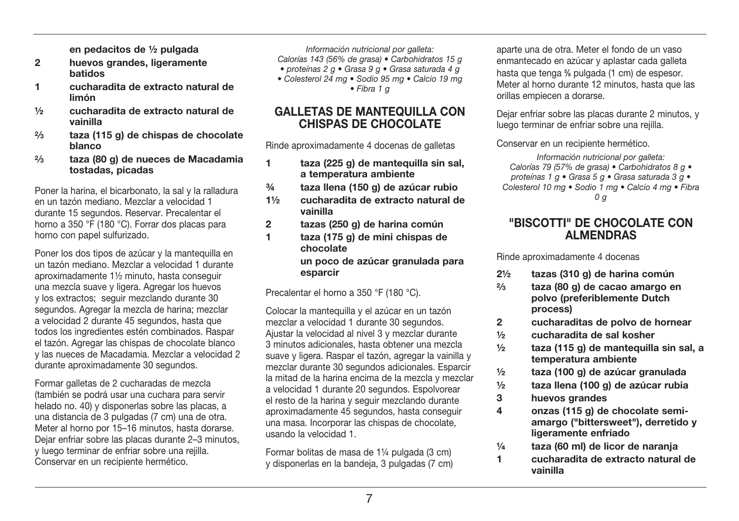**en pedacitos de ½ pulgada**

- **2** **huevos grandes, ligeramente batidos**
- **1** **cucharadita de extracto natural de limón**
- **½** **cucharadita de extracto natural de vainilla**
- **⅔** **taza (115 g) de chispas de chocolate blanco**
- **⅔** **taza (80 g) de nueces de Macadamia tostadas, picadas**

Poner la harina, el bicarbonato, la sal y la ralladura en un tazón mediano. Mezclar a velocidad 1 durante 15 segundos. Reservar. Precalentar el horno a 350 °F (180 °C). Forrar dos placas para horno con papel sulfurizado.

Poner los dos tipos de azúcar y la mantequilla en un tazón mediano. Mezclar a velocidad 1 durante aproximadamente 1½ minuto, hasta conseguir una mezcla suave y ligera. Agregar los huevos y los extractos; seguir mezclando durante 30 segundos. Agregar la mezcla de harina; mezclar a velocidad 2 durante 45 segundos, hasta que todos los ingredientes estén combinados. Raspar el tazón. Agregar las chispas de chocolate blanco y las nueces de Macadamia. Mezclar a velocidad 2 durante aproximadamente 30 segundos.

Formar galletas de 2 cucharadas de mezcla (también se podrá usar una cuchara para servir helado no. 40) y disponerlas sobre las placas, a una distancia de 3 pulgadas (7 cm) una de otra. Meter al horno por 15–16 minutos, hasta dorarse. Dejar enfriar sobre las placas durante 2–3 minutos, y luego terminar de enfriar sobre una rejilla. Conservar en un recipiente hermético.

*Información nutricional por galleta:*
*Calorías 143 (56% de grasa) • Carbohidratos 15 g • proteínas 2 g • Grasa 9 g • Grasa saturada 4 g • Colesterol 24 mg • Sodio 95 mg • Calcio 19 mg • Fibra 1 g*

## GALLETAS DE MANTEQUILLA CON CHISPAS DE CHOCOLATE

Rinde aproximadamente 4 docenas de galletas

- **1** **taza (225 g) de mantequilla sin sal, a temperatura ambiente**
- **¾** **taza llena (150 g) de azúcar rubio**
- **1½** **cucharadita de extracto natural de vainilla**
- **2** **tazas (250 g) de harina común**
- **1** **taza (175 g) de mini chispas de chocolate**
  **un poco de azúcar granulada para esparcir**

Precalentar el horno a 350 °F (180 °C).

Colocar la mantequilla y el azúcar en un tazón mezclar a velocidad 1 durante 30 segundos. Ajustar la velocidad al nivel 3 y mezclar durante 3 minutos adicionales, hasta obtener una mezcla suave y ligera. Raspar el tazón, agregar la vainilla y mezclar durante 30 segundos adicionales. Esparcir la mitad de la harina encima de la mezcla y mezclar a velocidad 1 durante 20 segundos. Espolvorear el resto de la harina y seguir mezclando durante aproximadamente 45 segundos, hasta conseguir una masa. Incorporar las chispas de chocolate, usando la velocidad 1.

Formar bolitas de masa de 1¼ pulgada (3 cm) y disponerlas en la bandeja, 3 pulgadas (7 cm) aparte una de otra. Meter el fondo de un vaso enmantecado en azúcar y aplastar cada galleta hasta que tenga ⅜ pulgada (1 cm) de espesor. Meter al horno durante 12 minutos, hasta que las orillas empiecen a dorarse.

Dejar enfriar sobre las placas durante 2 minutos, y luego terminar de enfriar sobre una rejilla.

Conservar en un recipiente hermético.

*Información nutricional por galleta:*
*Calorías 79 (57% de grasa) • Carbohidratos 8 g • proteínas 1 g • Grasa 5 g • Grasa saturada 3 g • Colesterol 10 mg • Sodio 1 mg • Calcio 4 mg • Fibra 0 g*

## "BISCOTTI" DE CHOCOLATE CON ALMENDRAS

Rinde aproximadamente 4 docenas

- **2½** **tazas (310 g) de harina común**
- **⅔** **taza (80 g) de cacao amargo en polvo (preferiblemente Dutch process)**
- **2** **cucharaditas de polvo de hornear**
- **½** **cucharadita de sal kosher**
- **½** **taza (115 g) de mantequilla sin sal, a temperatura ambiente**
- **½** **taza (100 g) de azúcar granulada**
- **½** **taza llena (100 g) de azúcar rubia**
- **3** **huevos grandes**
- **4** **onzas (115 g) de chocolate semi-amargo ("bittersweet"), derretido y ligeramente enfriado**
- **¼** **taza (60 ml) de licor de naranja**
- **1** **cucharadita de extracto natural de vainilla**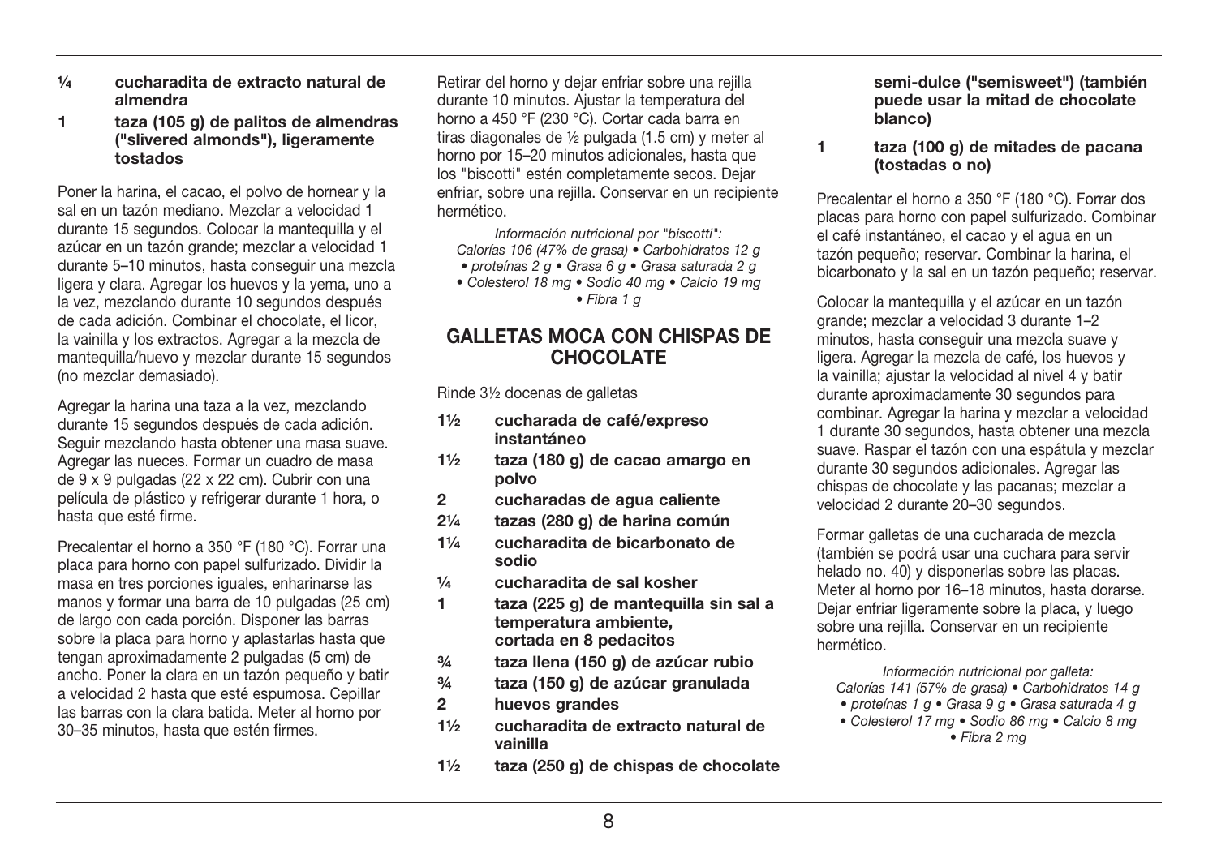**¼ cucharadita de extracto natural de almendra**

**1 taza (105 g) de palitos de almendras ("slivered almonds"), ligeramente tostados**

Poner la harina, el cacao, el polvo de hornear y la sal en un tazón mediano. Mezclar a velocidad 1 durante 15 segundos. Colocar la mantequilla y el azúcar en un tazón grande; mezclar a velocidad 1 durante 5–10 minutos, hasta conseguir una mezcla ligera y clara. Agregar los huevos y la yema, uno a la vez, mezclando durante 10 segundos después de cada adición. Combinar el chocolate, el licor, la vainilla y los extractos. Agregar a la mezcla de mantequilla/huevo y mezclar durante 15 segundos (no mezclar demasiado).

Agregar la harina una taza a la vez, mezclando durante 15 segundos después de cada adición. Seguir mezclando hasta obtener una masa suave. Agregar las nueces. Formar un cuadro de masa de 9 x 9 pulgadas (22 x 22 cm). Cubrir con una película de plástico y refrigerar durante 1 hora, o hasta que esté firme.

Precalentar el horno a 350 °F (180 °C). Forrar una placa para horno con papel sulfurizado. Dividir la masa en tres porciones iguales, enharinarse las manos y formar una barra de 10 pulgadas (25 cm) de largo con cada porción. Disponer las barras sobre la placa para horno y aplastarlas hasta que tengan aproximadamente 2 pulgadas (5 cm) de ancho. Poner la clara en un tazón pequeño y batir a velocidad 2 hasta que esté espumosa. Cepillar las barras con la clara batida. Meter al horno por 30–35 minutos, hasta que estén firmes.

Retirar del horno y dejar enfriar sobre una rejilla durante 10 minutos. Ajustar la temperatura del horno a 450 °F (230 °C). Cortar cada barra en tiras diagonales de ½ pulgada (1.5 cm) y meter al horno por 15–20 minutos adicionales, hasta que los "biscotti" estén completamente secos. Dejar enfriar, sobre una rejilla. Conservar en un recipiente hermético.

*Información nutricional por "biscotti": Calorías 106 (47% de grasa) • Carbohidratos 12 g • proteínas 2 g • Grasa 6 g • Grasa saturada 2 g • Colesterol 18 mg • Sodio 40 mg • Calcio 19 mg • Fibra 1 g*

## GALLETAS MOCA CON CHISPAS DE CHOCOLATE

Rinde 3½ docenas de galletas

**1½ cucharada de café/expreso instantáneo**

**1½ taza (180 g) de cacao amargo en polvo**

**2 cucharadas de agua caliente**

**2¼ tazas (280 g) de harina común**

**1¼ cucharadita de bicarbonato de sodio**

**¼ cucharadita de sal kosher**

**1 taza (225 g) de mantequilla sin sal a temperatura ambiente, cortada en 8 pedacitos**

**¾ taza llena (150 g) de azúcar rubio**

**¾ taza (150 g) de azúcar granulada**

**2 huevos grandes**

**1½ cucharadita de extracto natural de vainilla**

**1½ taza (250 g) de chispas de chocolate semi-dulce ("semisweet") (también puede usar la mitad de chocolate blanco)**

**1 taza (100 g) de mitades de pacana (tostadas o no)**

Precalentar el horno a 350 °F (180 °C). Forrar dos placas para horno con papel sulfurizado. Combinar el café instantáneo, el cacao y el agua en un tazón pequeño; reservar. Combinar la harina, el bicarbonato y la sal en un tazón pequeño; reservar.

Colocar la mantequilla y el azúcar en un tazón grande; mezclar a velocidad 3 durante 1–2 minutos, hasta conseguir una mezcla suave y ligera. Agregar la mezcla de café, los huevos y la vainilla; ajustar la velocidad al nivel 4 y batir durante aproximadamente 30 segundos para combinar. Agregar la harina y mezclar a velocidad 1 durante 30 segundos, hasta obtener una mezcla suave. Raspar el tazón con una espátula y mezclar durante 30 segundos adicionales. Agregar las chispas de chocolate y las pacanas; mezclar a velocidad 2 durante 20–30 segundos.

Formar galletas de una cucharada de mezcla (también se podrá usar una cuchara para servir helado no. 40) y disponerlas sobre las placas. Meter al horno por 16–18 minutos, hasta dorarse. Dejar enfriar ligeramente sobre la placa, y luego sobre una rejilla. Conservar en un recipiente hermético.

*Información nutricional por galleta: Calorías 141 (57% de grasa) • Carbohidratos 14 g • proteínas 1 g • Grasa 9 g • Grasa saturada 4 g • Colesterol 17 mg • Sodio 86 mg • Calcio 8 mg • Fibra 2 mg*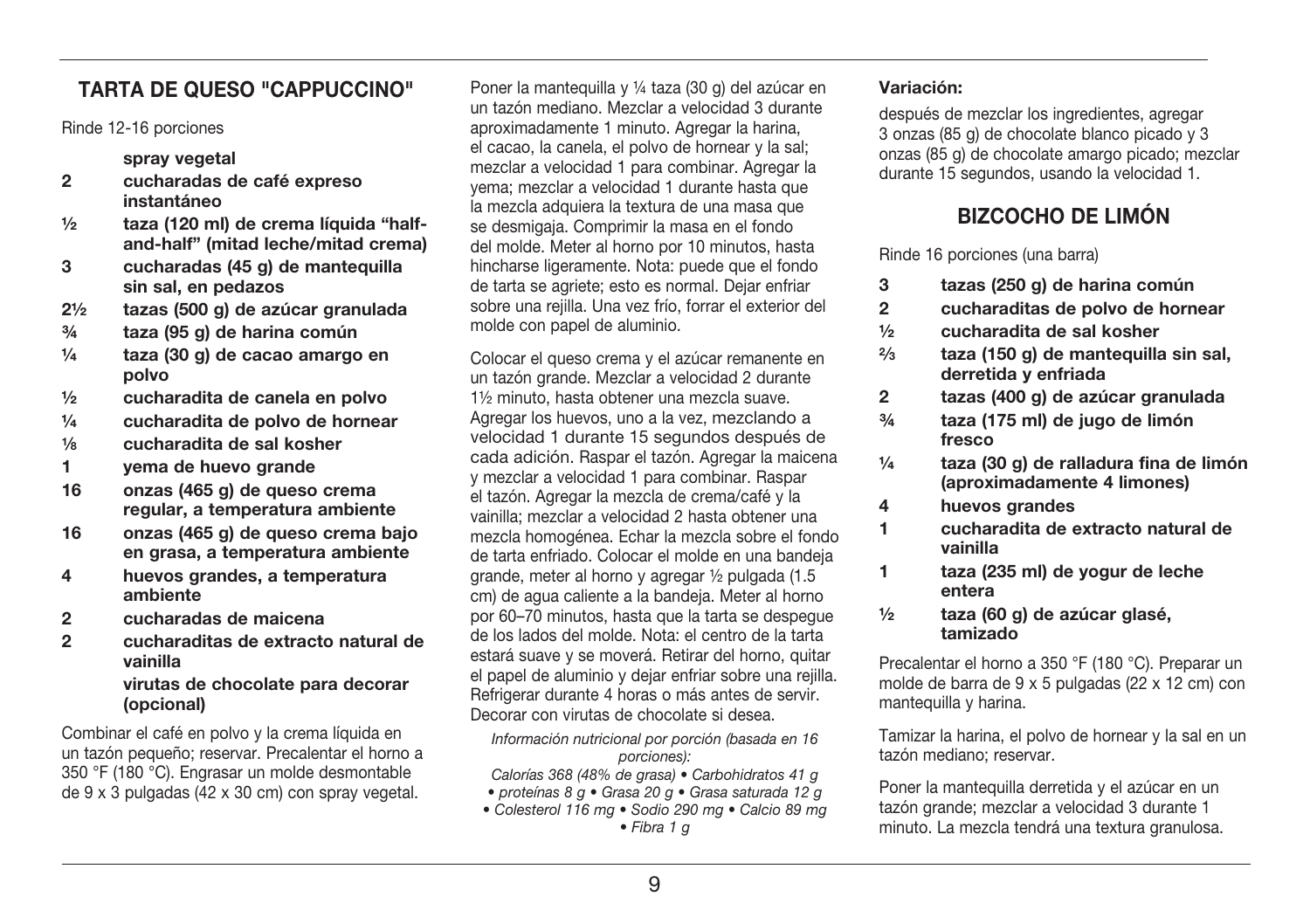## TARTA DE QUESO "CAPPUCCINO"

Rinde 12-16 porciones

- **spray vegetal**
- **2 cucharadas de café expreso instantáneo**
- **½ taza (120 ml) de crema líquida "half-and-half" (mitad leche/mitad crema)**
- **3 cucharadas (45 g) de mantequilla sin sal, en pedazos**
- **2½ tazas (500 g) de azúcar granulada**
- **¾ taza (95 g) de harina común**
- **¼ taza (30 g) de cacao amargo en polvo**
- **½ cucharadita de canela en polvo**
- **¼ cucharadita de polvo de hornear**
- **⅛ cucharadita de sal kosher**
- **1 yema de huevo grande**
- **16 onzas (465 g) de queso crema regular, a temperatura ambiente**
- **16 onzas (465 g) de queso crema bajo en grasa, a temperatura ambiente**
- **4 huevos grandes, a temperatura ambiente**
- **2 cucharadas de maicena**
- **2 cucharaditas de extracto natural de vainilla**
- **virutas de chocolate para decorar (opcional)**

Combinar el café en polvo y la crema líquida en un tazón pequeño; reservar. Precalentar el horno a 350 °F (180 °C). Engrasar un molde desmontable de 9 x 3 pulgadas (42 x 30 cm) con spray vegetal.

Poner la mantequilla y ¼ taza (30 g) del azúcar en un tazón mediano. Mezclar a velocidad 3 durante aproximadamente 1 minuto. Agregar la harina, el cacao, la canela, el polvo de hornear y la sal; mezclar a velocidad 1 para combinar. Agregar la yema; mezclar a velocidad 1 durante hasta que la mezcla adquiera la textura de una masa que se desmigaja. Comprimir la masa en el fondo del molde. Meter al horno por 10 minutos, hasta hincharse ligeramente. Nota: puede que el fondo de tarta se agriete; esto es normal. Dejar enfriar sobre una rejilla. Una vez frío, forrar el exterior del molde con papel de aluminio.

Colocar el queso crema y el azúcar remanente en un tazón grande. Mezclar a velocidad 2 durante 1½ minuto, hasta obtener una mezcla suave. Agregar los huevos, uno a la vez, mezclando a velocidad 1 durante 15 segundos después de cada adición. Raspar el tazón. Agregar la maicena y mezclar a velocidad 1 para combinar. Raspar el tazón. Agregar la mezcla de crema/café y la vainilla; mezclar a velocidad 2 hasta obtener una mezcla homogénea. Echar la mezcla sobre el fondo de tarta enfriado. Colocar el molde en una bandeja grande, meter al horno y agregar ½ pulgada (1.5 cm) de agua caliente a la bandeja. Meter al horno por 60–70 minutos, hasta que la tarta se despegue de los lados del molde. Nota: el centro de la tarta estará suave y se moverá. Retirar del horno, quitar el papel de aluminio y dejar enfriar sobre una rejilla. Refrigerar durante 4 horas o más antes de servir. Decorar con virutas de chocolate si desea.

*Información nutricional por porción (basada en 16 porciones):*
*Calorías 368 (48% de grasa) • Carbohidratos 41 g • proteínas 8 g • Grasa 20 g • Grasa saturada 12 g • Colesterol 116 mg • Sodio 290 mg • Calcio 89 mg • Fibra 1 g*

**Variación:**

después de mezclar los ingredientes, agregar 3 onzas (85 g) de chocolate blanco picado y 3 onzas (85 g) de chocolate amargo picado; mezclar durante 15 segundos, usando la velocidad 1.

## BIZCOCHO DE LIMÓN

Rinde 16 porciones (una barra)

- **3 tazas (250 g) de harina común**
- **2 cucharaditas de polvo de hornear**
- **½ cucharadita de sal kosher**
- **⅔ taza (150 g) de mantequilla sin sal, derretida y enfriada**
- **2 tazas (400 g) de azúcar granulada**
- **¾ taza (175 ml) de jugo de limón fresco**
- **¼ taza (30 g) de ralladura fina de limón (aproximadamente 4 limones)**
- **4 huevos grandes**
- **1 cucharadita de extracto natural de vainilla**
- **1 taza (235 ml) de yogur de leche entera**
- **½ taza (60 g) de azúcar glasé, tamizado**

Precalentar el horno a 350 °F (180 °C). Preparar un molde de barra de 9 x 5 pulgadas (22 x 12 cm) con mantequilla y harina.

Tamizar la harina, el polvo de hornear y la sal en un tazón mediano; reservar.

Poner la mantequilla derretida y el azúcar en un tazón grande; mezclar a velocidad 3 durante 1 minuto. La mezcla tendrá una textura granulosa.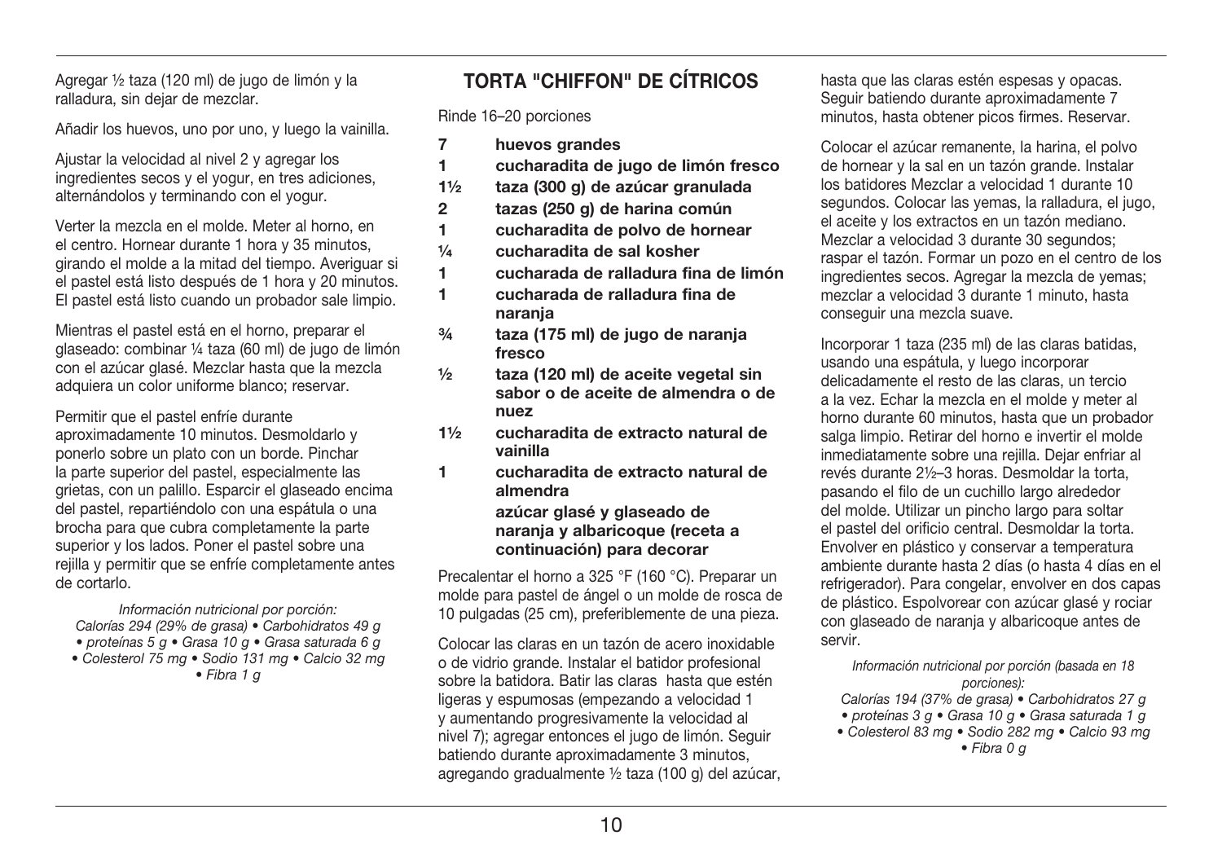Agregar ½ taza (120 ml) de jugo de limón y la ralladura, sin dejar de mezclar.

Añadir los huevos, uno por uno, y luego la vainilla.

Ajustar la velocidad al nivel 2 y agregar los ingredientes secos y el yogur, en tres adiciones, alternándolos y terminando con el yogur.

Verter la mezcla en el molde. Meter al horno, en el centro. Hornear durante 1 hora y 35 minutos, girando el molde a la mitad del tiempo. Averiguar si el pastel está listo después de 1 hora y 20 minutos. El pastel está listo cuando un probador sale limpio.

Mientras el pastel está en el horno, preparar el glaseado: combinar ¼ taza (60 ml) de jugo de limón con el azúcar glasé. Mezclar hasta que la mezcla adquiera un color uniforme blanco; reservar.

Permitir que el pastel enfríe durante aproximadamente 10 minutos. Desmoldarlo y ponerlo sobre un plato con un borde. Pinchar la parte superior del pastel, especialmente las grietas, con un palillo. Esparcir el glaseado encima del pastel, repartiéndolo con una espátula o una brocha para que cubra completamente la parte superior y los lados. Poner el pastel sobre una rejilla y permitir que se enfríe completamente antes de cortarlo.

*Información nutricional por porción:*
*Calorías 294 (29% de grasa) • Carbohidratos 49 g • proteínas 5 g • Grasa 10 g • Grasa saturada 6 g • Colesterol 75 mg • Sodio 131 mg • Calcio 32 mg • Fibra 1 g*

## TORTA "CHIFFON" DE CÍTRICOS

Rinde 16–20 porciones

- **7 huevos grandes**
- **1 cucharadita de jugo de limón fresco**
- **1½ taza (300 g) de azúcar granulada**
- **2 tazas (250 g) de harina común**
- **1 cucharadita de polvo de hornear**
- **¼ cucharadita de sal kosher**
- **1 cucharada de ralladura fina de limón**
- **1 cucharada de ralladura fina de naranja**
- **¾ taza (175 ml) de jugo de naranja fresco**
- **½ taza (120 ml) de aceite vegetal sin sabor o de aceite de almendra o de nuez**
- **1½ cucharadita de extracto natural de vainilla**
- **1 cucharadita de extracto natural de almendra**
- **azúcar glasé y glaseado de naranja y albaricoque (receta a continuación) para decorar**

Precalentar el horno a 325 °F (160 °C). Preparar un molde para pastel de ángel o un molde de rosca de 10 pulgadas (25 cm), preferiblemente de una pieza.

Colocar las claras en un tazón de acero inoxidable o de vidrio grande. Instalar el batidor profesional sobre la batidora. Batir las claras hasta que estén ligeras y espumosas (empezando a velocidad 1 y aumentando progresivamente la velocidad al nivel 7); agregar entonces el jugo de limón. Seguir batiendo durante aproximadamente 3 minutos, agregando gradualmente ½ taza (100 g) del azúcar, hasta que las claras estén espesas y opacas. Seguir batiendo durante aproximadamente 7 minutos, hasta obtener picos firmes. Reservar.

Colocar el azúcar remanente, la harina, el polvo de hornear y la sal en un tazón grande. Instalar los batidores Mezclar a velocidad 1 durante 10 segundos. Colocar las yemas, la ralladura, el jugo, el aceite y los extractos en un tazón mediano. Mezclar a velocidad 3 durante 30 segundos; raspar el tazón. Formar un pozo en el centro de los ingredientes secos. Agregar la mezcla de yemas; mezclar a velocidad 3 durante 1 minuto, hasta conseguir una mezcla suave.

Incorporar 1 taza (235 ml) de las claras batidas, usando una espátula, y luego incorporar delicadamente el resto de las claras, un tercio a la vez. Echar la mezcla en el molde y meter al horno durante 60 minutos, hasta que un probador salga limpio. Retirar del horno e invertir el molde inmediatamente sobre una rejilla. Dejar enfriar al revés durante 2½–3 horas. Desmoldar la torta, pasando el filo de un cuchillo largo alrededor del molde. Utilizar un pincho largo para soltar el pastel del orificio central. Desmoldar la torta. Envolver en plástico y conservar a temperatura ambiente durante hasta 2 días (o hasta 4 días en el refrigerador). Para congelar, envolver en dos capas de plástico. Espolvorear con azúcar glasé y rociar con glaseado de naranja y albaricoque antes de servir.

*Información nutricional por porción (basada en 18 porciones):*
*Calorías 194 (37% de grasa) • Carbohidratos 27 g • proteínas 3 g • Grasa 10 g • Grasa saturada 1 g • Colesterol 83 mg • Sodio 282 mg • Calcio 93 mg • Fibra 0 g*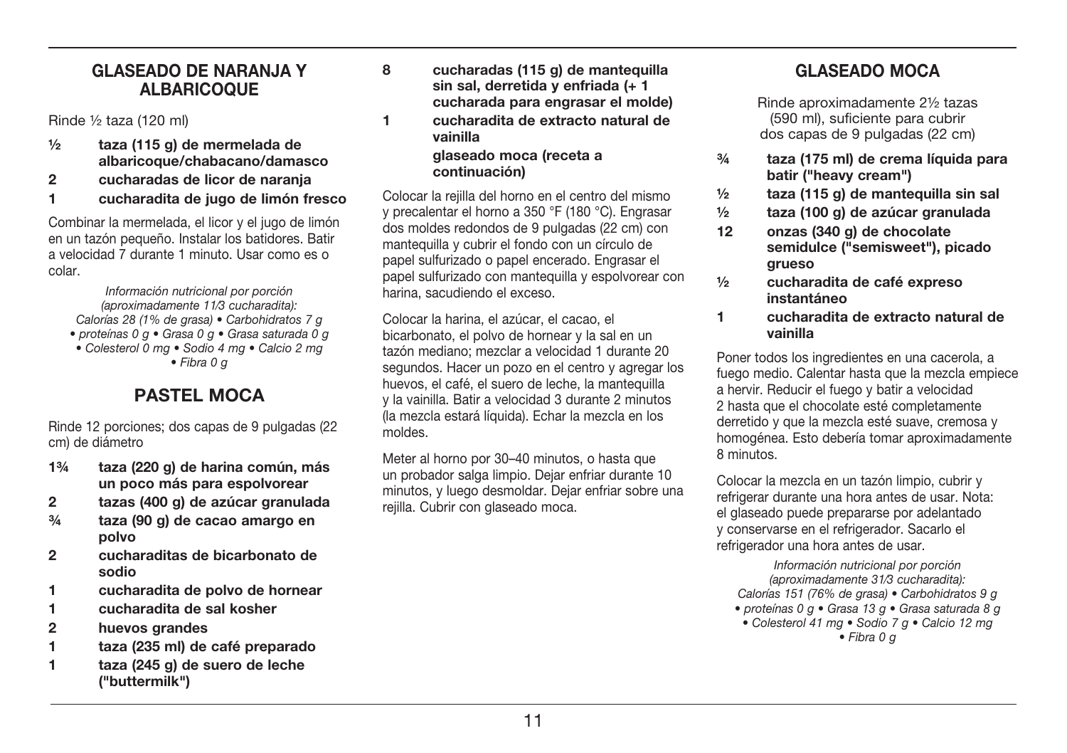## GLASEADO DE NARANJA Y ALBARICOQUE

Rinde ½ taza (120 ml)

- **½ taza (115 g) de mermelada de albaricoque/chabacano/damasco**
- **2 cucharadas de licor de naranja**
- **1 cucharadita de jugo de limón fresco**

Combinar la mermelada, el licor y el jugo de limón en un tazón pequeño. Instalar los batidores. Batir a velocidad 7 durante 1 minuto. Usar como es o colar.

*Información nutricional por porción (aproximadamente 11⁄3 cucharadita): Calorías 28 (1% de grasa) • Carbohidratos 7 g • proteínas 0 g • Grasa 0 g • Grasa saturada 0 g • Colesterol 0 mg • Sodio 4 mg • Calcio 2 mg • Fibra 0 g*

## PASTEL MOCA

Rinde 12 porciones; dos capas de 9 pulgadas (22 cm) de diámetro

- **1¾ taza (220 g) de harina común, más un poco más para espolvorear**
- **2 tazas (400 g) de azúcar granulada**
- **¾ taza (90 g) de cacao amargo en polvo**
- **2 cucharaditas de bicarbonato de sodio**
- **1 cucharadita de polvo de hornear**
- **1 cucharadita de sal kosher**
- **2 huevos grandes**
- **1 taza (235 ml) de café preparado**
- **1 taza (245 g) de suero de leche ("buttermilk")**
- **8 cucharadas (115 g) de mantequilla sin sal, derretida y enfriada (+ 1 cucharada para engrasar el molde)**
- **1 cucharadita de extracto natural de vainilla**
- **glaseado moca (receta a continuación)**

Colocar la rejilla del horno en el centro del mismo y precalentar el horno a 350 °F (180 °C). Engrasar dos moldes redondos de 9 pulgadas (22 cm) con mantequilla y cubrir el fondo con un círculo de papel sulfurizado o papel encerado. Engrasar el papel sulfurizado con mantequilla y espolvorear con harina, sacudiendo el exceso.

Colocar la harina, el azúcar, el cacao, el bicarbonato, el polvo de hornear y la sal en un tazón mediano; mezclar a velocidad 1 durante 20 segundos. Hacer un pozo en el centro y agregar los huevos, el café, el suero de leche, la mantequilla y la vainilla. Batir a velocidad 3 durante 2 minutos (la mezcla estará líquida). Echar la mezcla en los moldes.

Meter al horno por 30–40 minutos, o hasta que un probador salga limpio. Dejar enfriar durante 10 minutos, y luego desmoldar. Dejar enfriar sobre una rejilla. Cubrir con glaseado moca.

## GLASEADO MOCA

Rinde aproximadamente 2½ tazas (590 ml), suficiente para cubrir dos capas de 9 pulgadas (22 cm)

- **¾ taza (175 ml) de crema líquida para batir ("heavy cream")**
- **½ taza (115 g) de mantequilla sin sal**
- **½ taza (100 g) de azúcar granulada**
- **12 onzas (340 g) de chocolate semidulce ("semisweet"), picado grueso**
- **½ cucharadita de café expreso instantáneo**
- **1 cucharadita de extracto natural de vainilla**

Poner todos los ingredientes en una cacerola, a fuego medio. Calentar hasta que la mezcla empiece a hervir. Reducir el fuego y batir a velocidad 2 hasta que el chocolate esté completamente derretido y que la mezcla esté suave, cremosa y homogénea. Esto debería tomar aproximadamente 8 minutos.

Colocar la mezcla en un tazón limpio, cubrir y refrigerar durante una hora antes de usar. Nota: el glaseado puede prepararse por adelantado y conservarse en el refrigerador. Sacarlo el refrigerador una hora antes de usar.

*Información nutricional por porción (aproximadamente 31⁄3 cucharadita): Calorías 151 (76% de grasa) • Carbohidratos 9 g • proteínas 0 g • Grasa 13 g • Grasa saturada 8 g • Colesterol 41 mg • Sodio 7 g • Calcio 12 mg • Fibra 0 g*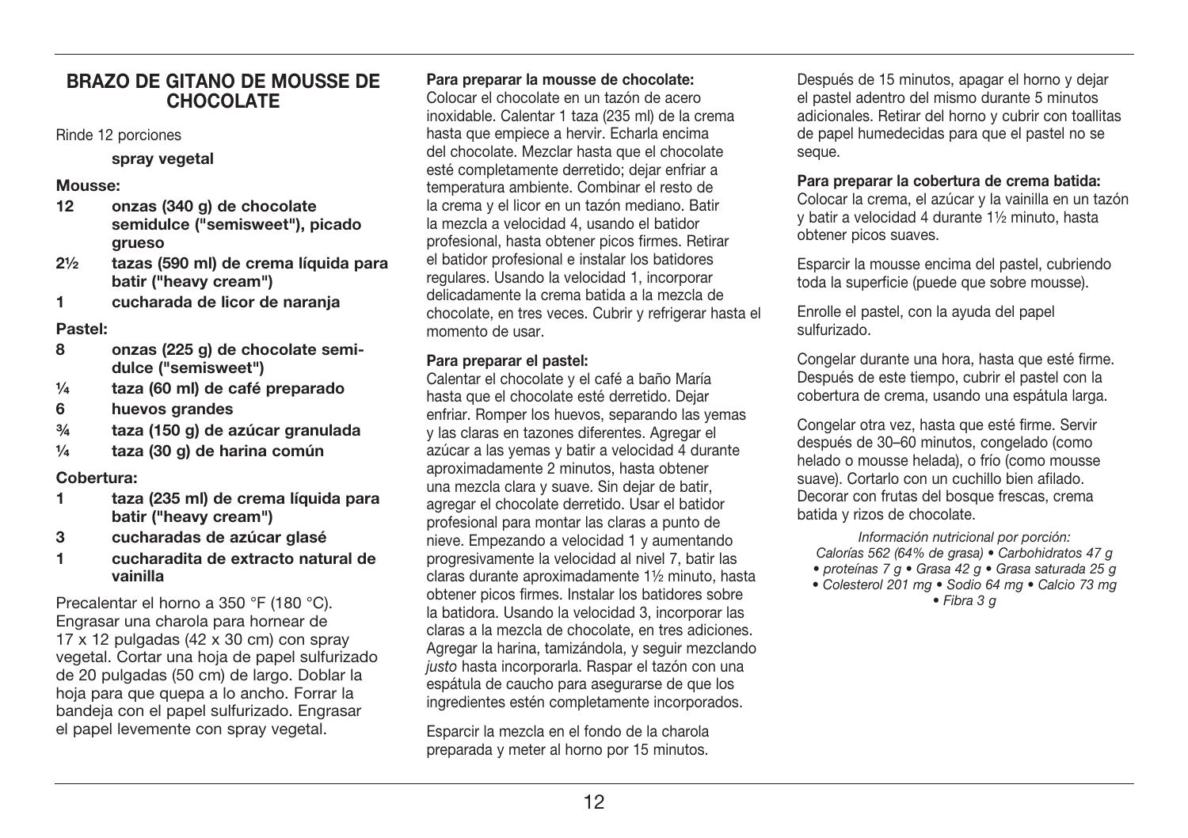## BRAZO DE GITANO DE MOUSSE DE CHOCOLATE

Rinde 12 porciones

**spray vegetal**

**Mousse:**

- **12 onzas (340 g) de chocolate semidulce ("semisweet"), picado grueso**
- **2½ tazas (590 ml) de crema líquida para batir ("heavy cream")**
- **1 cucharada de licor de naranja**

**Pastel:**

- **8 onzas (225 g) de chocolate semi-dulce ("semisweet")**
- **¼ taza (60 ml) de café preparado**
- **6 huevos grandes**
- **¾ taza (150 g) de azúcar granulada**
- **¼ taza (30 g) de harina común**

**Cobertura:**

- **1 taza (235 ml) de crema líquida para batir ("heavy cream")**
- **3 cucharadas de azúcar glasé**
- **1 cucharadita de extracto natural de vainilla**

Precalentar el horno a 350 °F (180 °C). Engrasar una charola para hornear de 17 x 12 pulgadas (42 x 30 cm) con spray vegetal. Cortar una hoja de papel sulfurizado de 20 pulgadas (50 cm) de largo. Doblar la hoja para que quepa a lo ancho. Forrar la bandeja con el papel sulfurizado. Engrasar el papel levemente con spray vegetal.

**Para preparar la mousse de chocolate:**
Colocar el chocolate en un tazón de acero inoxidable. Calentar 1 taza (235 ml) de la crema hasta que empiece a hervir. Echarla encima del chocolate. Mezclar hasta que el chocolate esté completamente derretido; dejar enfriar a temperatura ambiente. Combinar el resto de la crema y el licor en un tazón mediano. Batir la mezcla a velocidad 4, usando el batidor profesional, hasta obtener picos firmes. Retirar el batidor profesional e instalar los batidores regulares. Usando la velocidad 1, incorporar delicadamente la crema batida a la mezcla de chocolate, en tres veces. Cubrir y refrigerar hasta el momento de usar.

**Para preparar el pastel:**
Calentar el chocolate y el café a baño María hasta que el chocolate esté derretido. Dejar enfriar. Romper los huevos, separando las yemas y las claras en tazones diferentes. Agregar el azúcar a las yemas y batir a velocidad 4 durante aproximadamente 2 minutos, hasta obtener una mezcla clara y suave. Sin dejar de batir, agregar el chocolate derretido. Usar el batidor profesional para montar las claras a punto de nieve. Empezando a velocidad 1 y aumentando progresivamente la velocidad al nivel 7, batir las claras durante aproximadamente 1½ minuto, hasta obtener picos firmes. Instalar los batidores sobre la batidora. Usando la velocidad 3, incorporar las claras a la mezcla de chocolate, en tres adiciones. Agregar la harina, tamizándola, y seguir mezclando *justo* hasta incorporarla. Raspar el tazón con una espátula de caucho para asegurarse de que los ingredientes estén completamente incorporados.

Esparcir la mezcla en el fondo de la charola preparada y meter al horno por 15 minutos.

Después de 15 minutos, apagar el horno y dejar el pastel adentro del mismo durante 5 minutos adicionales. Retirar del horno y cubrir con toallitas de papel humedecidas para que el pastel no se seque.

**Para preparar la cobertura de crema batida:**
Colocar la crema, el azúcar y la vainilla en un tazón y batir a velocidad 4 durante 1½ minuto, hasta obtener picos suaves.

Esparcir la mousse encima del pastel, cubriendo toda la superficie (puede que sobre mousse).

Enrolle el pastel, con la ayuda del papel sulfurizado.

Congelar durante una hora, hasta que esté firme. Después de este tiempo, cubrir el pastel con la cobertura de crema, usando una espátula larga.

Congelar otra vez, hasta que esté firme. Servir después de 30–60 minutos, congelado (como helado o mousse helada), o frío (como mousse suave). Cortarlo con un cuchillo bien afilado. Decorar con frutas del bosque frescas, crema batida y rizos de chocolate.

*Información nutricional por porción:*
*Calorías 562 (64% de grasa) • Carbohidratos 47 g • proteínas 7 g • Grasa 42 g • Grasa saturada 25 g • Colesterol 201 mg • Sodio 64 mg • Calcio 73 mg • Fibra 3 g*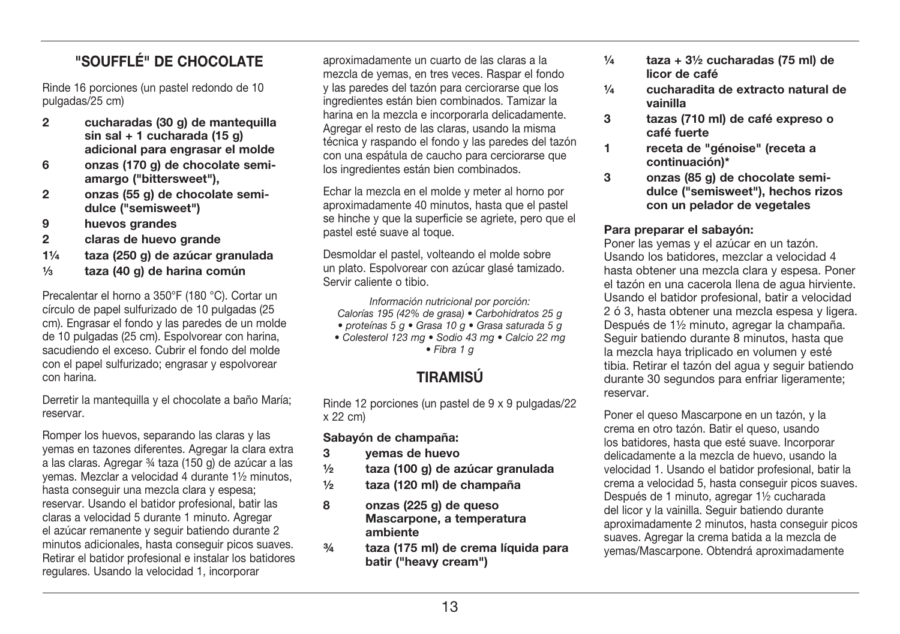## "SOUFFLÉ" DE CHOCOLATE

Rinde 16 porciones (un pastel redondo de 10 pulgadas/25 cm)

- **2 cucharadas (30 g) de mantequilla sin sal + 1 cucharada (15 g) adicional para engrasar el molde**
- **6 onzas (170 g) de chocolate semi-amargo ("bittersweet"),**
- **2 onzas (55 g) de chocolate semi-dulce ("semisweet")**
- **9 huevos grandes**
- **2 claras de huevo grande**
- **1¼ taza (250 g) de azúcar granulada**
- **⅓ taza (40 g) de harina común**

Precalentar el horno a 350°F (180 °C). Cortar un círculo de papel sulfurizado de 10 pulgadas (25 cm). Engrasar el fondo y las paredes de un molde de 10 pulgadas (25 cm). Espolvorear con harina, sacudiendo el exceso. Cubrir el fondo del molde con el papel sulfurizado; engrasar y espolvorear con harina.

Derretir la mantequilla y el chocolate a baño María; reservar.

Romper los huevos, separando las claras y las yemas en tazones diferentes. Agregar la clara extra a las claras. Agregar ¾ taza (150 g) de azúcar a las yemas. Mezclar a velocidad 4 durante 1½ minutos, hasta conseguir una mezcla clara y espesa; reservar. Usando el batidor profesional, batir las claras a velocidad 5 durante 1 minuto. Agregar el azúcar remanente y seguir batiendo durante 2 minutos adicionales, hasta conseguir picos suaves. Retirar el batidor profesional e instalar los batidores regulares. Usando la velocidad 1, incorporar aproximadamente un cuarto de las claras a la mezcla de yemas, en tres veces. Raspar el fondo y las paredes del tazón para cerciorarse que los ingredientes están bien combinados. Tamizar la harina en la mezcla e incorporarla delicadamente. Agregar el resto de las claras, usando la misma técnica y raspando el fondo y las paredes del tazón con una espátula de caucho para cerciorarse que los ingredientes están bien combinados.

Echar la mezcla en el molde y meter al horno por aproximadamente 40 minutos, hasta que el pastel se hinche y que la superficie se agriete, pero que el pastel esté suave al toque.

Desmoldar el pastel, volteando el molde sobre un plato. Espolvorear con azúcar glasé tamizado. Servir caliente o tibio.

*Información nutricional por porción:*
*Calorías 195 (42% de grasa) • Carbohidratos 25 g • proteínas 5 g • Grasa 10 g • Grasa saturada 5 g • Colesterol 123 mg • Sodio 43 mg • Calcio 22 mg • Fibra 1 g*

## TIRAMISÚ

Rinde 12 porciones (un pastel de 9 x 9 pulgadas/22 x 22 cm)

**Sabayón de champaña:**

- **3 yemas de huevo**
- **½ taza (100 g) de azúcar granulada**
- **½ taza (120 ml) de champaña**
- **8 onzas (225 g) de queso Mascarpone, a temperatura ambiente**
- **¾ taza (175 ml) de crema líquida para batir ("heavy cream")**
- **¼ taza + 3½ cucharadas (75 ml) de licor de café**
- **¼ cucharadita de extracto natural de vainilla**
- **3 tazas (710 ml) de café expreso o café fuerte**
- **1 receta de "génoise" (receta a continuación)\***
- **3 onzas (85 g) de chocolate semi-dulce ("semisweet"), hechos rizos con un pelador de vegetales**

**Para preparar el sabayón:**
Poner las yemas y el azúcar en un tazón. Usando los batidores, mezclar a velocidad 4 hasta obtener una mezcla clara y espesa. Poner el tazón en una cacerola llena de agua hirviente. Usando el batidor profesional, batir a velocidad 2 ó 3, hasta obtener una mezcla espesa y ligera. Después de 1½ minuto, agregar la champaña. Seguir batiendo durante 8 minutos, hasta que la mezcla haya triplicado en volumen y esté tibia. Retirar el tazón del agua y seguir batiendo durante 30 segundos para enfriar ligeramente; reservar.

Poner el queso Mascarpone en un tazón, y la crema en otro tazón. Batir el queso, usando los batidores, hasta que esté suave. Incorporar delicadamente a la mezcla de huevo, usando la velocidad 1. Usando el batidor profesional, batir la crema a velocidad 5, hasta conseguir picos suaves. Después de 1 minuto, agregar 1½ cucharada del licor y la vainilla. Seguir batiendo durante aproximadamente 2 minutos, hasta conseguir picos suaves. Agregar la crema batida a la mezcla de yemas/Mascarpone. Obtendrá aproximadamente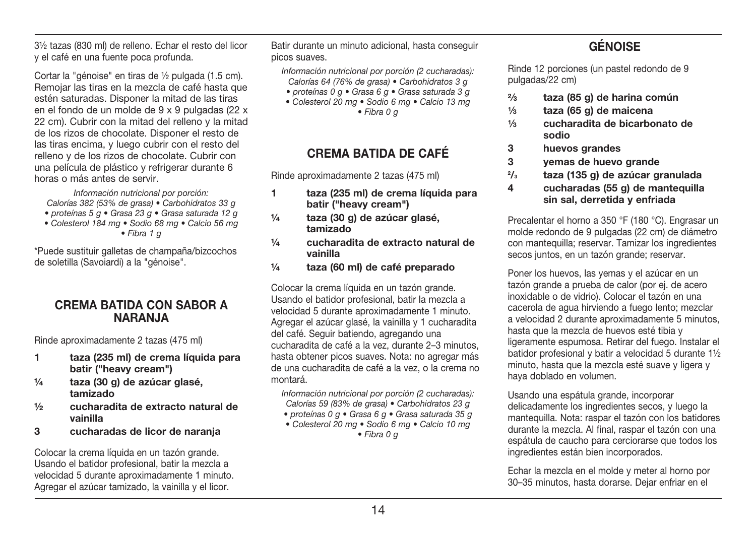3½ tazas (830 ml) de relleno. Echar el resto del licor y el café en una fuente poca profunda.

Cortar la "génoise" en tiras de ½ pulgada (1.5 cm). Remojar las tiras en la mezcla de café hasta que estén saturadas. Disponer la mitad de las tiras en el fondo de un molde de 9 x 9 pulgadas (22 x 22 cm). Cubrir con la mitad del relleno y la mitad de los rizos de chocolate. Disponer el resto de las tiras encima, y luego cubrir con el resto del relleno y de los rizos de chocolate. Cubrir con una película de plástico y refrigerar durante 6 horas o más antes de servir.

*Información nutricional por porción:*
*Calorías 382 (53% de grasa) • Carbohidratos 33 g • proteínas 5 g • Grasa 23 g • Grasa saturada 12 g • Colesterol 184 mg • Sodio 68 mg • Calcio 56 mg • Fibra 1 g*

*Puede sustituir galletas de champaña/bizcochos de soletilla (Savoiardi) a la "génoise".

## CREMA BATIDA CON SABOR A NARANJA

Rinde aproximadamente 2 tazas (475 ml)

- **1 taza (235 ml) de crema líquida para batir ("heavy cream")**
- **¼ taza (30 g) de azúcar glasé, tamizado**
- **½ cucharadita de extracto natural de vainilla**
- **3 cucharadas de licor de naranja**

Colocar la crema líquida en un tazón grande. Usando el batidor profesional, batir la mezcla a velocidad 5 durante aproximadamente 1 minuto. Agregar el azúcar tamizado, la vainilla y el licor. Batir durante un minuto adicional, hasta conseguir picos suaves.

*Información nutricional por porción (2 cucharadas):*
*Calorías 64 (76% de grasa) • Carbohidratos 3 g • proteínas 0 g • Grasa 6 g • Grasa saturada 3 g • Colesterol 20 mg • Sodio 6 mg • Calcio 13 mg • Fibra 0 g*

## CREMA BATIDA DE CAFÉ

Rinde aproximadamente 2 tazas (475 ml)

- **1 taza (235 ml) de crema líquida para batir ("heavy cream")**
- **¼ taza (30 g) de azúcar glasé, tamizado**
- **¼ cucharadita de extracto natural de vainilla**
- **¼ taza (60 ml) de café preparado**

Colocar la crema líquida en un tazón grande. Usando el batidor profesional, batir la mezcla a velocidad 5 durante aproximadamente 1 minuto. Agregar el azúcar glasé, la vainilla y 1 cucharadita del café. Seguir batiendo, agregando una cucharadita de café a la vez, durante 2–3 minutos, hasta obtener picos suaves. Nota: no agregar más de una cucharadita de café a la vez, o la crema no montará.

*Información nutricional por porción (2 cucharadas):*
*Calorías 59 (83% de grasa) • Carbohidratos 23 g • proteínas 0 g • Grasa 6 g • Grasa saturada 35 g • Colesterol 20 mg • Sodio 6 mg • Calcio 10 mg • Fibra 0 g*

## GÉNOISE

Rinde 12 porciones (un pastel redondo de 9 pulgadas/22 cm)

- **⅔ taza (85 g) de harina común**
- **⅓ taza (65 g) de maicena**
- **⅓ cucharadita de bicarbonato de sodio**
- **3 huevos grandes**
- **3 yemas de huevo grande**
- **⅔ taza (135 g) de azúcar granulada**
- **4 cucharadas (55 g) de mantequilla sin sal, derretida y enfriada**

Precalentar el horno a 350 °F (180 °C). Engrasar un molde redondo de 9 pulgadas (22 cm) de diámetro con mantequilla; reservar. Tamizar los ingredientes secos juntos, en un tazón grande; reservar.

Poner los huevos, las yemas y el azúcar en un tazón grande a prueba de calor (por ej. de acero inoxidable o de vidrio). Colocar el tazón en una cacerola de agua hirviendo a fuego lento; mezclar a velocidad 2 durante aproximadamente 5 minutos, hasta que la mezcla de huevos esté tibia y ligeramente espumosa. Retirar del fuego. Instalar el batidor profesional y batir a velocidad 5 durante 1½ minuto, hasta que la mezcla esté suave y ligera y haya doblado en volumen.

Usando una espátula grande, incorporar delicadamente los ingredientes secos, y luego la mantequilla. Nota: raspar el tazón con los batidores durante la mezcla. Al final, raspar el tazón con una espátula de caucho para cerciorarse que todos los ingredientes están bien incorporados.

Echar la mezcla en el molde y meter al horno por 30–35 minutos, hasta dorarse. Dejar enfriar en el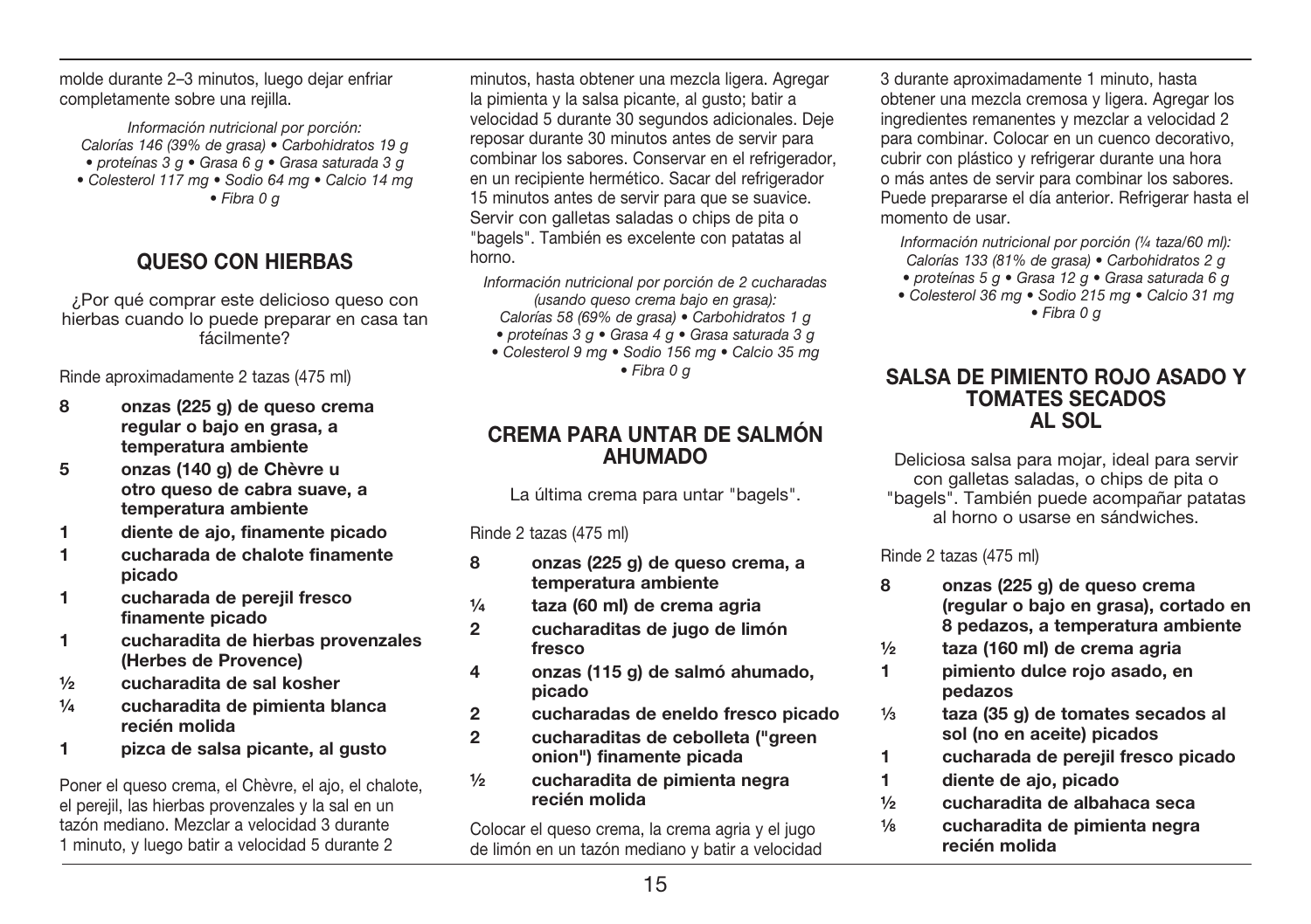molde durante 2–3 minutos, luego dejar enfriar completamente sobre una rejilla.

*Información nutricional por porción:*
*Calorías 146 (39% de grasa) • Carbohidratos 19 g • proteínas 3 g • Grasa 6 g • Grasa saturada 3 g • Colesterol 117 mg • Sodio 64 mg • Calcio 14 mg • Fibra 0 g*

## QUESO CON HIERBAS

¿Por qué comprar este delicioso queso con hierbas cuando lo puede preparar en casa tan fácilmente?

Rinde aproximadamente 2 tazas (475 ml)

- **8 onzas (225 g) de queso crema regular o bajo en grasa, a temperatura ambiente**
- **5 onzas (140 g) de Chèvre u otro queso de cabra suave, a temperatura ambiente**
- **1 diente de ajo, finamente picado**
- **1 cucharada de chalote finamente picado**
- **1 cucharada de perejil fresco finamente picado**
- **1 cucharadita de hierbas provenzales (Herbes de Provence)**
- **½ cucharadita de sal kosher**
- **¼ cucharadita de pimienta blanca recién molida**
- **1 pizca de salsa picante, al gusto**

Poner el queso crema, el Chèvre, el ajo, el chalote, el perejil, las hierbas provenzales y la sal en un tazón mediano. Mezclar a velocidad 3 durante 1 minuto, y luego batir a velocidad 5 durante 2 minutos, hasta obtener una mezcla ligera. Agregar la pimienta y la salsa picante, al gusto; batir a velocidad 5 durante 30 segundos adicionales. Deje reposar durante 30 minutos antes de servir para combinar los sabores. Conservar en el refrigerador, en un recipiente hermético. Sacar del refrigerador 15 minutos antes de servir para que se suavice. Servir con galletas saladas o chips de pita o "bagels". También es excelente con patatas al horno.

*Información nutricional por porción de 2 cucharadas (usando queso crema bajo en grasa):*
*Calorías 58 (69% de grasa) • Carbohidratos 1 g • proteínas 3 g • Grasa 4 g • Grasa saturada 3 g • Colesterol 9 mg • Sodio 156 mg • Calcio 35 mg • Fibra 0 g*

## CREMA PARA UNTAR DE SALMÓN AHUMADO

La última crema para untar "bagels".

Rinde 2 tazas (475 ml)

- **8 onzas (225 g) de queso crema, a temperatura ambiente**
- **¼ taza (60 ml) de crema agria**
- **2 cucharaditas de jugo de limón fresco**
- **4 onzas (115 g) de salmó ahumado, picado**
- **2 cucharadas de eneldo fresco picado**
- **2 cucharaditas de cebolleta ("green onion") finamente picada**
- **½ cucharadita de pimienta negra recién molida**

Colocar el queso crema, la crema agria y el jugo de limón en un tazón mediano y batir a velocidad 3 durante aproximadamente 1 minuto, hasta obtener una mezcla cremosa y ligera. Agregar los ingredientes remanentes y mezclar a velocidad 2 para combinar. Colocar en un cuenco decorativo, cubrir con plástico y refrigerar durante una hora o más antes de servir para combinar los sabores. Puede prepararse el día anterior. Refrigerar hasta el momento de usar.

*Información nutricional por porción (¼ taza/60 ml):*
*Calorías 133 (81% de grasa) • Carbohidratos 2 g • proteínas 5 g • Grasa 12 g • Grasa saturada 6 g • Colesterol 36 mg • Sodio 215 mg • Calcio 31 mg • Fibra 0 g*

## SALSA DE PIMIENTO ROJO ASADO Y TOMATES SECADOS AL SOL

Deliciosa salsa para mojar, ideal para servir con galletas saladas, o chips de pita o "bagels". También puede acompañar patatas al horno o usarse en sándwiches.

Rinde 2 tazas (475 ml)

- **8 onzas (225 g) de queso crema (regular o bajo en grasa), cortado en 8 pedazos, a temperatura ambiente**
- **½ taza (160 ml) de crema agria**
- **1 pimiento dulce rojo asado, en pedazos**
- **⅓ taza (35 g) de tomates secados al sol (no en aceite) picados**
- **1 cucharada de perejil fresco picado**
- **1 diente de ajo, picado**
- **½ cucharadita de albahaca seca**
- **⅛ cucharadita de pimienta negra recién molida**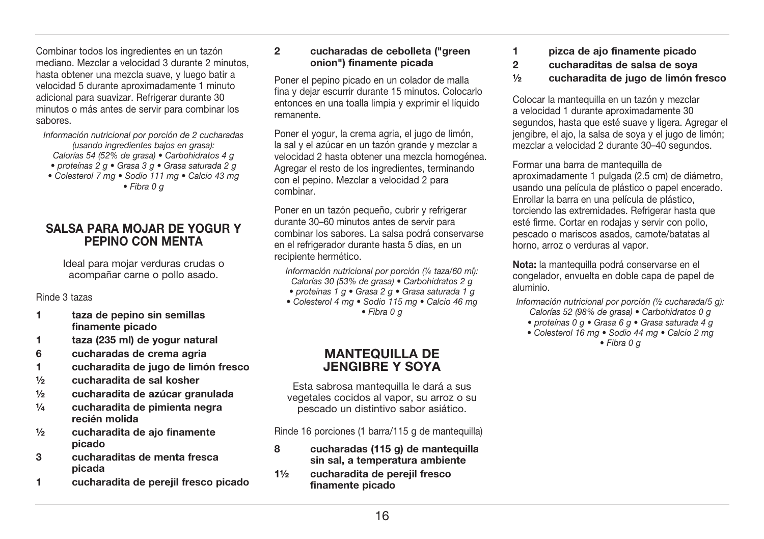Combinar todos los ingredientes en un tazón mediano. Mezclar a velocidad 3 durante 2 minutos, hasta obtener una mezcla suave, y luego batir a velocidad 5 durante aproximadamente 1 minuto adicional para suavizar. Refrigerar durante 30 minutos o más antes de servir para combinar los sabores.

*Información nutricional por porción de 2 cucharadas (usando ingredientes bajos en grasa): Calorías 54 (52% de grasa) • Carbohidratos 4 g • proteínas 2 g • Grasa 3 g • Grasa saturada 2 g • Colesterol 7 mg • Sodio 111 mg • Calcio 43 mg • Fibra 0 g*

## SALSA PARA MOJAR DE YOGUR Y PEPINO CON MENTA

Ideal para mojar verduras crudas o acompañar carne o pollo asado.

Rinde 3 tazas

- **1** **taza de pepino sin semillas finamente picado**
- **1** **taza (235 ml) de yogur natural**
- **6** **cucharadas de crema agria**
- **1** **cucharadita de jugo de limón fresco**
- **½** **cucharadita de sal kosher**
- **½** **cucharadita de azúcar granulada**
- **¼** **cucharadita de pimienta negra recién molida**
- **½** **cucharadita de ajo finamente picado**
- **3** **cucharaditas de menta fresca picada**
- **1** **cucharadita de perejil fresco picado**
- **2** **cucharadas de cebolleta ("green onion") finamente picada**

Poner el pepino picado en un colador de malla fina y dejar escurrir durante 15 minutos. Colocarlo entonces en una toalla limpia y exprimir el líquido remanente.

Poner el yogur, la crema agria, el jugo de limón, la sal y el azúcar en un tazón grande y mezclar a velocidad 2 hasta obtener una mezcla homogénea. Agregar el resto de los ingredientes, terminando con el pepino. Mezclar a velocidad 2 para combinar.

Poner en un tazón pequeño, cubrir y refrigerar durante 30–60 minutos antes de servir para combinar los sabores. La salsa podrá conservarse en el refrigerador durante hasta 5 días, en un recipiente hermético.

*Información nutricional por porción (¼ taza/60 ml): Calorías 30 (53% de grasa) • Carbohidratos 2 g • proteínas 1 g • Grasa 2 g • Grasa saturada 1 g • Colesterol 4 mg • Sodio 115 mg • Calcio 46 mg • Fibra 0 g*

## MANTEQUILLA DE JENGIBRE Y SOYA

Esta sabrosa mantequilla le dará a sus vegetales cocidos al vapor, su arroz o su pescado un distintivo sabor asiático.

Rinde 16 porciones (1 barra/115 g de mantequilla)

- **8** **cucharadas (115 g) de mantequilla sin sal, a temperatura ambiente**
- **1½** **cucharadita de perejil fresco finamente picado**
- **1** **pizca de ajo finamente picado**
- **2** **cucharaditas de salsa de soya**
- **½** **cucharadita de jugo de limón fresco**

Colocar la mantequilla en un tazón y mezclar a velocidad 1 durante aproximadamente 30 segundos, hasta que esté suave y ligera. Agregar el jengibre, el ajo, la salsa de soya y el jugo de limón; mezclar a velocidad 2 durante 30–40 segundos.

Formar una barra de mantequilla de aproximadamente 1 pulgada (2.5 cm) de diámetro, usando una película de plástico o papel encerado. Enrollar la barra en una película de plástico, torciendo las extremidades. Refrigerar hasta que esté firme. Cortar en rodajas y servir con pollo, pescado o mariscos asados, camote/batatas al horno, arroz o verduras al vapor.

**Nota:** la mantequilla podrá conservarse en el congelador, envuelta en doble capa de papel de aluminio.

*Información nutricional por porción (½ cucharada/5 g): Calorías 52 (98% de grasa) • Carbohidratos 0 g • proteínas 0 g • Grasa 6 g • Grasa saturada 4 g • Colesterol 16 mg • Sodio 44 mg • Calcio 2 mg • Fibra 0 g*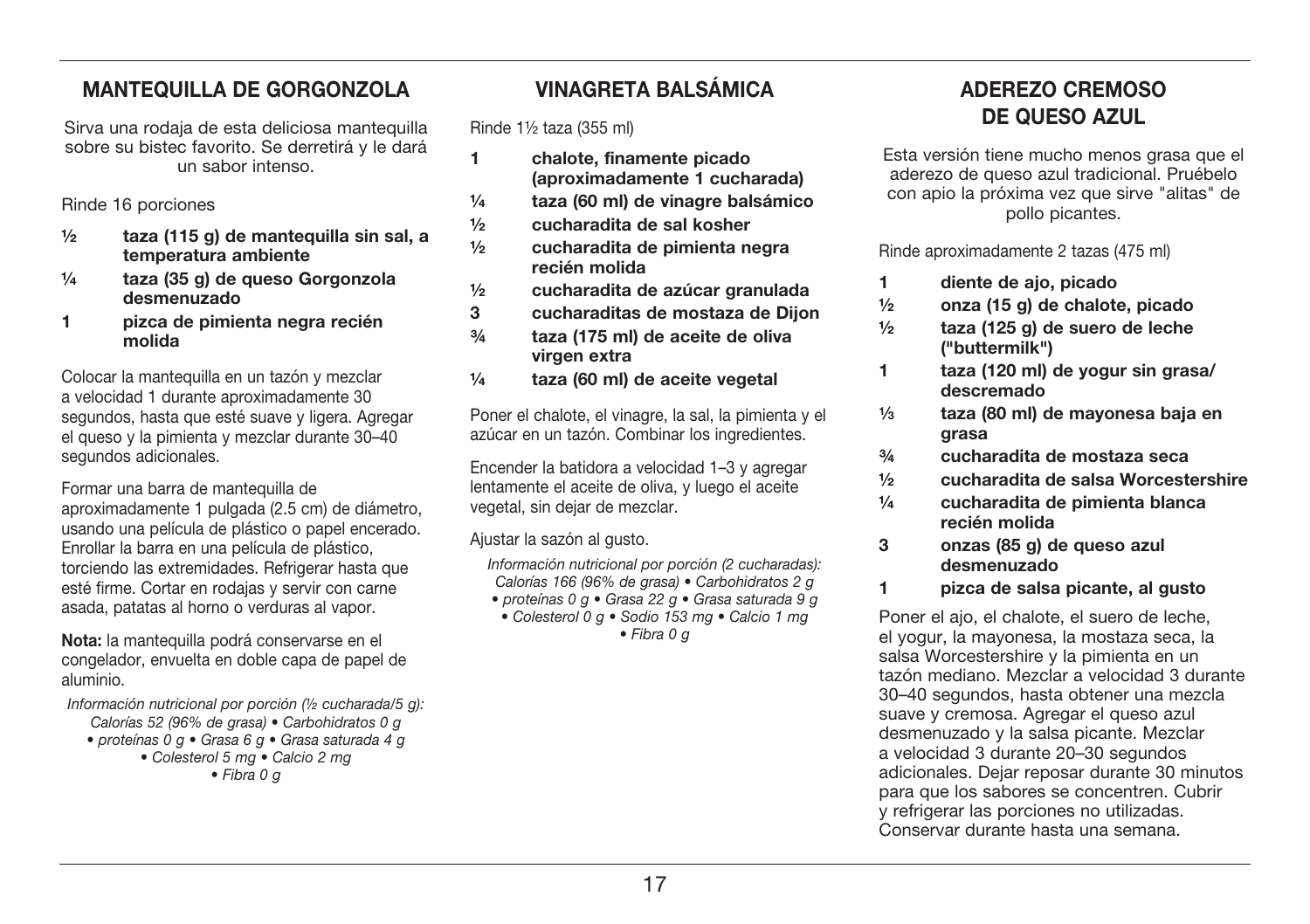## MANTEQUILLA DE GORGONZOLA

Sirva una rodaja de esta deliciosa mantequilla sobre su bistec favorito. Se derretirá y le dará un sabor intenso.

Rinde 16 porciones

- **½ taza (115 g) de mantequilla sin sal, a temperatura ambiente**
- **¼ taza (35 g) de queso Gorgonzola desmenuzado**
- **1 pizca de pimienta negra recién molida**

Colocar la mantequilla en un tazón y mezclar a velocidad 1 durante aproximadamente 30 segundos, hasta que esté suave y ligera. Agregar el queso y la pimienta y mezclar durante 30–40 segundos adicionales.

Formar una barra de mantequilla de aproximadamente 1 pulgada (2.5 cm) de diámetro, usando una película de plástico o papel encerado. Enrollar la barra en una película de plástico, torciendo las extremidades. Refrigerar hasta que esté firme. Cortar en rodajas y servir con carne asada, patatas al horno o verduras al vapor.

**Nota:** la mantequilla podrá conservarse en el congelador, envuelta en doble capa de papel de aluminio.

*Información nutricional por porción (½ cucharada/5 g): Calorías 52 (96% de grasa) • Carbohidratos 0 g • proteínas 0 g • Grasa 6 g • Grasa saturada 4 g • Colesterol 5 mg • Calcio 2 mg • Fibra 0 g*

## VINAGRETA BALSÁMICA

Rinde 1½ taza (355 ml)

- **1 chalote, finamente picado (aproximadamente 1 cucharada)**
- **¼ taza (60 ml) de vinagre balsámico**
- **½ cucharadita de sal kosher**
- **½ cucharadita de pimienta negra recién molida**
- **½ cucharadita de azúcar granulada**
- **3 cucharaditas de mostaza de Dijon**
- **¾ taza (175 ml) de aceite de oliva virgen extra**
- **¼ taza (60 ml) de aceite vegetal**

Poner el chalote, el vinagre, la sal, la pimienta y el azúcar en un tazón. Combinar los ingredientes.

Encender la batidora a velocidad 1–3 y agregar lentamente el aceite de oliva, y luego el aceite vegetal, sin dejar de mezclar.

Ajustar la sazón al gusto.

*Información nutricional por porción (2 cucharadas): Calorías 166 (96% de grasa) • Carbohidratos 2 g • proteínas 0 g • Grasa 22 g • Grasa saturada 9 g • Colesterol 0 g • Sodio 153 mg • Calcio 1 mg • Fibra 0 g*

## ADEREZO CREMOSO DE QUESO AZUL

Esta versión tiene mucho menos grasa que el aderezo de queso azul tradicional. Pruébelo con apio la próxima vez que sirve "alitas" de pollo picantes.

Rinde aproximadamente 2 tazas (475 ml)

- **1 diente de ajo, picado**
- **½ onza (15 g) de chalote, picado**
- **½ taza (125 g) de suero de leche ("buttermilk")**
- **1 taza (120 ml) de yogur sin grasa/descremado**
- **⅓ taza (80 ml) de mayonesa baja en grasa**
- **¾ cucharadita de mostaza seca**
- **½ cucharadita de salsa Worcestershire**
- **¼ cucharadita de pimienta blanca recién molida**
- **3 onzas (85 g) de queso azul desmenuzado**
- **1 pizca de salsa picante, al gusto**

Poner el ajo, el chalote, el suero de leche, el yogur, la mayonesa, la mostaza seca, la salsa Worcestershire y la pimienta en un tazón mediano. Mezclar a velocidad 3 durante 30–40 segundos, hasta obtener una mezcla suave y cremosa. Agregar el queso azul desmenuzado y la salsa picante. Mezclar a velocidad 3 durante 20–30 segundos adicionales. Dejar reposar durante 30 minutos para que los sabores se concentren. Cubrir y refrigerar las porciones no utilizadas. Conservar durante hasta una semana.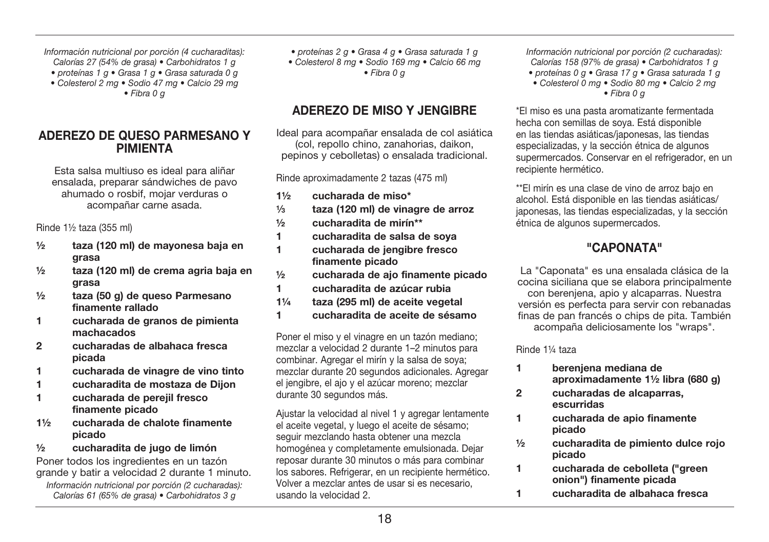*Información nutricional por porción (4 cucharaditas):*
*Calorías 27 (54% de grasa) • Carbohidratos 1 g*
*• proteínas 1 g • Grasa 1 g • Grasa saturada 0 g*
*• Colesterol 2 mg • Sodio 47 mg • Calcio 29 mg*
*• Fibra 0 g*

## ADEREZO DE QUESO PARMESANO Y PIMIENTA

Esta salsa multiuso es ideal para aliñar ensalada, preparar sándwiches de pavo ahumado o rosbif, mojar verduras o acompañar carne asada.

Rinde 1½ taza (355 ml)

- **½ taza (120 ml) de mayonesa baja en grasa**
- **½ taza (120 ml) de crema agria baja en grasa**
- **½ taza (50 g) de queso Parmesano finamente rallado**
- **1 cucharada de granos de pimienta machacados**
- **2 cucharadas de albahaca fresca picada**
- **1 cucharada de vinagre de vino tinto**
- **1 cucharadita de mostaza de Dijon**
- **1 cucharada de perejil fresco finamente picado**
- **1½ cucharada de chalote finamente picado**
- **½ cucharadita de jugo de limón**

Poner todos los ingredientes en un tazón grande y batir a velocidad 2 durante 1 minuto.

*Información nutricional por porción (2 cucharadas):*
*Calorías 61 (65% de grasa) • Carbohidratos 3 g*
*• proteínas 2 g • Grasa 4 g • Grasa saturada 1 g*
*• Colesterol 8 mg • Sodio 169 mg • Calcio 66 mg*
*• Fibra 0 g*

## ADEREZO DE MISO Y JENGIBRE

Ideal para acompañar ensalada de col asiática (col, repollo chino, zanahorias, daikon, pepinos y cebolletas) o ensalada tradicional.

Rinde aproximadamente 2 tazas (475 ml)

- **1½ cucharada de miso***
- **⅓ taza (120 ml) de vinagre de arroz**
- **½ cucharadita de mirín****
- **1 cucharadita de salsa de soya**
- **1 cucharada de jengibre fresco finamente picado**
- **½ cucharada de ajo finamente picado**
- **1 cucharadita de azúcar rubia**
- **1¼ taza (295 ml) de aceite vegetal**
- **1 cucharadita de aceite de sésamo**

Poner el miso y el vinagre en un tazón mediano; mezclar a velocidad 2 durante 1–2 minutos para combinar. Agregar el mirín y la salsa de soya; mezclar durante 20 segundos adicionales. Agregar el jengibre, el ajo y el azúcar moreno; mezclar durante 30 segundos más.

Ajustar la velocidad al nivel 1 y agregar lentamente el aceite vegetal, y luego el aceite de sésamo; seguir mezclando hasta obtener una mezcla homogénea y completamente emulsionada. Dejar reposar durante 30 minutos o más para combinar los sabores. Refrigerar, en un recipiente hermético. Volver a mezclar antes de usar si es necesario, usando la velocidad 2.

*Información nutricional por porción (2 cucharadas):*
*Calorías 158 (97% de grasa) • Carbohidratos 1 g*
*• proteínas 0 g • Grasa 17 g • Grasa saturada 1 g*
*• Colesterol 0 mg • Sodio 80 mg • Calcio 2 mg*
*• Fibra 0 g*

*El miso es una pasta aromatizante fermentada hecha con semillas de soya. Está disponible en las tiendas asiáticas/japonesas, las tiendas especializadas, y la sección étnica de algunos supermercados. Conservar en el refrigerador, en un recipiente hermético.

**El mirín es una clase de vino de arroz bajo en alcohol. Está disponible en las tiendas asiáticas/japonesas, las tiendas especializadas, y la sección étnica de algunos supermercados.

## "CAPONATA"

La "Caponata" es una ensalada clásica de la cocina siciliana que se elabora principalmente con berenjena, apio y alcaparras. Nuestra versión es perfecta para servir con rebanadas finas de pan francés o chips de pita. También acompaña deliciosamente los "wraps".

Rinde 1¼ taza

- **1 berenjena mediana de aproximadamente 1½ libra (680 g)**
- **2 cucharadas de alcaparras, escurridas**
- **1 cucharada de apio finamente picado**
- **½ cucharadita de pimiento dulce rojo picado**
- **1 cucharada de cebolleta ("green onion") finamente picada**
- **1 cucharadita de albahaca fresca**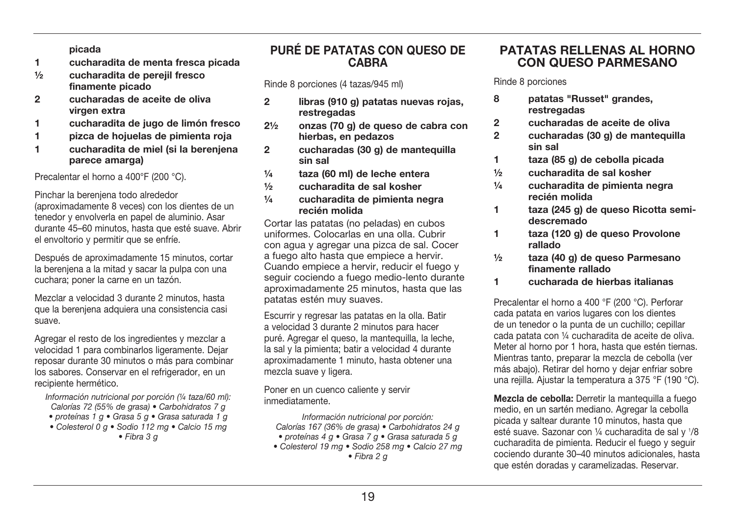**picada**

- **1 cucharadita de menta fresca picada**
- **½ cucharadita de perejil fresco finamente picado**
- **2 cucharadas de aceite de oliva virgen extra**
- **1 cucharadita de jugo de limón fresco**
- **1 pizca de hojuelas de pimienta roja**
- **1 cucharadita de miel (si la berenjena parece amarga)**

Precalentar el horno a 400°F (200 °C).

Pinchar la berenjena todo alrededor (aproximadamente 8 veces) con los dientes de un tenedor y envolverla en papel de aluminio. Asar durante 45–60 minutos, hasta que esté suave. Abrir el envoltorio y permitir que se enfríe.

Después de aproximadamente 15 minutos, cortar la berenjena a la mitad y sacar la pulpa con una cuchara; poner la carne en un tazón.

Mezclar a velocidad 3 durante 2 minutos, hasta que la berenjena adquiera una consistencia casi suave.

Agregar el resto de los ingredientes y mezclar a velocidad 1 para combinarlos ligeramente. Dejar reposar durante 30 minutos o más para combinar los sabores. Conservar en el refrigerador, en un recipiente hermético.

*Información nutricional por porción (¼ taza/60 ml): Calorías 72 (55% de grasa) • Carbohidratos 7 g • proteínas 1 g • Grasa 5 g • Grasa saturada 1 g • Colesterol 0 g • Sodio 112 mg • Calcio 15 mg • Fibra 3 g*

## PURÉ DE PATATAS CON QUESO DE CABRA

Rinde 8 porciones (4 tazas/945 ml)

- **2 libras (910 g) patatas nuevas rojas, restregadas**
- **2½ onzas (70 g) de queso de cabra con hierbas, en pedazos**
- **2 cucharadas (30 g) de mantequilla sin sal**
- **¼ taza (60 ml) de leche entera**
- **½ cucharadita de sal kosher**
- **¼ cucharadita de pimienta negra recién molida**

Cortar las patatas (no peladas) en cubos uniformes. Colocarlas en una olla. Cubrir con agua y agregar una pizca de sal. Cocer a fuego alto hasta que empiece a hervir. Cuando empiece a hervir, reducir el fuego y seguir cociendo a fuego medio-lento durante aproximadamente 25 minutos, hasta que las patatas estén muy suaves.

Escurrir y regresar las patatas en la olla. Batir a velocidad 3 durante 2 minutos para hacer puré. Agregar el queso, la mantequilla, la leche, la sal y la pimienta; batir a velocidad 4 durante aproximadamente 1 minuto, hasta obtener una mezcla suave y ligera.

Poner en un cuenco caliente y servir inmediatamente.

*Información nutricional por porción: Calorías 167 (36% de grasa) • Carbohidratos 24 g • proteínas 4 g • Grasa 7 g • Grasa saturada 5 g • Colesterol 19 mg • Sodio 258 mg • Calcio 27 mg • Fibra 2 g*

## PATATAS RELLENAS AL HORNO CON QUESO PARMESANO

Rinde 8 porciones

- **8 patatas "Russet" grandes, restregadas**
- **2 cucharadas de aceite de oliva**
- **2 cucharadas (30 g) de mantequilla sin sal**
- **1 taza (85 g) de cebolla picada**
- **½ cucharadita de sal kosher**
- **¼ cucharadita de pimienta negra recién molida**
- **1 taza (245 g) de queso Ricotta semi-descremado**
- **1 taza (120 g) de queso Provolone rallado**
- **½ taza (40 g) de queso Parmesano finamente rallado**
- **1 cucharada de hierbas italianas**

Precalentar el horno a 400 °F (200 °C). Perforar cada patata en varios lugares con los dientes de un tenedor o la punta de un cuchillo; cepillar cada patata con ¼ cucharadita de aceite de oliva. Meter al horno por 1 hora, hasta que estén tiernas. Mientras tanto, preparar la mezcla de cebolla (ver más abajo). Retirar del horno y dejar enfriar sobre una rejilla. Ajustar la temperatura a 375 °F (190 °C).

**Mezcla de cebolla:** Derretir la mantequilla a fuego medio, en un sartén mediano. Agregar la cebolla picada y saltear durante 10 minutos, hasta que esté suave. Sazonar con ¼ cucharadita de sal y 1/8 cucharadita de pimienta. Reducir el fuego y seguir cociendo durante 30–40 minutos adicionales, hasta que estén doradas y caramelizadas. Reservar.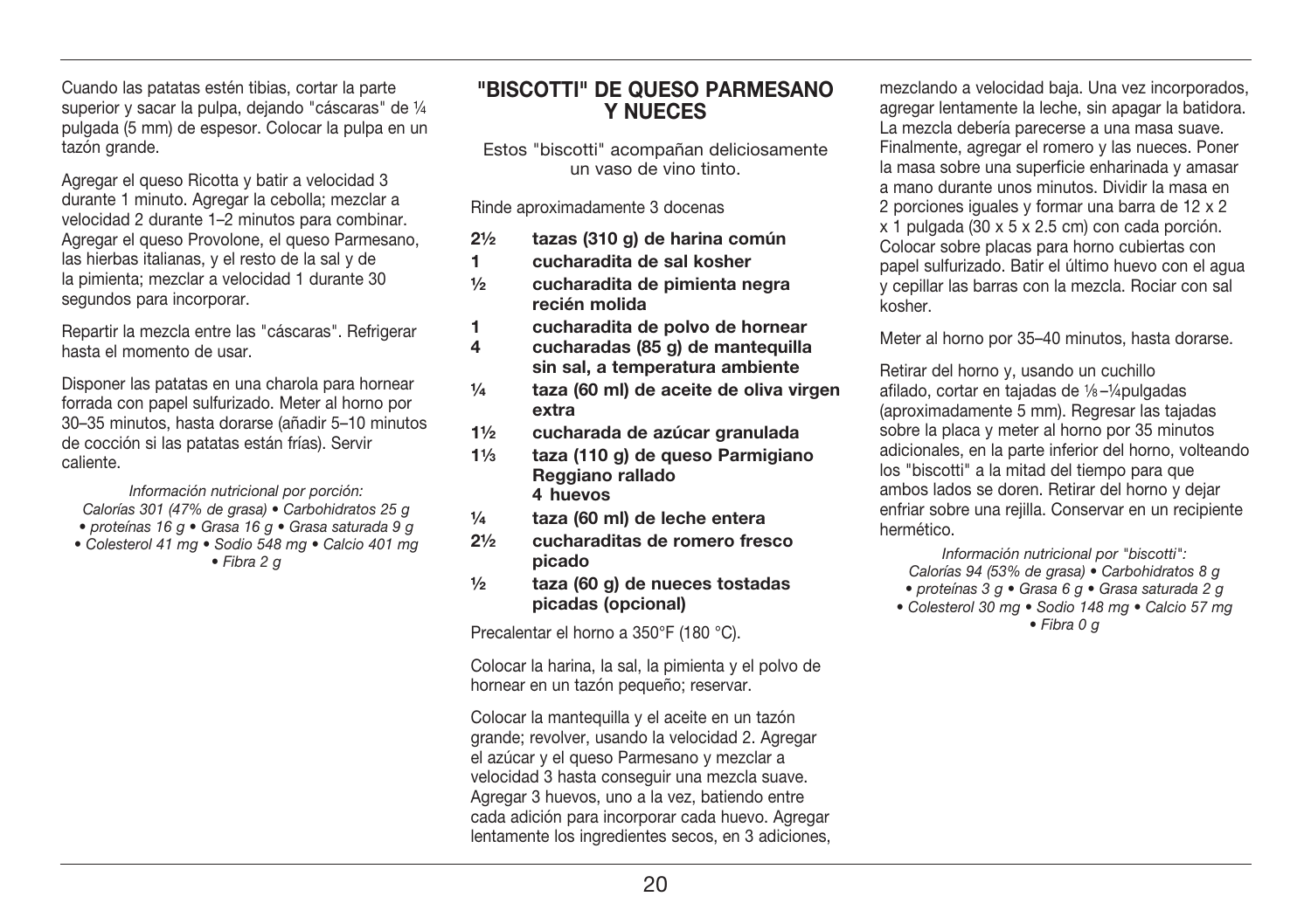Cuando las patatas estén tibias, cortar la parte superior y sacar la pulpa, dejando "cáscaras" de ¼ pulgada (5 mm) de espesor. Colocar la pulpa en un tazón grande.

Agregar el queso Ricotta y batir a velocidad 3 durante 1 minuto. Agregar la cebolla; mezclar a velocidad 2 durante 1–2 minutos para combinar. Agregar el queso Provolone, el queso Parmesano, las hierbas italianas, y el resto de la sal y de la pimienta; mezclar a velocidad 1 durante 30 segundos para incorporar.

Repartir la mezcla entre las "cáscaras". Refrigerar hasta el momento de usar.

Disponer las patatas en una charola para hornear forrada con papel sulfurizado. Meter al horno por 30–35 minutos, hasta dorarse (añadir 5–10 minutos de cocción si las patatas están frías). Servir caliente.

*Información nutricional por porción:*
*Calorías 301 (47% de grasa) • Carbohidratos 25 g • proteínas 16 g • Grasa 16 g • Grasa saturada 9 g • Colesterol 41 mg • Sodio 548 mg • Calcio 401 mg • Fibra 2 g*

## "BISCOTTI" DE QUESO PARMESANO Y NUECES

Estos "biscotti" acompañan deliciosamente un vaso de vino tinto.

Rinde aproximadamente 3 docenas

- **2½ tazas (310 g) de harina común**
- **1 cucharadita de sal kosher**
- **½ cucharadita de pimienta negra recién molida**
- **1 cucharadita de polvo de hornear**
- **4 cucharadas (85 g) de mantequilla sin sal, a temperatura ambiente**
- **¼ taza (60 ml) de aceite de oliva virgen extra**
- **1½ cucharada de azúcar granulada**
- **1⅓ taza (110 g) de queso Parmigiano Reggiano rallado**
- **4 huevos**
- **¼ taza (60 ml) de leche entera**
- **2½ cucharaditas de romero fresco picado**
- **½ taza (60 g) de nueces tostadas picadas (opcional)**

Precalentar el horno a 350°F (180 °C).

Colocar la harina, la sal, la pimienta y el polvo de hornear en un tazón pequeño; reservar.

Colocar la mantequilla y el aceite en un tazón grande; revolver, usando la velocidad 2. Agregar el azúcar y el queso Parmesano y mezclar a velocidad 3 hasta conseguir una mezcla suave. Agregar 3 huevos, uno a la vez, batiendo entre cada adición para incorporar cada huevo. Agregar lentamente los ingredientes secos, en 3 adiciones, mezclando a velocidad baja. Una vez incorporados, agregar lentamente la leche, sin apagar la batidora. La mezcla debería parecerse a una masa suave. Finalmente, agregar el romero y las nueces. Poner la masa sobre una superficie enharinada y amasar a mano durante unos minutos. Dividir la masa en 2 porciones iguales y formar una barra de 12 x 2 x 1 pulgada (30 x 5 x 2.5 cm) con cada porción. Colocar sobre placas para horno cubiertas con papel sulfurizado. Batir el último huevo con el agua y cepillar las barras con la mezcla. Rociar con sal kosher.

Meter al horno por 35–40 minutos, hasta dorarse.

Retirar del horno y, usando un cuchillo afilado, cortar en tajadas de ⅛–¼pulgadas (aproximadamente 5 mm). Regresar las tajadas sobre la placa y meter al horno por 35 minutos adicionales, en la parte inferior del horno, volteando los "biscotti" a la mitad del tiempo para que ambos lados se doren. Retirar del horno y dejar enfriar sobre una rejilla. Conservar en un recipiente hermético.

*Información nutricional por "biscotti":*
*Calorías 94 (53% de grasa) • Carbohidratos 8 g • proteínas 3 g • Grasa 6 g • Grasa saturada 2 g • Colesterol 30 mg • Sodio 148 mg • Calcio 57 mg • Fibra 0 g*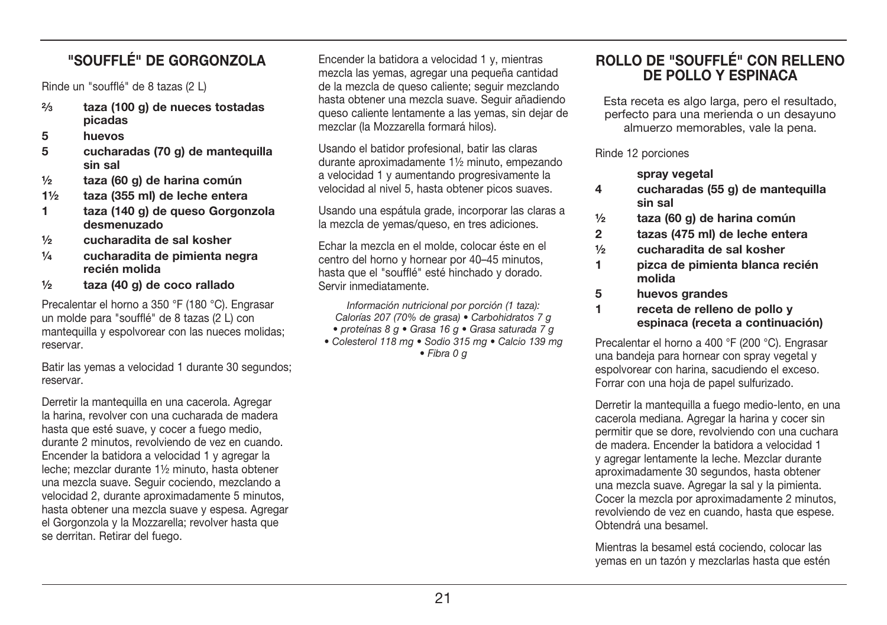## "SOUFFLÉ" DE GORGONZOLA

Rinde un "soufflé" de 8 tazas (2 L)

- **⅔ taza (100 g) de nueces tostadas picadas**
- **5 huevos**
- **5 cucharadas (70 g) de mantequilla sin sal**
- **½ taza (60 g) de harina común**
- **1½ taza (355 ml) de leche entera**
- **1 taza (140 g) de queso Gorgonzola desmenuzado**
- **½ cucharadita de sal kosher**
- **¼ cucharadita de pimienta negra recién molida**
- **½ taza (40 g) de coco rallado**

Precalentar el horno a 350 °F (180 °C). Engrasar un molde para "soufflé" de 8 tazas (2 L) con mantequilla y espolvorear con las nueces molidas; reservar.

Batir las yemas a velocidad 1 durante 30 segundos; reservar.

Derretir la mantequilla en una cacerola. Agregar la harina, revolver con una cucharada de madera hasta que esté suave, y cocer a fuego medio, durante 2 minutos, revolviendo de vez en cuando. Encender la batidora a velocidad 1 y agregar la leche; mezclar durante 1½ minuto, hasta obtener una mezcla suave. Seguir cociendo, mezclando a velocidad 2, durante aproximadamente 5 minutos, hasta obtener una mezcla suave y espesa. Agregar el Gorgonzola y la Mozzarella; revolver hasta que se derritan. Retirar del fuego.

Encender la batidora a velocidad 1 y, mientras mezcla las yemas, agregar una pequeña cantidad de la mezcla de queso caliente; seguir mezclando hasta obtener una mezcla suave. Seguir añadiendo queso caliente lentamente a las yemas, sin dejar de mezclar (la Mozzarella formará hilos).

Usando el batidor profesional, batir las claras durante aproximadamente 1½ minuto, empezando a velocidad 1 y aumentando progresivamente la velocidad al nivel 5, hasta obtener picos suaves.

Usando una espátula grade, incorporar las claras a la mezcla de yemas/queso, en tres adiciones.

Echar la mezcla en el molde, colocar éste en el centro del horno y hornear por 40–45 minutos, hasta que el "soufflé" esté hinchado y dorado. Servir inmediatamente.

*Información nutricional por porción (1 taza): Calorías 207 (70% de grasa) • Carbohidratos 7 g • proteínas 8 g • Grasa 16 g • Grasa saturada 7 g • Colesterol 118 mg • Sodio 315 mg • Calcio 139 mg • Fibra 0 g*

## ROLLO DE "SOUFFLÉ" CON RELLENO DE POLLO Y ESPINACA

Esta receta es algo larga, pero el resultado, perfecto para una merienda o un desayuno almuerzo memorables, vale la pena.

Rinde 12 porciones

- **spray vegetal**
- **4 cucharadas (55 g) de mantequilla sin sal**
- **½ taza (60 g) de harina común**
- **2 tazas (475 ml) de leche entera**
- **½ cucharadita de sal kosher**
- **1 pizca de pimienta blanca recién molida**
- **5 huevos grandes**
- **1 receta de relleno de pollo y espinaca (receta a continuación)**

Precalentar el horno a 400 °F (200 °C). Engrasar una bandeja para hornear con spray vegetal y espolvorear con harina, sacudiendo el exceso. Forrar con una hoja de papel sulfurizado.

Derretir la mantequilla a fuego medio-lento, en una cacerola mediana. Agregar la harina y cocer sin permitir que se dore, revolviendo con una cuchara de madera. Encender la batidora a velocidad 1 y agregar lentamente la leche. Mezclar durante aproximadamente 30 segundos, hasta obtener una mezcla suave. Agregar la sal y la pimienta. Cocer la mezcla por aproximadamente 2 minutos, revolviendo de vez en cuando, hasta que espese. Obtendrá una besamel.

Mientras la besamel está cociendo, colocar las yemas en un tazón y mezclarlas hasta que estén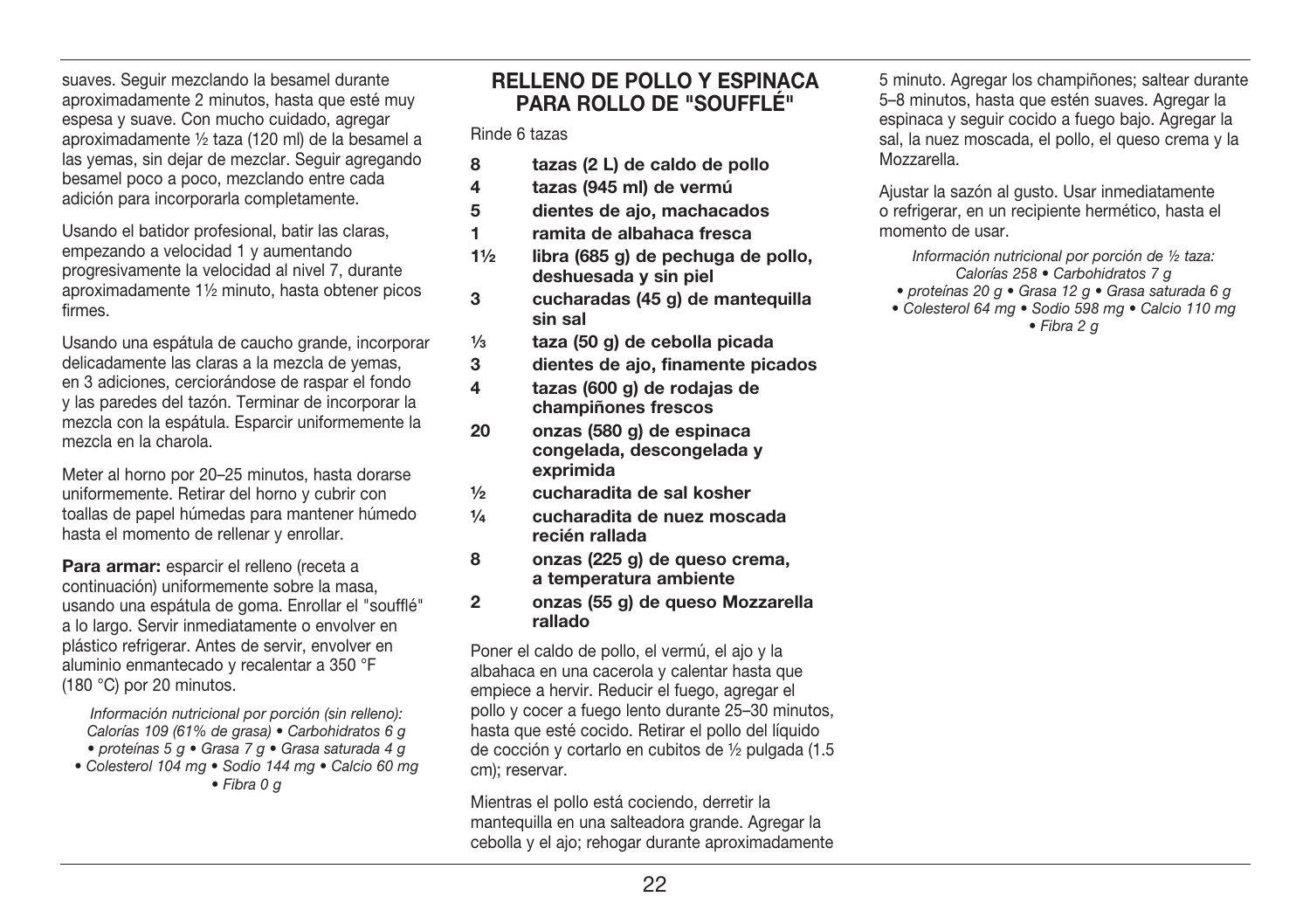suaves. Seguir mezclando la besamel durante aproximadamente 2 minutos, hasta que esté muy espesa y suave. Con mucho cuidado, agregar aproximadamente ½ taza (120 ml) de la besamel a las yemas, sin dejar de mezclar. Seguir agregando besamel poco a poco, mezclando entre cada adición para incorporarla completamente.

Usando el batidor profesional, batir las claras, empezando a velocidad 1 y aumentando progresivamente la velocidad al nivel 7, durante aproximadamente 1½ minuto, hasta obtener picos firmes.

Usando una espátula de caucho grande, incorporar delicadamente las claras a la mezcla de yemas, en 3 adiciones, cerciorándose de raspar el fondo y las paredes del tazón. Terminar de incorporar la mezcla con la espátula. Esparcir uniformemente la mezcla en la charola.

Meter al horno por 20–25 minutos, hasta dorarse uniformemente. Retirar del horno y cubrir con toallas de papel húmedas para mantener húmedo hasta el momento de rellenar y enrollar.

**Para armar:** esparcir el relleno (receta a continuación) uniformemente sobre la masa, usando una espátula de goma. Enrollar el "soufflé" a lo largo. Servir inmediatamente o envolver en plástico refrigerar. Antes de servir, envolver en aluminio enmantecado y recalentar a 350 °F (180 °C) por 20 minutos.

*Información nutricional por porción (sin relleno): Calorías 109 (61% de grasa) • Carbohidratos 6 g • proteínas 5 g • Grasa 7 g • Grasa saturada 4 g • Colesterol 104 mg • Sodio 144 mg • Calcio 60 mg • Fibra 0 g*

## RELLENO DE POLLO Y ESPINACA PARA ROLLO DE "SOUFFLÉ"

Rinde 6 tazas

- **8 tazas (2 L) de caldo de pollo**
- **4 tazas (945 ml) de vermú**
- **5 dientes de ajo, machacados**
- **1 ramita de albahaca fresca**
- **1½ libra (685 g) de pechuga de pollo, deshuesada y sin piel**
- **3 cucharadas (45 g) de mantequilla sin sal**
- **⅓ taza (50 g) de cebolla picada**
- **3 dientes de ajo, finamente picados**
- **4 tazas (600 g) de rodajas de champiñones frescos**
- **20 onzas (580 g) de espinaca congelada, descongelada y exprimida**
- **½ cucharadita de sal kosher**
- **¼ cucharadita de nuez moscada recién rallada**
- **8 onzas (225 g) de queso crema, a temperatura ambiente**
- **2 onzas (55 g) de queso Mozzarella rallado**

Poner el caldo de pollo, el vermú, el ajo y la albahaca en una cacerola y calentar hasta que empiece a hervir. Reducir el fuego, agregar el pollo y cocer a fuego lento durante 25–30 minutos, hasta que esté cocido. Retirar el pollo del líquido de cocción y cortarlo en cubitos de ½ pulgada (1.5 cm); reservar.

Mientras el pollo está cociendo, derretir la mantequilla en una salteadora grande. Agregar la cebolla y el ajo; rehogar durante aproximadamente 5 minuto. Agregar los champiñones; saltear durante 5–8 minutos, hasta que estén suaves. Agregar la espinaca y seguir cocido a fuego bajo. Agregar la sal, la nuez moscada, el pollo, el queso crema y la Mozzarella.

Ajustar la sazón al gusto. Usar inmediatamente o refrigerar, en un recipiente hermético, hasta el momento de usar.

*Información nutricional por porción de ½ taza: Calorías 258 • Carbohidratos 7 g • proteínas 20 g • Grasa 12 g • Grasa saturada 6 g • Colesterol 64 mg • Sodio 598 mg • Calcio 110 mg • Fibra 2 g*